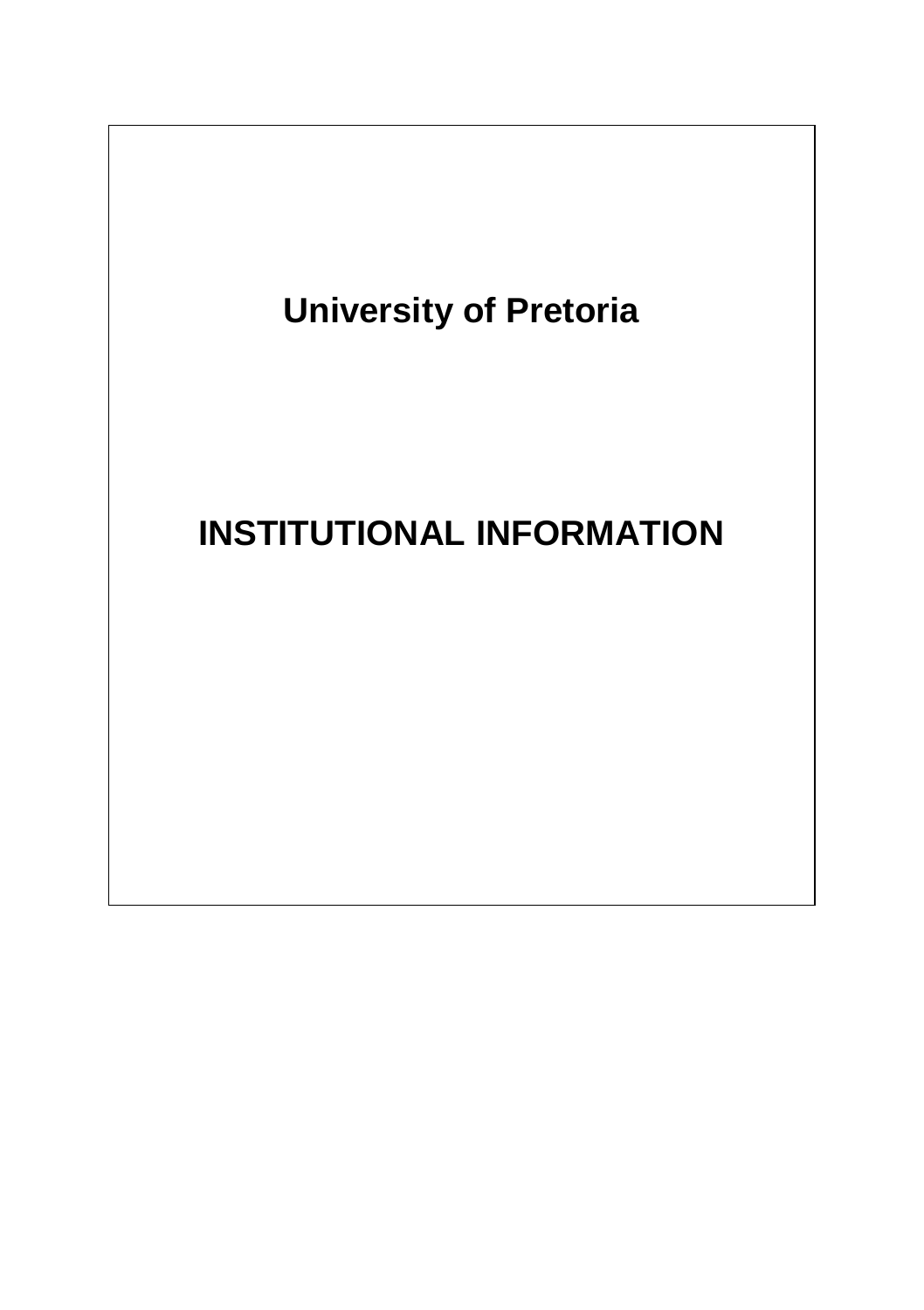# University of Pretoria

# INSTITUTIONAL INFORMATION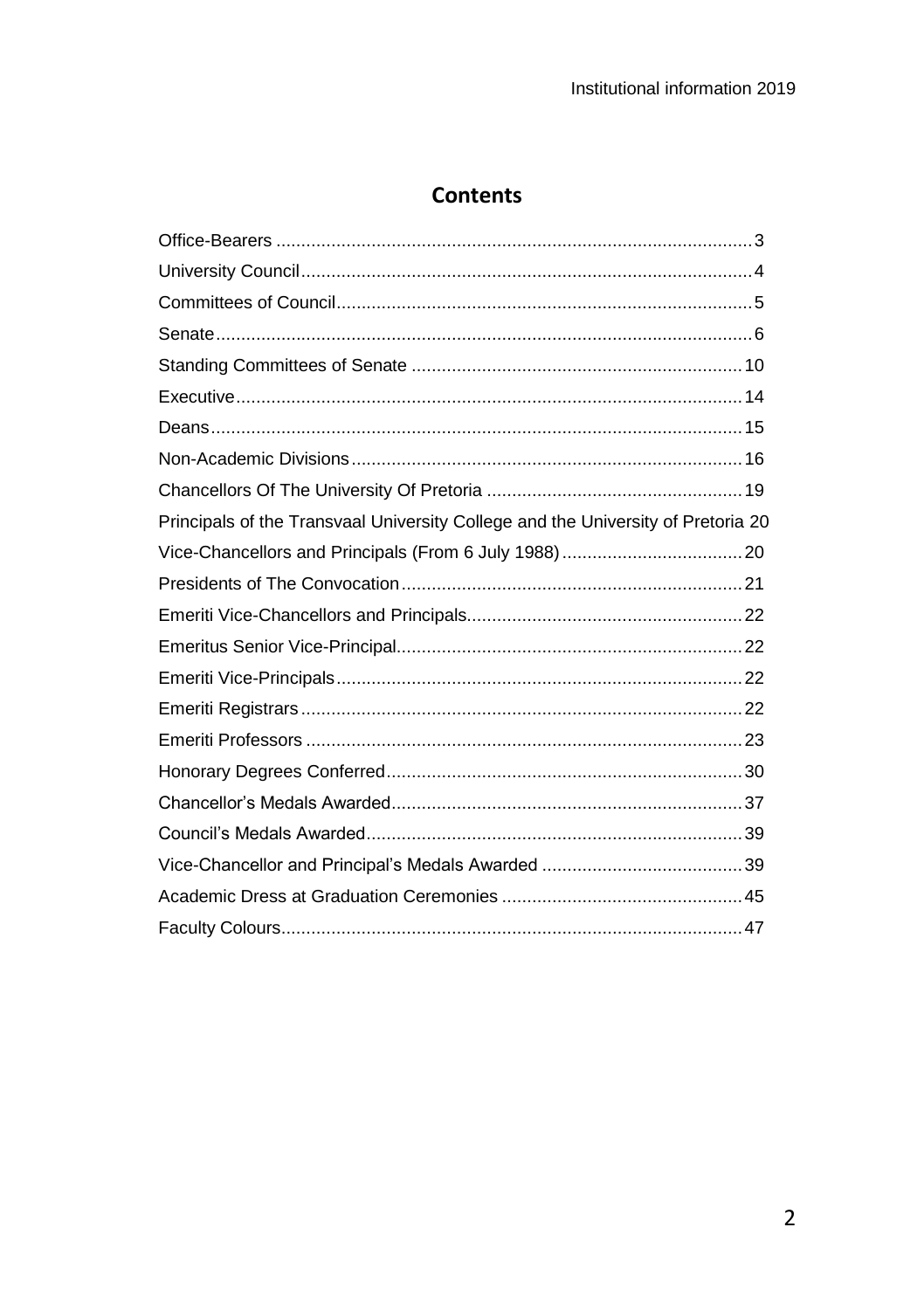# Contents

| | |
|---|---|
| Office-Bearers | 3 |
| University Council | 4 |
| Committees of Council | 5 |
| Senate | 6 |
| Standing Committees of Senate | 10 |
| Executive | 14 |
| Deans | 15 |
| Non-Academic Divisions | 16 |
| Chancellors Of The University Of Pretoria | 19 |
| Principals of the Transvaal University College and the University of Pretoria | 20 |
| Vice-Chancellors and Principals (From 6 July 1988) | 20 |
| Presidents of The Convocation | 21 |
| Emeriti Vice-Chancellors and Principals | 22 |
| Emeritus Senior Vice-Principal | 22 |
| Emeriti Vice-Principals | 22 |
| Emeriti Registrars | 22 |
| Emeriti Professors | 23 |
| Honorary Degrees Conferred | 30 |
| Chancellor's Medals Awarded | 37 |
| Council's Medals Awarded | 39 |
| Vice-Chancellor and Principal's Medals Awarded | 39 |
| Academic Dress at Graduation Ceremonies | 45 |
| Faculty Colours | 47 |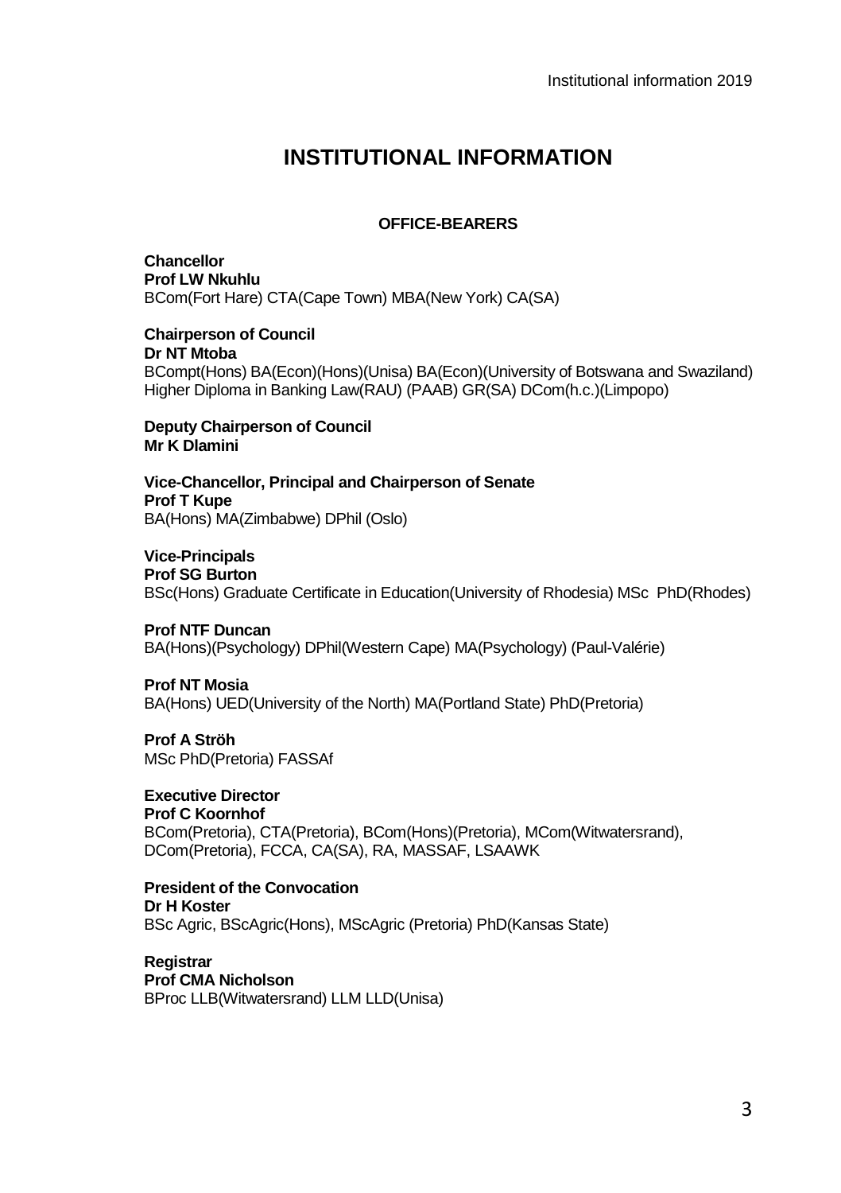# INSTITUTIONAL INFORMATION

## OFFICE-BEARERS

**Chancellor**
**Prof LW Nkuhlu**
BCom(Fort Hare) CTA(Cape Town) MBA(New York) CA(SA)

**Chairperson of Council**
**Dr NT Mtoba**
BCompt(Hons) BA(Econ)(Hons)(Unisa) BA(Econ)(University of Botswana and Swaziland) Higher Diploma in Banking Law(RAU) (PAAB) GR(SA) DCom(h.c.)(Limpopo)

**Deputy Chairperson of Council**
**Mr K Dlamini**

**Vice-Chancellor, Principal and Chairperson of Senate**
**Prof T Kupe**
BA(Hons) MA(Zimbabwe) DPhil (Oslo)

**Vice-Principals**
**Prof SG Burton**
BSc(Hons) Graduate Certificate in Education(University of Rhodesia) MSc PhD(Rhodes)

**Prof NTF Duncan**
BA(Hons)(Psychology) DPhil(Western Cape) MA(Psychology) (Paul-Valérie)

**Prof NT Mosia**
BA(Hons) UED(University of the North) MA(Portland State) PhD(Pretoria)

**Prof A Ströh**
MSc PhD(Pretoria) FASSAf

**Executive Director**
**Prof C Koornhof**
BCom(Pretoria), CTA(Pretoria), BCom(Hons)(Pretoria), MCom(Witwatersrand), DCom(Pretoria), FCCA, CA(SA), RA, MASSAF, LSAAWK

**President of the Convocation**
**Dr H Koster**
BSc Agric, BScAgric(Hons), MScAgric (Pretoria) PhD(Kansas State)

**Registrar**
**Prof CMA Nicholson**
BProc LLB(Witwatersrand) LLM LLD(Unisa)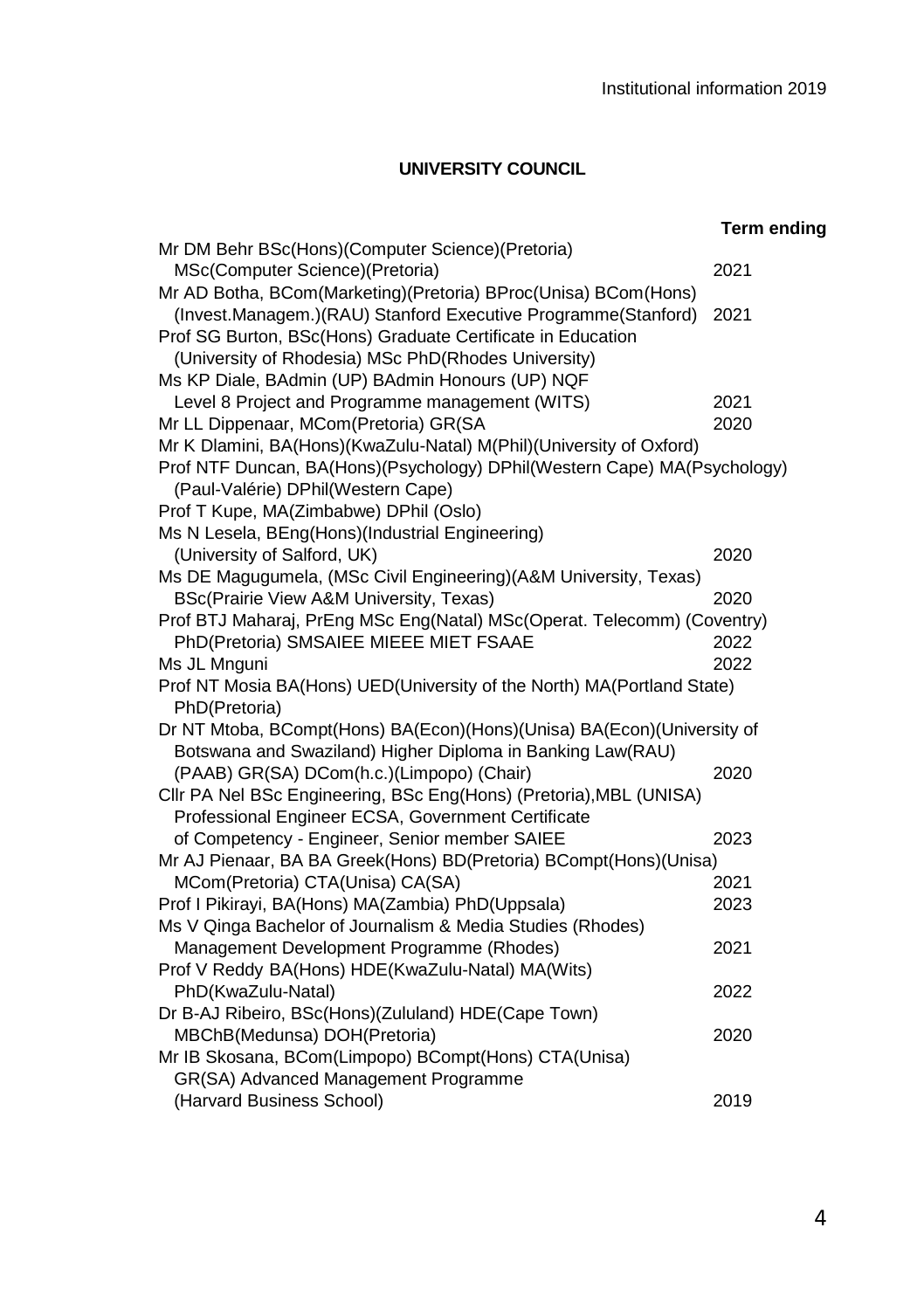## UNIVERSITY COUNCIL

| | Term ending |
|---|---|
| Mr DM Behr BSc(Hons)(Computer Science)(Pretoria) MSc(Computer Science)(Pretoria) | 2021 |
| Mr AD Botha, BCom(Marketing)(Pretoria) BProc(Unisa) BCom(Hons) (Invest.Managem.)(RAU) Stanford Executive Programme(Stanford) | 2021 |
| Prof SG Burton, BSc(Hons) Graduate Certificate in Education (University of Rhodesia) MSc PhD(Rhodes University) | |
| Ms KP Diale, BAdmin (UP) BAdmin Honours (UP) NQF Level 8 Project and Programme management (WITS) | 2021 |
| Mr LL Dippenaar, MCom(Pretoria) GR(SA | 2020 |
| Mr K Dlamini, BA(Hons)(KwaZulu-Natal) M(Phil)(University of Oxford) | |
| Prof NTF Duncan, BA(Hons)(Psychology) DPhil(Western Cape) MA(Psychology) (Paul-Valérie) DPhil(Western Cape) | |
| Prof T Kupe, MA(Zimbabwe) DPhil (Oslo) | |
| Ms N Lesela, BEng(Hons)(Industrial Engineering) (University of Salford, UK) | 2020 |
| Ms DE Magugumela, (MSc Civil Engineering)(A&M University, Texas) BSc(Prairie View A&M University, Texas) | 2020 |
| Prof BTJ Maharaj, PrEng MSc Eng(Natal) MSc(Operat. Telecomm) (Coventry) PhD(Pretoria) SMSAIEE MIEEE MIET FSAAE | 2022 |
| Ms JL Mnguni | 2022 |
| Prof NT Mosia BA(Hons) UED(University of the North) MA(Portland State) PhD(Pretoria) | |
| Dr NT Mtoba, BCompt(Hons) BA(Econ)(Hons)(Unisa) BA(Econ)(University of Botswana and Swaziland) Higher Diploma in Banking Law(RAU) (PAAB) GR(SA) DCom(h.c.)(Limpopo) (Chair) | 2020 |
| Cllr PA Nel BSc Engineering, BSc Eng(Hons) (Pretoria),MBL (UNISA) Professional Engineer ECSA, Government Certificate of Competency - Engineer, Senior member SAIEE | 2023 |
| Mr AJ Pienaar, BA BA Greek(Hons) BD(Pretoria) BCompt(Hons)(Unisa) MCom(Pretoria) CTA(Unisa) CA(SA) | 2021 |
| Prof I Pikirayi, BA(Hons) MA(Zambia) PhD(Uppsala) | 2023 |
| Ms V Qinga Bachelor of Journalism & Media Studies (Rhodes) Management Development Programme (Rhodes) | 2021 |
| Prof V Reddy BA(Hons) HDE(KwaZulu-Natal) MA(Wits) PhD(KwaZulu-Natal) | 2022 |
| Dr B-AJ Ribeiro, BSc(Hons)(Zululand) HDE(Cape Town) MBChB(Medunsa) DOH(Pretoria) | 2020 |
| Mr IB Skosana, BCom(Limpopo) BCompt(Hons) CTA(Unisa) GR(SA) Advanced Management Programme (Harvard Business School) | 2019 |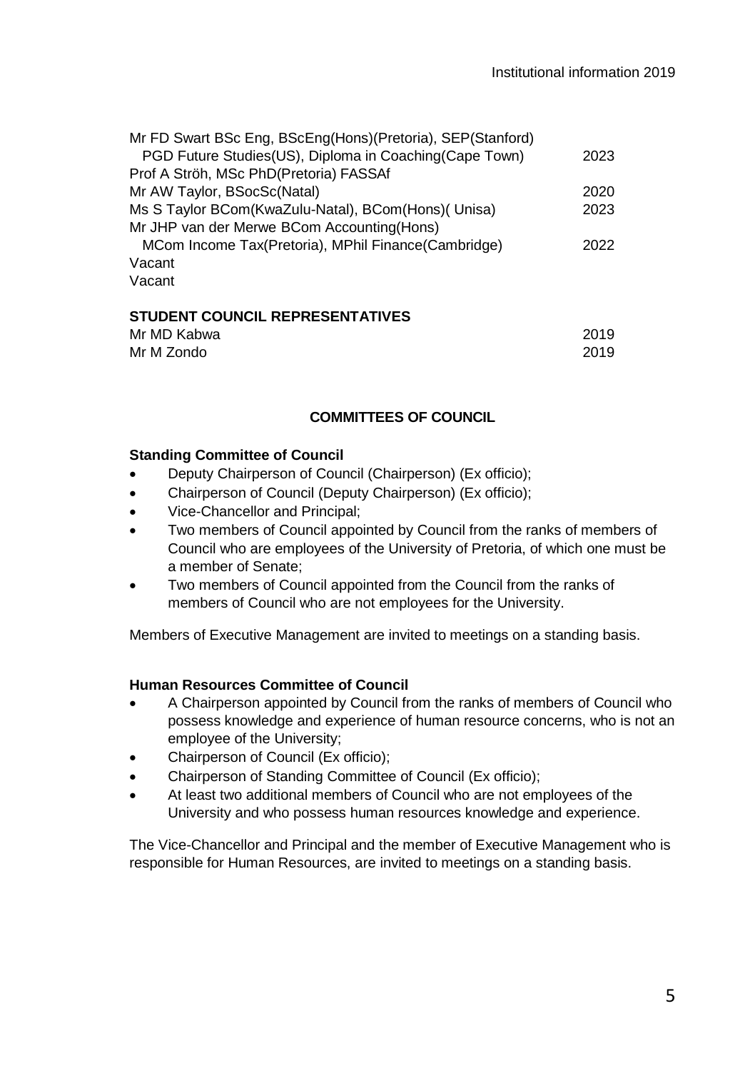| | |
|---|---|
| Mr FD Swart BSc Eng, BScEng(Hons)(Pretoria), SEP(Stanford) PGD Future Studies(US), Diploma in Coaching(Cape Town) | 2023 |
| Prof A Ströh, MSc PhD(Pretoria) FASSAf | |
| Mr AW Taylor, BSocSc(Natal) | 2020 |
| Ms S Taylor BCom(KwaZulu-Natal), BCom(Hons)( Unisa) | 2023 |
| Mr JHP van der Merwe BCom Accounting(Hons) MCom Income Tax(Pretoria), MPhil Finance(Cambridge) | 2022 |
| Vacant | |
| Vacant | |

**STUDENT COUNCIL REPRESENTATIVES**

| | |
|---|---|
| Mr MD Kabwa | 2019 |
| Mr M Zondo | 2019 |

## COMMITTEES OF COUNCIL

**Standing Committee of Council**

- Deputy Chairperson of Council (Chairperson) (Ex officio);
- Chairperson of Council (Deputy Chairperson) (Ex officio);
- Vice-Chancellor and Principal;
- Two members of Council appointed by Council from the ranks of members of Council who are employees of the University of Pretoria, of which one must be a member of Senate;
- Two members of Council appointed from the Council from the ranks of members of Council who are not employees for the University.

Members of Executive Management are invited to meetings on a standing basis.

**Human Resources Committee of Council**

- A Chairperson appointed by Council from the ranks of members of Council who possess knowledge and experience of human resource concerns, who is not an employee of the University;
- Chairperson of Council (Ex officio);
- Chairperson of Standing Committee of Council (Ex officio);
- At least two additional members of Council who are not employees of the University and who possess human resources knowledge and experience.

The Vice-Chancellor and Principal and the member of Executive Management who is responsible for Human Resources, are invited to meetings on a standing basis.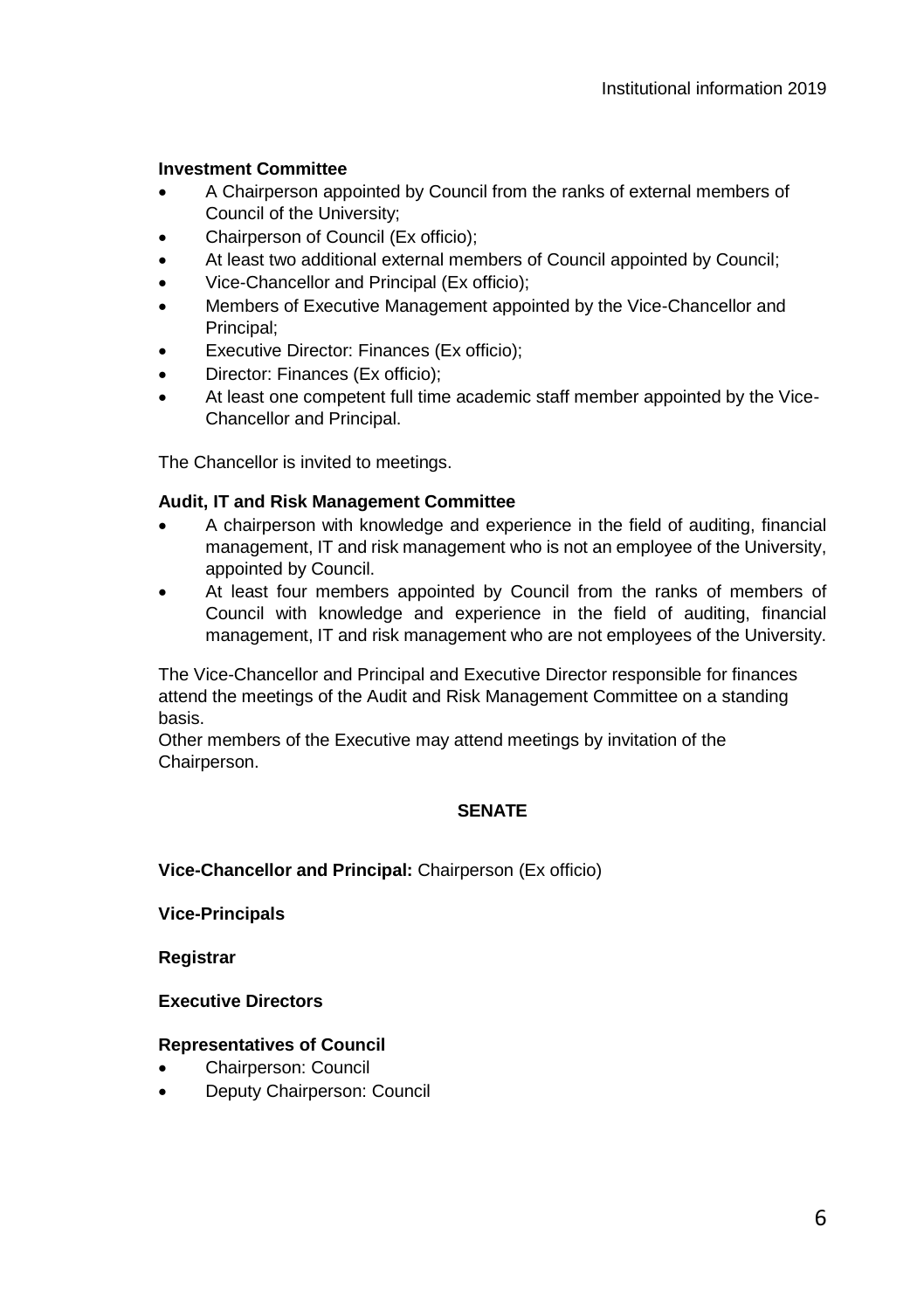**Investment Committee**

- A Chairperson appointed by Council from the ranks of external members of Council of the University;
- Chairperson of Council (Ex officio);
- At least two additional external members of Council appointed by Council;
- Vice-Chancellor and Principal (Ex officio);
- Members of Executive Management appointed by the Vice-Chancellor and Principal;
- Executive Director: Finances (Ex officio);
- Director: Finances (Ex officio);
- At least one competent full time academic staff member appointed by the Vice-Chancellor and Principal.

The Chancellor is invited to meetings.

**Audit, IT and Risk Management Committee**

- A chairperson with knowledge and experience in the field of auditing, financial management, IT and risk management who is not an employee of the University, appointed by Council.
- At least four members appointed by Council from the ranks of members of Council with knowledge and experience in the field of auditing, financial management, IT and risk management who are not employees of the University.

The Vice-Chancellor and Principal and Executive Director responsible for finances attend the meetings of the Audit and Risk Management Committee on a standing basis.

Other members of the Executive may attend meetings by invitation of the Chairperson.

## SENATE

**Vice-Chancellor and Principal:** Chairperson (Ex officio)

**Vice-Principals**

**Registrar**

**Executive Directors**

**Representatives of Council**

- Chairperson: Council
- Deputy Chairperson: Council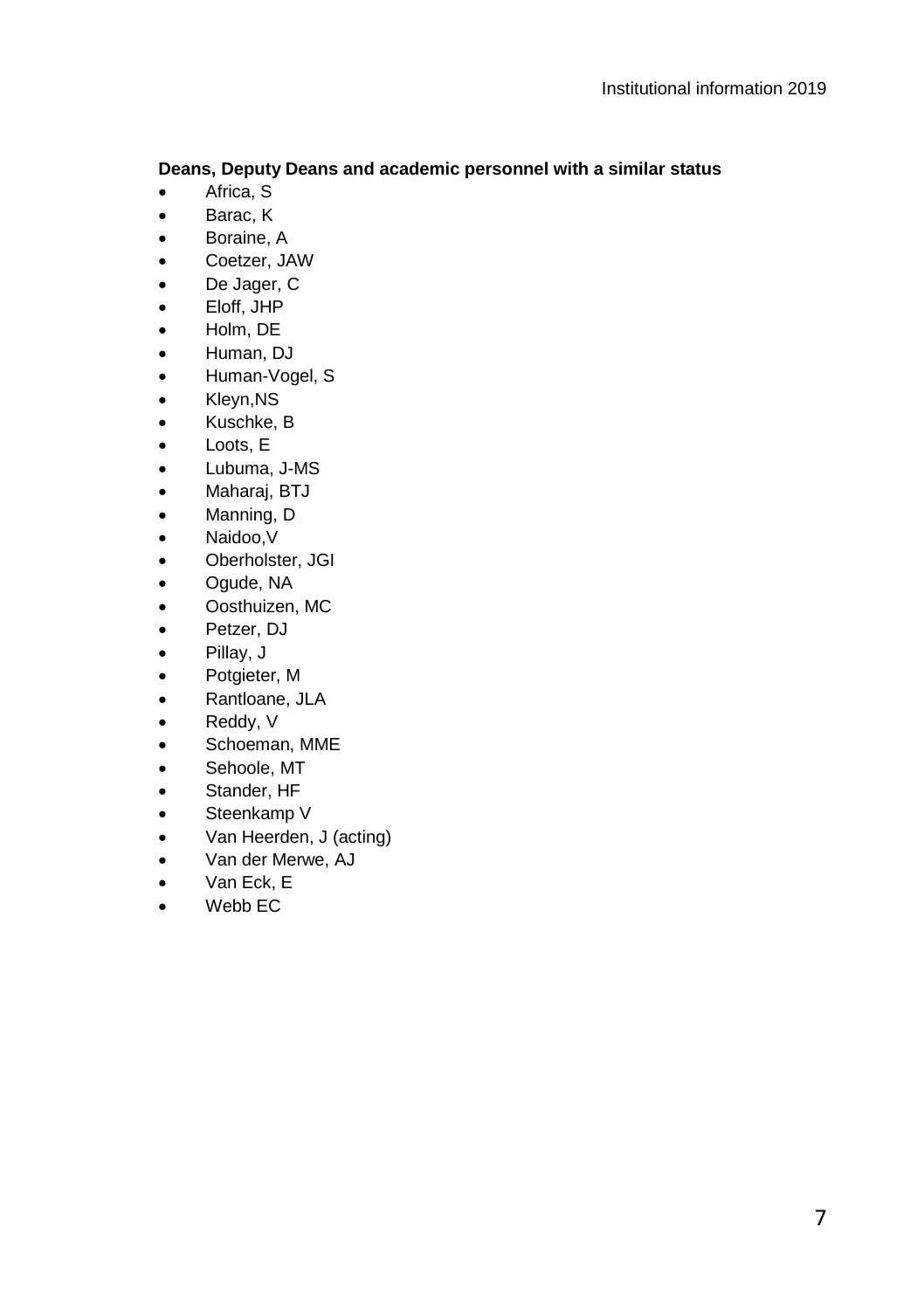**Deans, Deputy Deans and academic personnel with a similar status**

- Africa, S
- Barac, K
- Boraine, A
- Coetzer, JAW
- De Jager, C
- Eloff, JHP
- Holm, DE
- Human, DJ
- Human-Vogel, S
- Kleyn,NS
- Kuschke, B
- Loots, E
- Lubuma, J-MS
- Maharaj, BTJ
- Manning, D
- Naidoo,V
- Oberholster, JGI
- Ogude, NA
- Oosthuizen, MC
- Petzer, DJ
- Pillay, J
- Potgieter, M
- Rantloane, JLA
- Reddy, V
- Schoeman, MME
- Sehoole, MT
- Stander, HF
- Steenkamp V
- Van Heerden, J (acting)
- Van der Merwe, AJ
- Van Eck, E
- Webb EC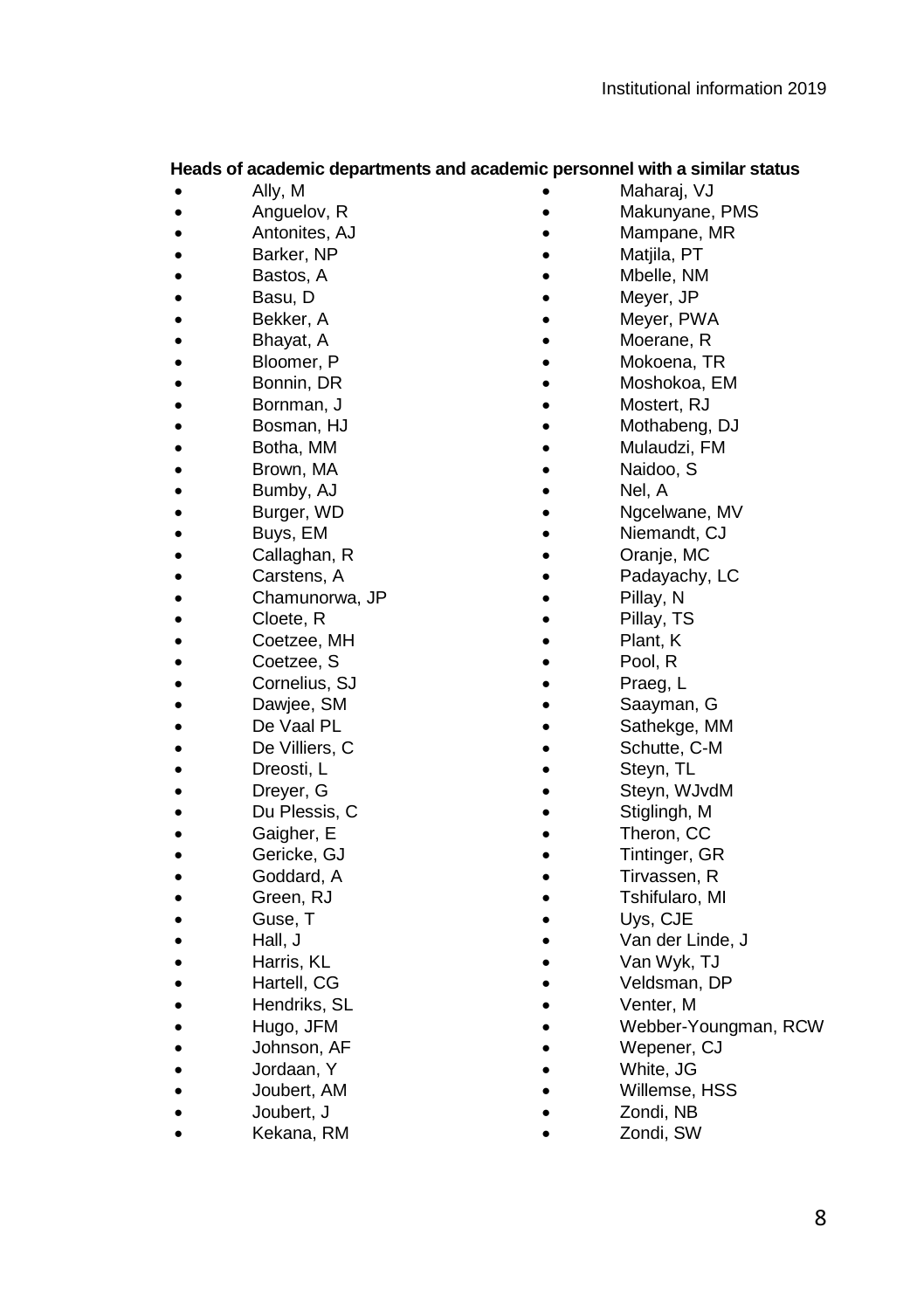**Heads of academic departments and academic personnel with a similar status**

- Ally, M
- Anguelov, R
- Antonites, AJ
- Barker, NP
- Bastos, A
- Basu, D
- Bekker, A
- Bhayat, A
- Bloomer, P
- Bonnin, DR
- Bornman, J
- Bosman, HJ
- Botha, MM
- Brown, MA
- Bumby, AJ
- Burger, WD
- Buys, EM
- Callaghan, R
- Carstens, A
- Chamunorwa, JP
- Cloete, R
- Coetzee, MH
- Coetzee, S
- Cornelius, SJ
- Dawjee, SM
- De Vaal PL
- De Villiers, C
- Dreosti, L
- Dreyer, G
- Du Plessis, C
- Gaigher, E
- Gericke, GJ
- Goddard, A
- Green, RJ
- Guse, T
- Hall, J
- Harris, KL
- Hartell, CG
- Hendriks, SL
- Hugo, JFM
- Johnson, AF
- Jordaan, Y
- Joubert, AM
- Joubert, J
- Kekana, RM
- Maharaj, VJ
- Makunyane, PMS
- Mampane, MR
- Matjila, PT
- Mbelle, NM
- Meyer, JP
- Meyer, PWA
- Moerane, R
- Mokoena, TR
- Moshokoa, EM
- Mostert, RJ
- Mothabeng, DJ
- Mulaudzi, FM
- Naidoo, S
- Nel, A
- Ngcelwane, MV
- Niemandt, CJ
- Oranje, MC
- Padayachy, LC
- Pillay, N
- Pillay, TS
- Plant, K
- Pool, R
- Praeg, L
- Saayman, G
- Sathekge, MM
- Schutte, C-M
- Steyn, TL
- Steyn, WJvdM
- Stiglingh, M
- Theron, CC
- Tintinger, GR
- Tirvassen, R
- Tshifularo, MI
- Uys, CJE
- Van der Linde, J
- Van Wyk, TJ
- Veldsman, DP
- Venter, M
- Webber-Youngman, RCW
- Wepener, CJ
- White, JG
- Willemse, HSS
- Zondi, NB
- Zondi, SW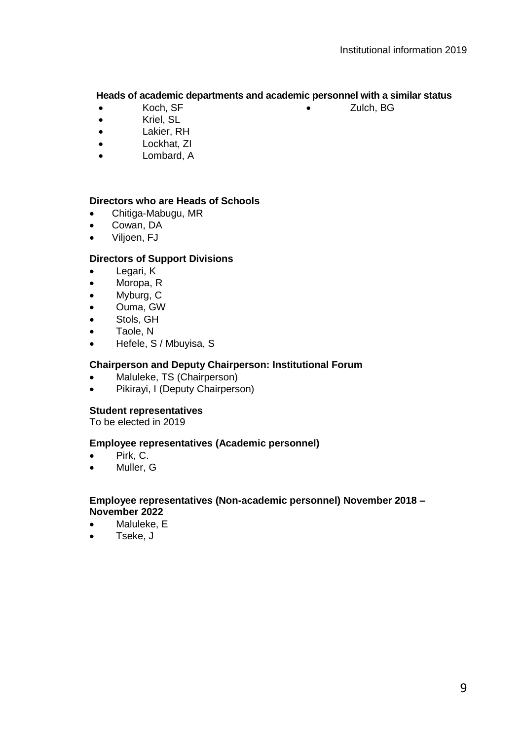### Heads of academic departments and academic personnel with a similar status

- Koch, SF
- Kriel, SL
- Lakier, RH
- Lockhat, ZI
- Lombard, A
- Zulch, BG

### Directors who are Heads of Schools

- Chitiga-Mabugu, MR
- Cowan, DA
- Viljoen, FJ

### Directors of Support Divisions

- Legari, K
- Moropa, R
- Myburg, C
- Ouma, GW
- Stols, GH
- Taole, N
- Hefele, S / Mbuyisa, S

### Chairperson and Deputy Chairperson: Institutional Forum

- Maluleke, TS (Chairperson)
- Pikirayi, I (Deputy Chairperson)

### Student representatives

To be elected in 2019

### Employee representatives (Academic personnel)

- Pirk, C.
- Muller, G

### Employee representatives (Non-academic personnel) November 2018 – November 2022

- Maluleke, E
- Tseke, J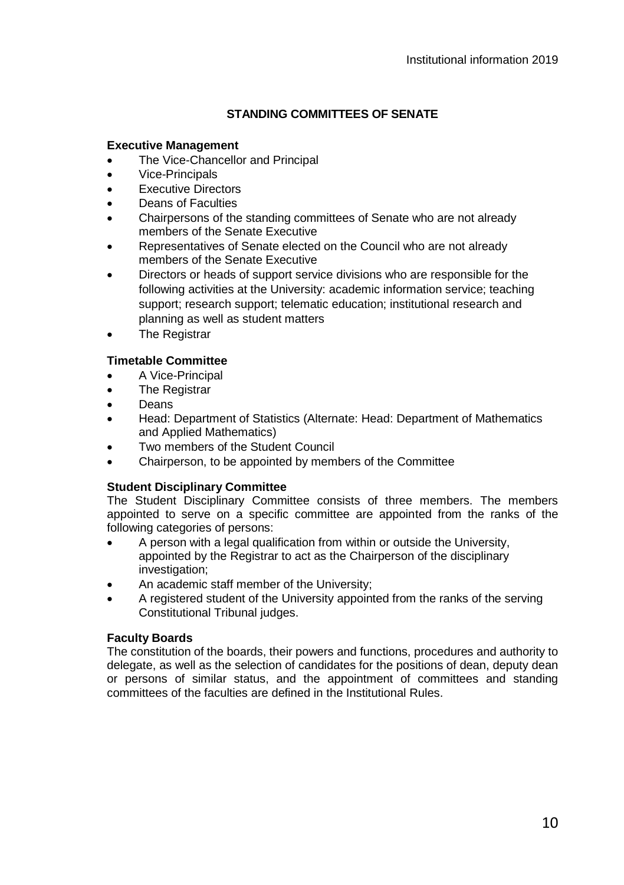## STANDING COMMITTEES OF SENATE

**Executive Management**

- The Vice-Chancellor and Principal
- Vice-Principals
- Executive Directors
- Deans of Faculties
- Chairpersons of the standing committees of Senate who are not already members of the Senate Executive
- Representatives of Senate elected on the Council who are not already members of the Senate Executive
- Directors or heads of support service divisions who are responsible for the following activities at the University: academic information service; teaching support; research support; telematic education; institutional research and planning as well as student matters
- The Registrar

**Timetable Committee**

- A Vice-Principal
- The Registrar
- Deans
- Head: Department of Statistics (Alternate: Head: Department of Mathematics and Applied Mathematics)
- Two members of the Student Council
- Chairperson, to be appointed by members of the Committee

**Student Disciplinary Committee**

The Student Disciplinary Committee consists of three members. The members appointed to serve on a specific committee are appointed from the ranks of the following categories of persons:

- A person with a legal qualification from within or outside the University, appointed by the Registrar to act as the Chairperson of the disciplinary investigation;
- An academic staff member of the University;
- A registered student of the University appointed from the ranks of the serving Constitutional Tribunal judges.

**Faculty Boards**

The constitution of the boards, their powers and functions, procedures and authority to delegate, as well as the selection of candidates for the positions of dean, deputy dean or persons of similar status, and the appointment of committees and standing committees of the faculties are defined in the Institutional Rules.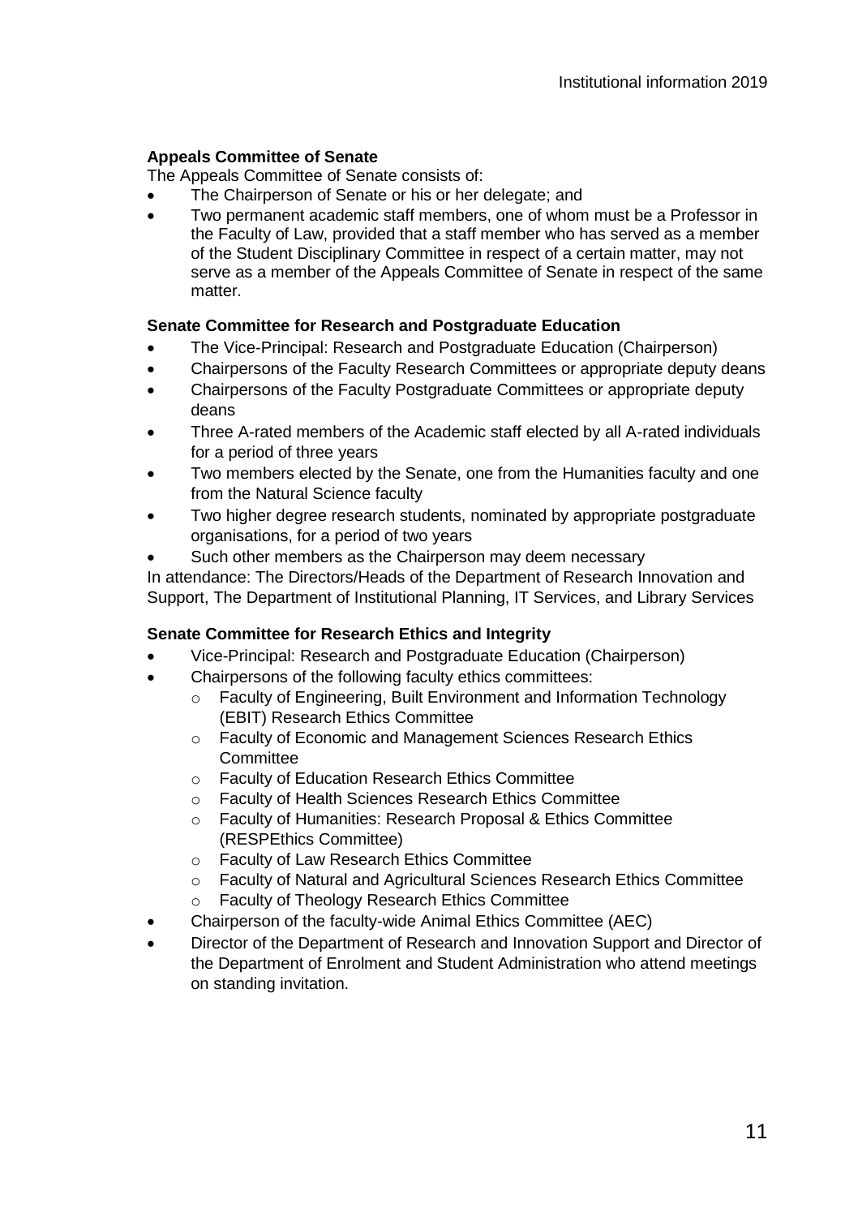**Appeals Committee of Senate**

The Appeals Committee of Senate consists of:

- The Chairperson of Senate or his or her delegate; and
- Two permanent academic staff members, one of whom must be a Professor in the Faculty of Law, provided that a staff member who has served as a member of the Student Disciplinary Committee in respect of a certain matter, may not serve as a member of the Appeals Committee of Senate in respect of the same matter.

**Senate Committee for Research and Postgraduate Education**

- The Vice-Principal: Research and Postgraduate Education (Chairperson)
- Chairpersons of the Faculty Research Committees or appropriate deputy deans
- Chairpersons of the Faculty Postgraduate Committees or appropriate deputy deans
- Three A-rated members of the Academic staff elected by all A-rated individuals for a period of three years
- Two members elected by the Senate, one from the Humanities faculty and one from the Natural Science faculty
- Two higher degree research students, nominated by appropriate postgraduate organisations, for a period of two years
- Such other members as the Chairperson may deem necessary

In attendance: The Directors/Heads of the Department of Research Innovation and Support, The Department of Institutional Planning, IT Services, and Library Services

**Senate Committee for Research Ethics and Integrity**

- Vice-Principal: Research and Postgraduate Education (Chairperson)
- Chairpersons of the following faculty ethics committees:
  - Faculty of Engineering, Built Environment and Information Technology (EBIT) Research Ethics Committee
  - Faculty of Economic and Management Sciences Research Ethics Committee
  - Faculty of Education Research Ethics Committee
  - Faculty of Health Sciences Research Ethics Committee
  - Faculty of Humanities: Research Proposal & Ethics Committee (RESPEthics Committee)
  - Faculty of Law Research Ethics Committee
  - Faculty of Natural and Agricultural Sciences Research Ethics Committee
  - Faculty of Theology Research Ethics Committee
- Chairperson of the faculty-wide Animal Ethics Committee (AEC)
- Director of the Department of Research and Innovation Support and Director of the Department of Enrolment and Student Administration who attend meetings on standing invitation.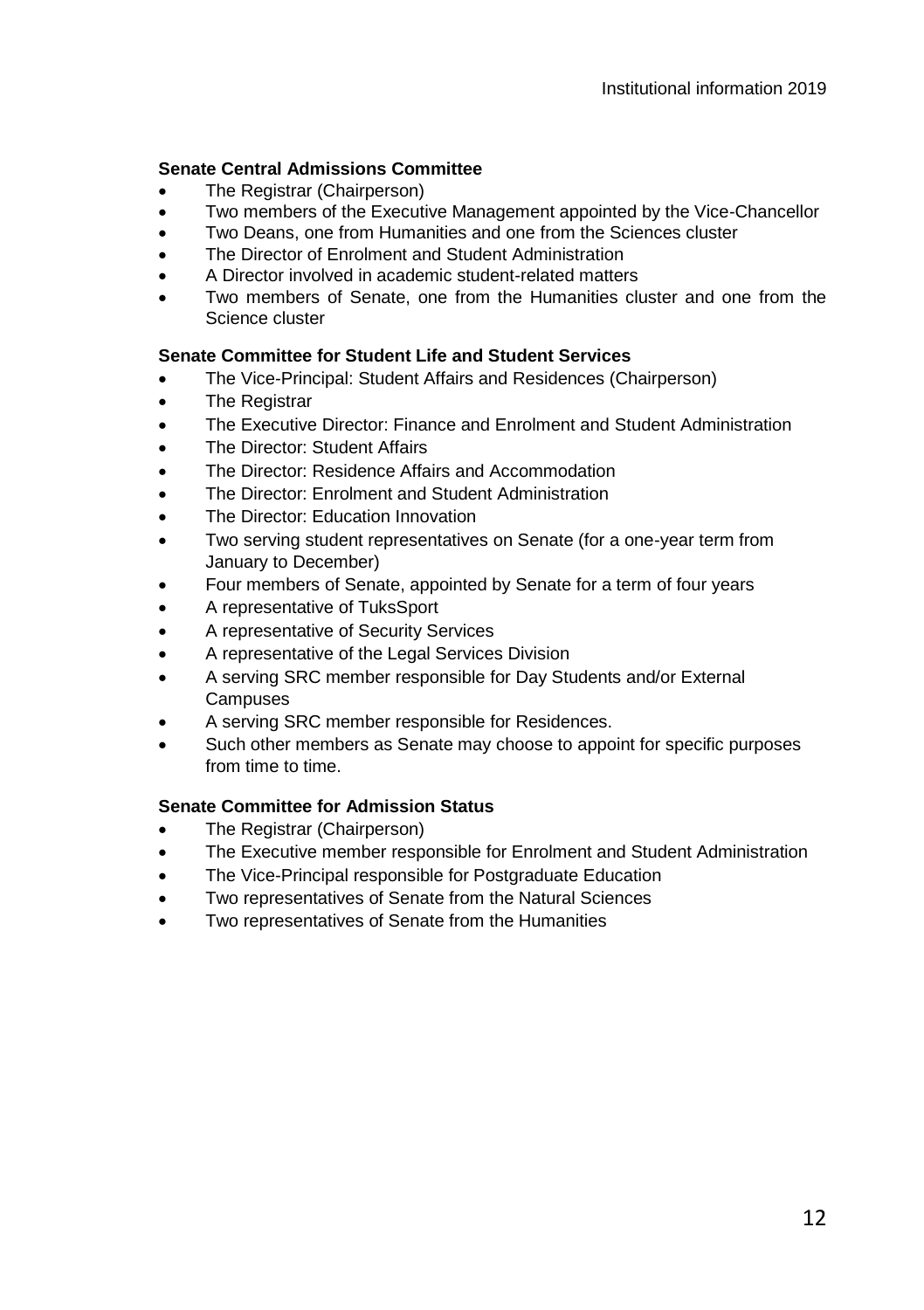**Senate Central Admissions Committee**

- The Registrar (Chairperson)
- Two members of the Executive Management appointed by the Vice-Chancellor
- Two Deans, one from Humanities and one from the Sciences cluster
- The Director of Enrolment and Student Administration
- A Director involved in academic student-related matters
- Two members of Senate, one from the Humanities cluster and one from the Science cluster

**Senate Committee for Student Life and Student Services**

- The Vice-Principal: Student Affairs and Residences (Chairperson)
- The Registrar
- The Executive Director: Finance and Enrolment and Student Administration
- The Director: Student Affairs
- The Director: Residence Affairs and Accommodation
- The Director: Enrolment and Student Administration
- The Director: Education Innovation
- Two serving student representatives on Senate (for a one-year term from January to December)
- Four members of Senate, appointed by Senate for a term of four years
- A representative of TuksSport
- A representative of Security Services
- A representative of the Legal Services Division
- A serving SRC member responsible for Day Students and/or External Campuses
- A serving SRC member responsible for Residences.
- Such other members as Senate may choose to appoint for specific purposes from time to time.

**Senate Committee for Admission Status**

- The Registrar (Chairperson)
- The Executive member responsible for Enrolment and Student Administration
- The Vice-Principal responsible for Postgraduate Education
- Two representatives of Senate from the Natural Sciences
- Two representatives of Senate from the Humanities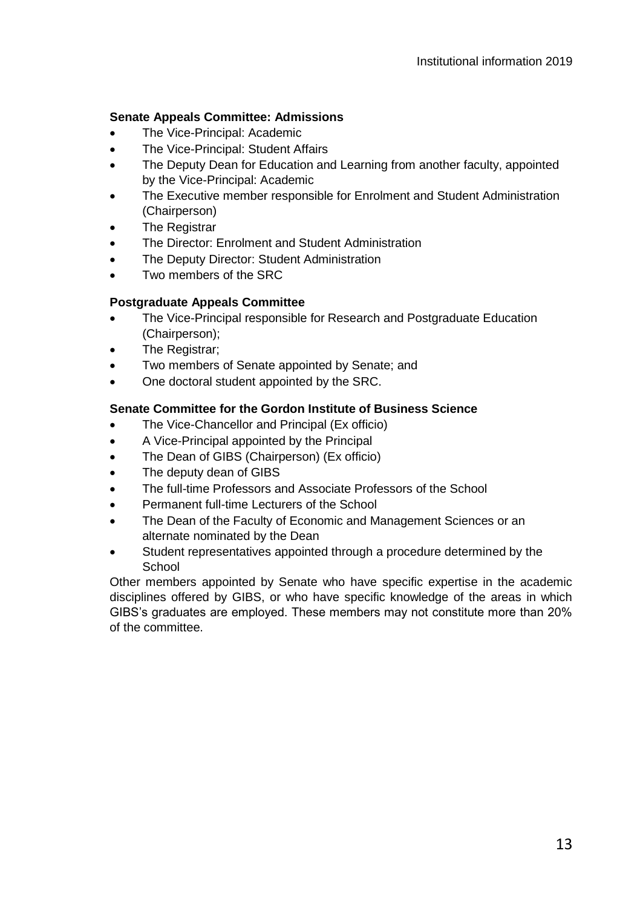**Senate Appeals Committee: Admissions**

- The Vice-Principal: Academic
- The Vice-Principal: Student Affairs
- The Deputy Dean for Education and Learning from another faculty, appointed by the Vice-Principal: Academic
- The Executive member responsible for Enrolment and Student Administration (Chairperson)
- The Registrar
- The Director: Enrolment and Student Administration
- The Deputy Director: Student Administration
- Two members of the SRC

**Postgraduate Appeals Committee**

- The Vice-Principal responsible for Research and Postgraduate Education (Chairperson);
- The Registrar;
- Two members of Senate appointed by Senate; and
- One doctoral student appointed by the SRC.

**Senate Committee for the Gordon Institute of Business Science**

- The Vice-Chancellor and Principal (Ex officio)
- A Vice-Principal appointed by the Principal
- The Dean of GIBS (Chairperson) (Ex officio)
- The deputy dean of GIBS
- The full-time Professors and Associate Professors of the School
- Permanent full-time Lecturers of the School
- The Dean of the Faculty of Economic and Management Sciences or an alternate nominated by the Dean
- Student representatives appointed through a procedure determined by the School

Other members appointed by Senate who have specific expertise in the academic disciplines offered by GIBS, or who have specific knowledge of the areas in which GIBS's graduates are employed. These members may not constitute more than 20% of the committee.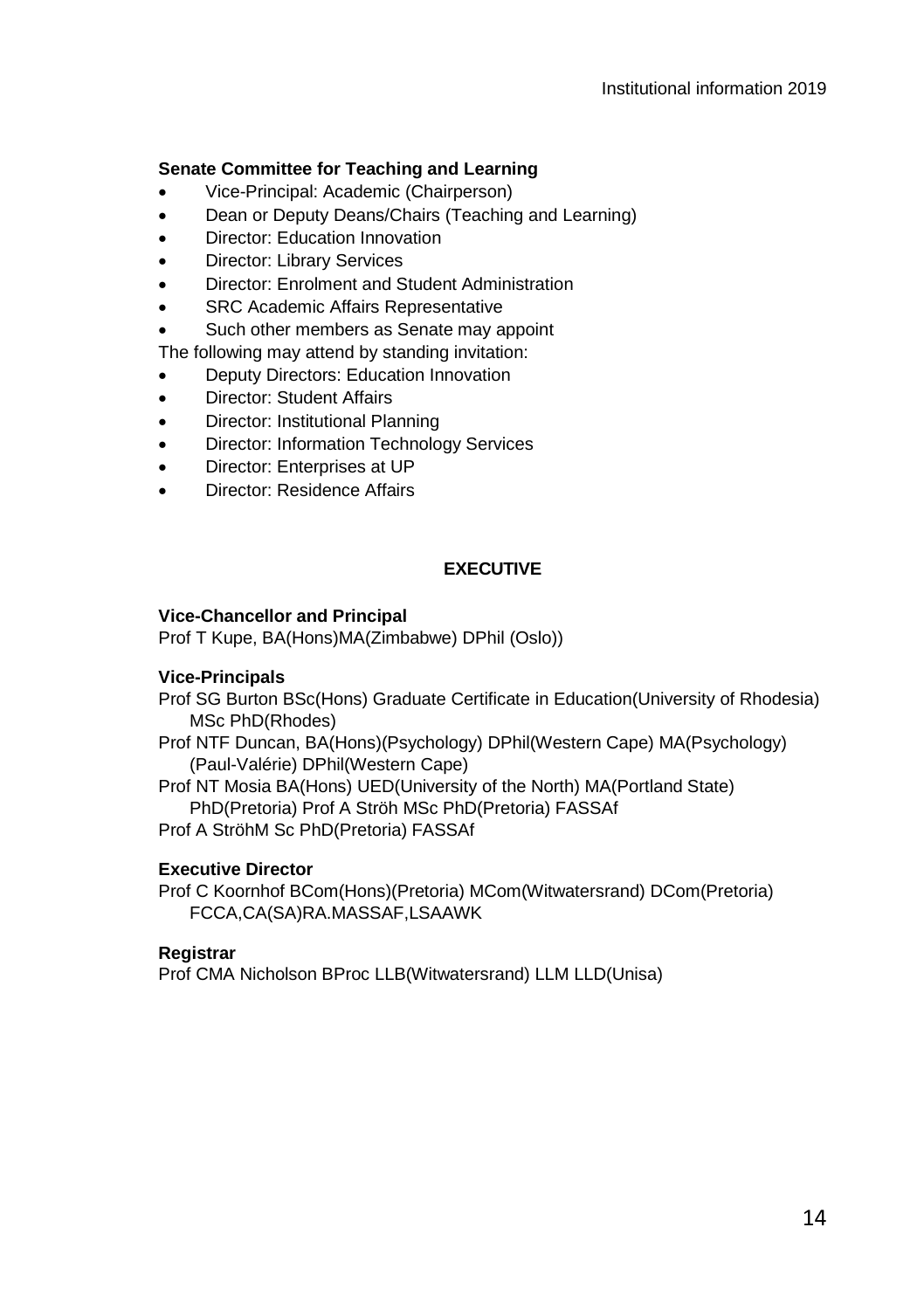**Senate Committee for Teaching and Learning**

- Vice-Principal: Academic (Chairperson)
- Dean or Deputy Deans/Chairs (Teaching and Learning)
- Director: Education Innovation
- Director: Library Services
- Director: Enrolment and Student Administration
- SRC Academic Affairs Representative
- Such other members as Senate may appoint

The following may attend by standing invitation:

- Deputy Directors: Education Innovation
- Director: Student Affairs
- Director: Institutional Planning
- Director: Information Technology Services
- Director: Enterprises at UP
- Director: Residence Affairs

## EXECUTIVE

**Vice-Chancellor and Principal**

Prof T Kupe, BA(Hons)MA(Zimbabwe) DPhil (Oslo))

**Vice-Principals**

Prof SG Burton BSc(Hons) Graduate Certificate in Education(University of Rhodesia) MSc PhD(Rhodes)

Prof NTF Duncan, BA(Hons)(Psychology) DPhil(Western Cape) MA(Psychology) (Paul-Valérie) DPhil(Western Cape)

Prof NT Mosia BA(Hons) UED(University of the North) MA(Portland State) PhD(Pretoria) Prof A Ströh MSc PhD(Pretoria) FASSAf

Prof A StröhM Sc PhD(Pretoria) FASSAf

**Executive Director**

Prof C Koornhof BCom(Hons)(Pretoria) MCom(Witwatersrand) DCom(Pretoria) FCCA,CA(SA)RA.MASSAF,LSAAWK

**Registrar**

Prof CMA Nicholson BProc LLB(Witwatersrand) LLM LLD(Unisa)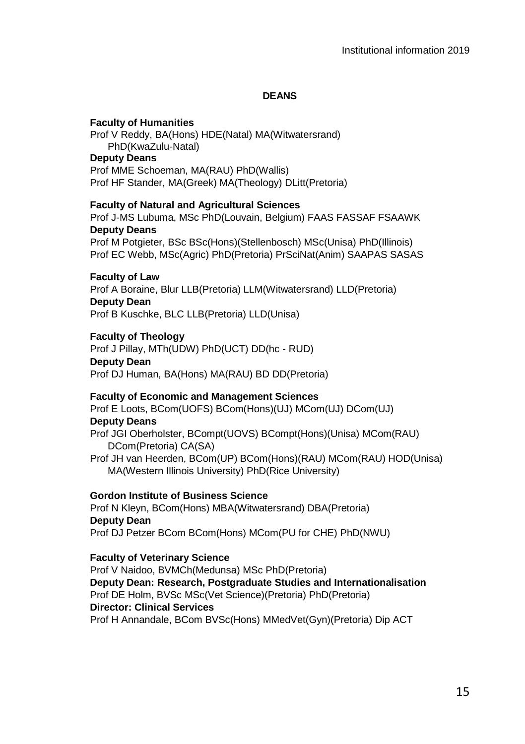## DEANS

**Faculty of Humanities**
Prof V Reddy, BA(Hons) HDE(Natal) MA(Witwatersrand) PhD(KwaZulu-Natal)
**Deputy Deans**
Prof MME Schoeman, MA(RAU) PhD(Wallis)
Prof HF Stander, MA(Greek) MA(Theology) DLitt(Pretoria)

**Faculty of Natural and Agricultural Sciences**
Prof J-MS Lubuma, MSc PhD(Louvain, Belgium) FAAS FASSAF FSAAWK
**Deputy Deans**
Prof M Potgieter, BSc BSc(Hons)(Stellenbosch) MSc(Unisa) PhD(Illinois)
Prof EC Webb, MSc(Agric) PhD(Pretoria) PrSciNat(Anim) SAAPAS SASAS

**Faculty of Law**
Prof A Boraine, Blur LLB(Pretoria) LLM(Witwatersrand) LLD(Pretoria)
**Deputy Dean**
Prof B Kuschke, BLC LLB(Pretoria) LLD(Unisa)

**Faculty of Theology**
Prof J Pillay, MTh(UDW) PhD(UCT) DD(hc - RUD)
**Deputy Dean**
Prof DJ Human, BA(Hons) MA(RAU) BD DD(Pretoria)

**Faculty of Economic and Management Sciences**
Prof E Loots, BCom(UOFS) BCom(Hons)(UJ) MCom(UJ) DCom(UJ)
**Deputy Deans**
Prof JGI Oberholster, BCompt(UOVS) BCompt(Hons)(Unisa) MCom(RAU) DCom(Pretoria) CA(SA)
Prof JH van Heerden, BCom(UP) BCom(Hons)(RAU) MCom(RAU) HOD(Unisa) MA(Western Illinois University) PhD(Rice University)

**Gordon Institute of Business Science**
Prof N Kleyn, BCom(Hons) MBA(Witwatersrand) DBA(Pretoria)
**Deputy Dean**
Prof DJ Petzer BCom BCom(Hons) MCom(PU for CHE) PhD(NWU)

**Faculty of Veterinary Science**
Prof V Naidoo, BVMCh(Medunsa) MSc PhD(Pretoria)
**Deputy Dean: Research, Postgraduate Studies and Internationalisation**
Prof DE Holm, BVSc MSc(Vet Science)(Pretoria) PhD(Pretoria)
**Director: Clinical Services**
Prof H Annandale, BCom BVSc(Hons) MMedVet(Gyn)(Pretoria) Dip ACT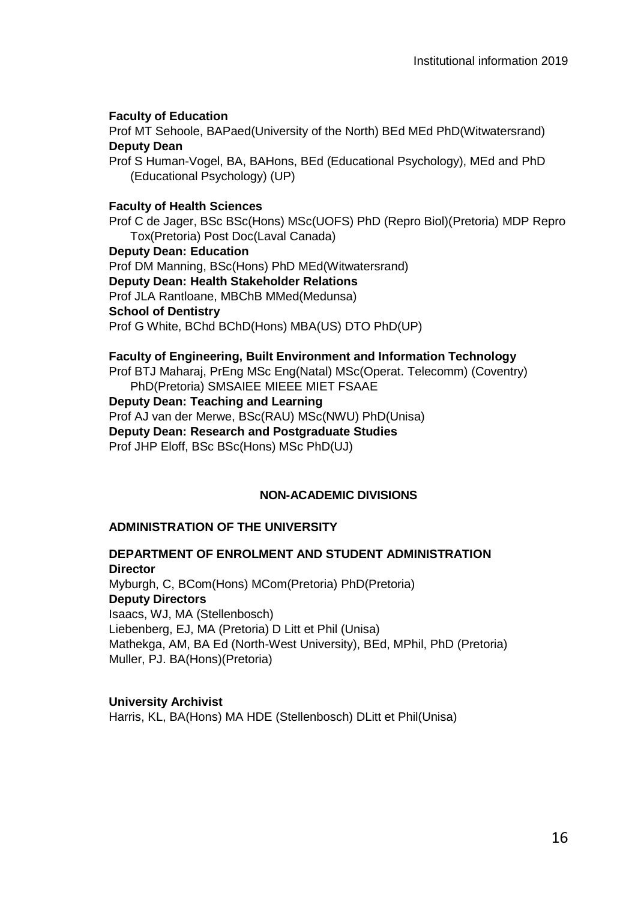**Faculty of Education**

Prof MT Sehoole, BAPaed(University of the North) BEd MEd PhD(Witwatersrand)

**Deputy Dean**

Prof S Human-Vogel, BA, BAHons, BEd (Educational Psychology), MEd and PhD (Educational Psychology) (UP)

**Faculty of Health Sciences**

Prof C de Jager, BSc BSc(Hons) MSc(UOFS) PhD (Repro Biol)(Pretoria) MDP Repro Tox(Pretoria) Post Doc(Laval Canada)

**Deputy Dean: Education**

Prof DM Manning, BSc(Hons) PhD MEd(Witwatersrand)

**Deputy Dean: Health Stakeholder Relations**

Prof JLA Rantloane, MBChB MMed(Medunsa)

**School of Dentistry**

Prof G White, BChd BChD(Hons) MBA(US) DTO PhD(UP)

**Faculty of Engineering, Built Environment and Information Technology**

Prof BTJ Maharaj, PrEng MSc Eng(Natal) MSc(Operat. Telecomm) (Coventry) PhD(Pretoria) SMSAIEE MIEEE MIET FSAAE

**Deputy Dean: Teaching and Learning**

Prof AJ van der Merwe, BSc(RAU) MSc(NWU) PhD(Unisa)

**Deputy Dean: Research and Postgraduate Studies**

Prof JHP Eloff, BSc BSc(Hons) MSc PhD(UJ)

## NON-ACADEMIC DIVISIONS

### ADMINISTRATION OF THE UNIVERSITY

### DEPARTMENT OF ENROLMENT AND STUDENT ADMINISTRATION

**Director**

Myburgh, C, BCom(Hons) MCom(Pretoria) PhD(Pretoria)

**Deputy Directors**

Isaacs, WJ, MA (Stellenbosch)
Liebenberg, EJ, MA (Pretoria) D Litt et Phil (Unisa)
Mathekga, AM, BA Ed (North-West University), BEd, MPhil, PhD (Pretoria)
Muller, PJ. BA(Hons)(Pretoria)

**University Archivist**

Harris, KL, BA(Hons) MA HDE (Stellenbosch) DLitt et Phil(Unisa)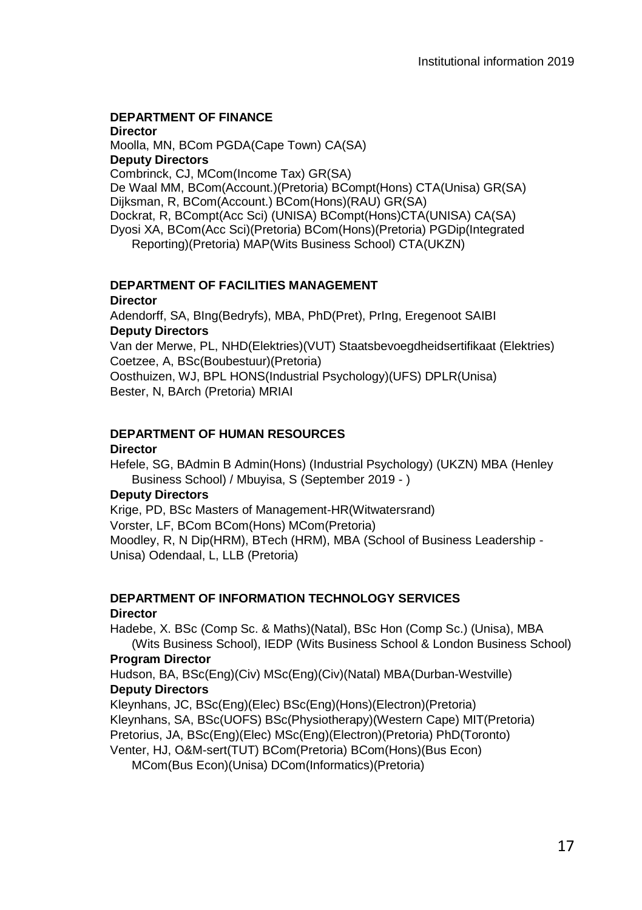## DEPARTMENT OF FINANCE

**Director**

Moolla, MN, BCom PGDA(Cape Town) CA(SA)

**Deputy Directors**

Combrinck, CJ, MCom(Income Tax) GR(SA)
De Waal MM, BCom(Account.)(Pretoria) BCompt(Hons) CTA(Unisa) GR(SA)
Dijksman, R, BCom(Account.) BCom(Hons)(RAU) GR(SA)
Dockrat, R, BCompt(Acc Sci) (UNISA) BCompt(Hons)CTA(UNISA) CA(SA)
Dyosi XA, BCom(Acc Sci)(Pretoria) BCom(Hons)(Pretoria) PGDip(Integrated Reporting)(Pretoria) MAP(Wits Business School) CTA(UKZN)

## DEPARTMENT OF FACILITIES MANAGEMENT

**Director**

Adendorff, SA, BIng(Bedryfs), MBA, PhD(Pret), PrIng, Eregenoot SAIBI

**Deputy Directors**

Van der Merwe, PL, NHD(Elektries)(VUT) Staatsbevoegdheidsertifikaat (Elektries)
Coetzee, A, BSc(Boubestuur)(Pretoria)
Oosthuizen, WJ, BPL HONS(Industrial Psychology)(UFS) DPLR(Unisa)
Bester, N, BArch (Pretoria) MRIAI

## DEPARTMENT OF HUMAN RESOURCES

**Director**

Hefele, SG, BAdmin B Admin(Hons) (Industrial Psychology) (UKZN) MBA (Henley Business School) / Mbuyisa, S (September 2019 - )

**Deputy Directors**

Krige, PD, BSc Masters of Management-HR(Witwatersrand)
Vorster, LF, BCom BCom(Hons) MCom(Pretoria)
Moodley, R, N Dip(HRM), BTech (HRM), MBA (School of Business Leadership - Unisa) Odendaal, L, LLB (Pretoria)

## DEPARTMENT OF INFORMATION TECHNOLOGY SERVICES

**Director**

Hadebe, X. BSc (Comp Sc. & Maths)(Natal), BSc Hon (Comp Sc.) (Unisa), MBA (Wits Business School), IEDP (Wits Business School & London Business School)

**Program Director**

Hudson, BA, BSc(Eng)(Civ) MSc(Eng)(Civ)(Natal) MBA(Durban-Westville)

**Deputy Directors**

Kleynhans, JC, BSc(Eng)(Elec) BSc(Eng)(Hons)(Electron)(Pretoria)
Kleynhans, SA, BSc(UOFS) BSc(Physiotherapy)(Western Cape) MIT(Pretoria)
Pretorius, JA, BSc(Eng)(Elec) MSc(Eng)(Electron)(Pretoria) PhD(Toronto)
Venter, HJ, O&M-sert(TUT) BCom(Pretoria) BCom(Hons)(Bus Econ) MCom(Bus Econ)(Unisa) DCom(Informatics)(Pretoria)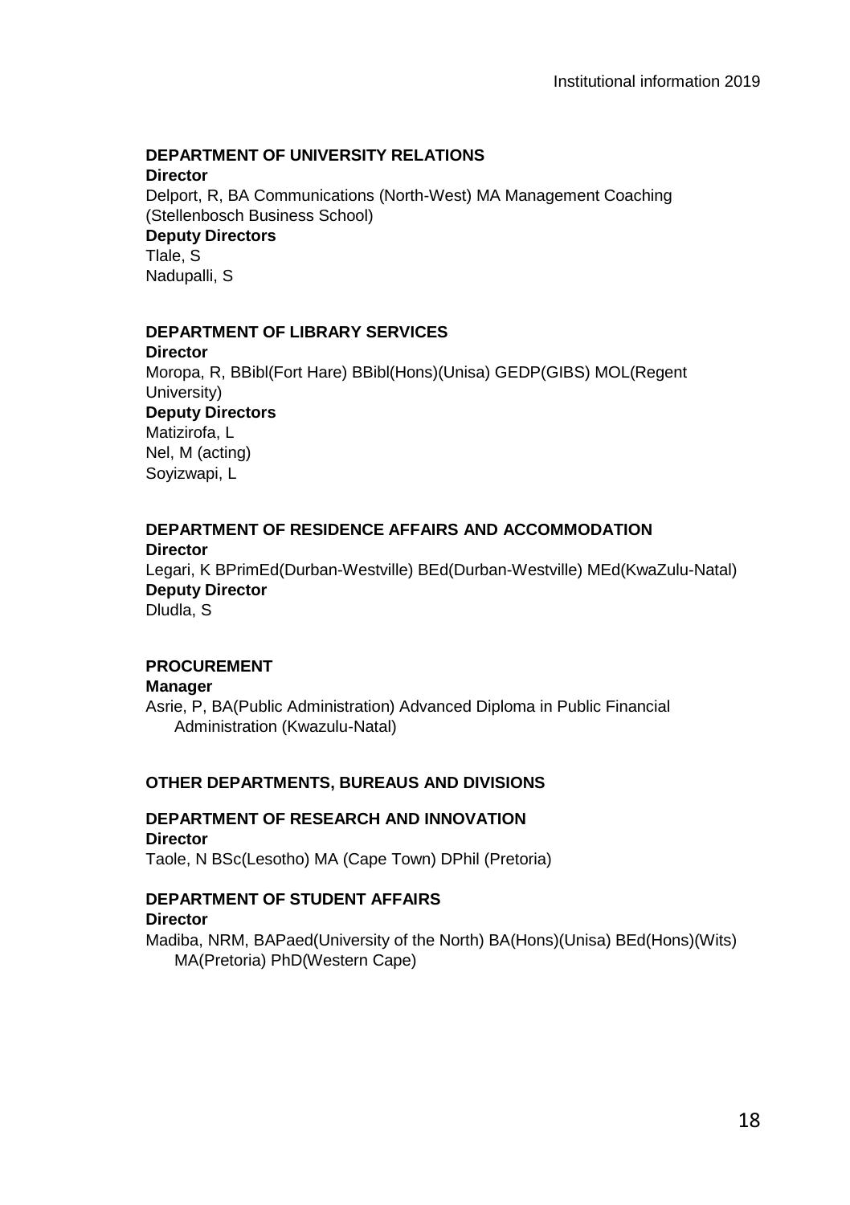## DEPARTMENT OF UNIVERSITY RELATIONS

**Director**

Delport, R, BA Communications (North-West) MA Management Coaching (Stellenbosch Business School)

**Deputy Directors**

Tlale, S
Nadupalli, S

## DEPARTMENT OF LIBRARY SERVICES

**Director**

Moropa, R, BBibl(Fort Hare) BBibl(Hons)(Unisa) GEDP(GIBS) MOL(Regent University)

**Deputy Directors**

Matizirofa, L
Nel, M (acting)
Soyizwapi, L

## DEPARTMENT OF RESIDENCE AFFAIRS AND ACCOMMODATION

**Director**

Legari, K BPrimEd(Durban-Westville) BEd(Durban-Westville) MEd(KwaZulu-Natal)

**Deputy Director**

Dludla, S

## PROCUREMENT

**Manager**

Asrie, P, BA(Public Administration) Advanced Diploma in Public Financial Administration (Kwazulu-Natal)

## OTHER DEPARTMENTS, BUREAUS AND DIVISIONS

## DEPARTMENT OF RESEARCH AND INNOVATION

**Director**

Taole, N BSc(Lesotho) MA (Cape Town) DPhil (Pretoria)

## DEPARTMENT OF STUDENT AFFAIRS

**Director**

Madiba, NRM, BAPaed(University of the North) BA(Hons)(Unisa) BEd(Hons)(Wits) MA(Pretoria) PhD(Western Cape)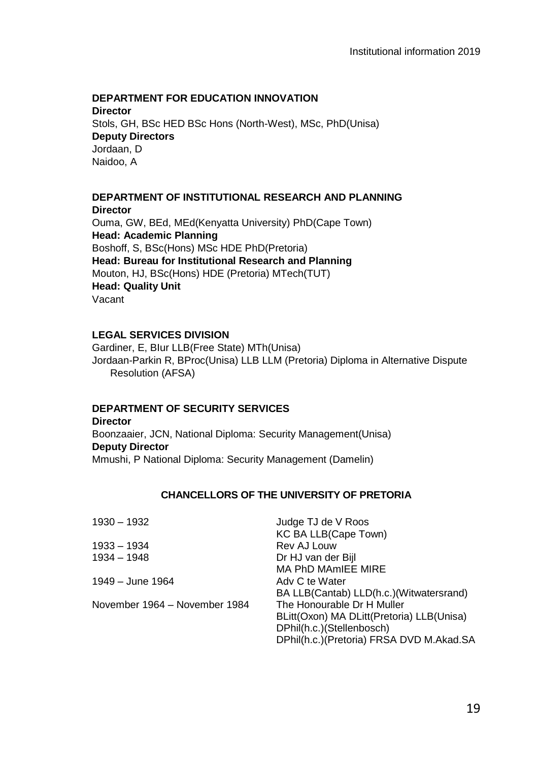### DEPARTMENT FOR EDUCATION INNOVATION

**Director**
Stols, GH, BSc HED BSc Hons (North-West), MSc, PhD(Unisa)
**Deputy Directors**
Jordaan, D
Naidoo, A

### DEPARTMENT OF INSTITUTIONAL RESEARCH AND PLANNING

**Director**
Ouma, GW, BEd, MEd(Kenyatta University) PhD(Cape Town)
**Head: Academic Planning**
Boshoff, S, BSc(Hons) MSc HDE PhD(Pretoria)
**Head: Bureau for Institutional Research and Planning**
Mouton, HJ, BSc(Hons) HDE (Pretoria) MTech(TUT)
**Head: Quality Unit**
Vacant

### LEGAL SERVICES DIVISION

Gardiner, E, BIur LLB(Free State) MTh(Unisa)
Jordaan-Parkin R, BProc(Unisa) LLB LLM (Pretoria) Diploma in Alternative Dispute Resolution (AFSA)

### DEPARTMENT OF SECURITY SERVICES

**Director**
Boonzaaier, JCN, National Diploma: Security Management(Unisa)
**Deputy Director**
Mmushi, P National Diploma: Security Management (Damelin)

## CHANCELLORS OF THE UNIVERSITY OF PRETORIA

| | |
|---|---|
| 1930 – 1932 | Judge TJ de V Roos<br>KC BA LLB(Cape Town) |
| 1933 – 1934 | Rev AJ Louw |
| 1934 – 1948 | Dr HJ van der Bijl<br>MA PhD MAmIEE MIRE |
| 1949 – June 1964 | Adv C te Water<br>BA LLB(Cantab) LLD(h.c.)(Witwatersrand) |
| November 1964 – November 1984 | The Honourable Dr H Muller<br>BLitt(Oxon) MA DLitt(Pretoria) LLB(Unisa)<br>DPhil(h.c.)(Stellenbosch)<br>DPhil(h.c.)(Pretoria) FRSA DVD M.Akad.SA |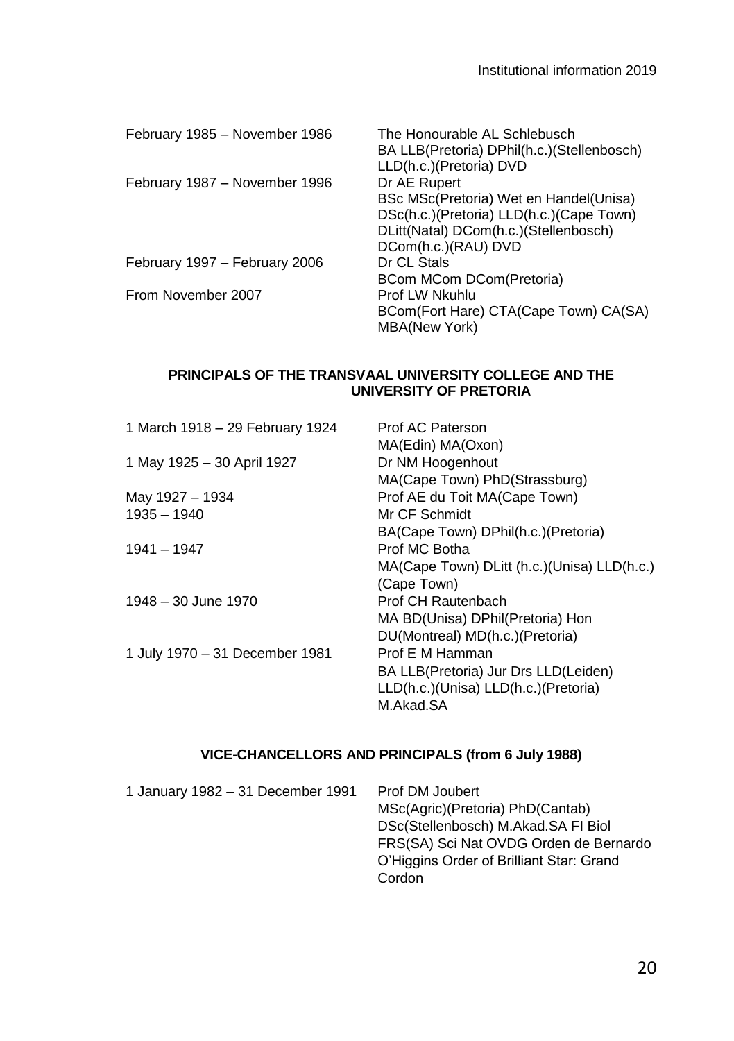| | |
|---|---|
| February 1985 – November 1986 | The Honourable AL Schlebusch<br>BA LLB(Pretoria) DPhil(h.c.)(Stellenbosch)<br>LLD(h.c.)(Pretoria) DVD |
| February 1987 – November 1996 | Dr AE Rupert<br>BSc MSc(Pretoria) Wet en Handel(Unisa)<br>DSc(h.c.)(Pretoria) LLD(h.c.)(Cape Town)<br>DLitt(Natal) DCom(h.c.)(Stellenbosch)<br>DCom(h.c.)(RAU) DVD |
| February 1997 – February 2006 | Dr CL Stals<br>BCom MCom DCom(Pretoria) |
| From November 2007 | Prof LW Nkuhlu<br>BCom(Fort Hare) CTA(Cape Town) CA(SA)<br>MBA(New York) |

**PRINCIPALS OF THE TRANSVAAL UNIVERSITY COLLEGE AND THE UNIVERSITY OF PRETORIA**

| | |
|---|---|
| 1 March 1918 – 29 February 1924 | Prof AC Paterson<br>MA(Edin) MA(Oxon) |
| 1 May 1925 – 30 April 1927 | Dr NM Hoogenhout<br>MA(Cape Town) PhD(Strassburg) |
| May 1927 – 1934 | Prof AE du Toit MA(Cape Town) |
| 1935 – 1940 | Mr CF Schmidt<br>BA(Cape Town) DPhil(h.c.)(Pretoria) |
| 1941 – 1947 | Prof MC Botha<br>MA(Cape Town) DLitt (h.c.)(Unisa) LLD(h.c.)<br>(Cape Town) |
| 1948 – 30 June 1970 | Prof CH Rautenbach<br>MA BD(Unisa) DPhil(Pretoria) Hon<br>DU(Montreal) MD(h.c.)(Pretoria) |
| 1 July 1970 – 31 December 1981 | Prof E M Hamman<br>BA LLB(Pretoria) Jur Drs LLD(Leiden)<br>LLD(h.c.)(Unisa) LLD(h.c.)(Pretoria)<br>M.Akad.SA |

**VICE-CHANCELLORS AND PRINCIPALS (from 6 July 1988)**

| | |
|---|---|
| 1 January 1982 – 31 December 1991 | Prof DM Joubert<br>MSc(Agric)(Pretoria) PhD(Cantab)<br>DSc(Stellenbosch) M.Akad.SA FI Biol<br>FRS(SA) Sci Nat OVDG Orden de Bernardo<br>O'Higgins Order of Brilliant Star: Grand<br>Cordon |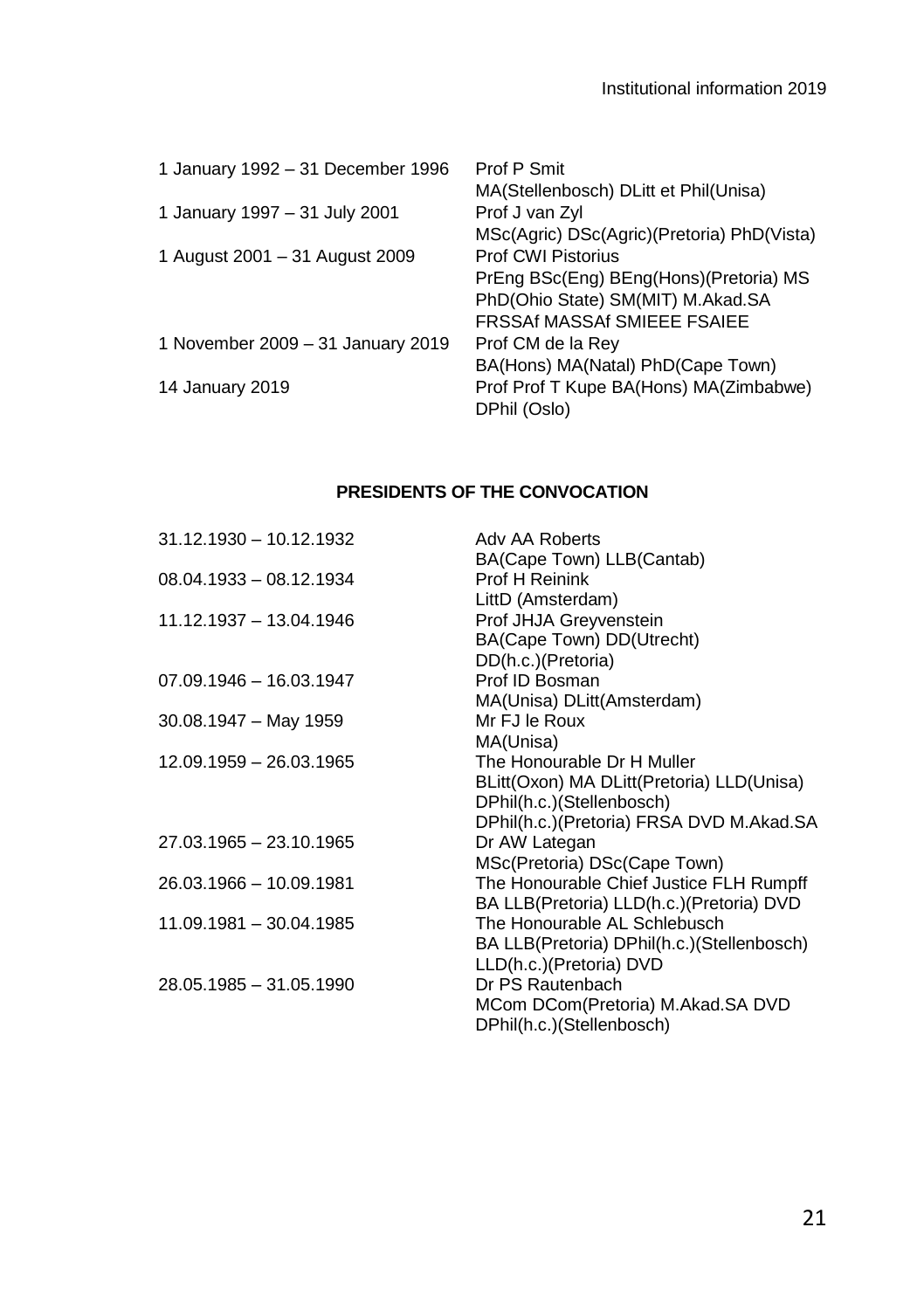| | |
|---|---|
| 1 January 1992 – 31 December 1996 | Prof P Smit<br>MA(Stellenbosch) DLitt et Phil(Unisa) |
| 1 January 1997 – 31 July 2001 | Prof J van Zyl<br>MSc(Agric) DSc(Agric)(Pretoria) PhD(Vista) |
| 1 August 2001 – 31 August 2009 | Prof CWI Pistorius<br>PrEng BSc(Eng) BEng(Hons)(Pretoria) MS PhD(Ohio State) SM(MIT) M.Akad.SA FRSSAf MASSAf SMIEEE FSAIEE |
| 1 November 2009 – 31 January 2019 | Prof CM de la Rey<br>BA(Hons) MA(Natal) PhD(Cape Town) |
| 14 January 2019 | Prof Prof T Kupe BA(Hons) MA(Zimbabwe) DPhil (Oslo) |

## PRESIDENTS OF THE CONVOCATION

| | |
|---|---|
| 31.12.1930 – 10.12.1932 | Adv AA Roberts<br>BA(Cape Town) LLB(Cantab) |
| 08.04.1933 – 08.12.1934 | Prof H Reinink<br>LittD (Amsterdam) |
| 11.12.1937 – 13.04.1946 | Prof JHJA Greyvenstein<br>BA(Cape Town) DD(Utrecht) DD(h.c.)(Pretoria) |
| 07.09.1946 – 16.03.1947 | Prof ID Bosman<br>MA(Unisa) DLitt(Amsterdam) |
| 30.08.1947 – May 1959 | Mr FJ le Roux<br>MA(Unisa) |
| 12.09.1959 – 26.03.1965 | The Honourable Dr H Muller<br>BLitt(Oxon) MA DLitt(Pretoria) LLD(Unisa) DPhil(h.c.)(Stellenbosch) DPhil(h.c.)(Pretoria) FRSA DVD M.Akad.SA |
| 27.03.1965 – 23.10.1965 | Dr AW Lategan<br>MSc(Pretoria) DSc(Cape Town) |
| 26.03.1966 – 10.09.1981 | The Honourable Chief Justice FLH Rumpff<br>BA LLB(Pretoria) LLD(h.c.)(Pretoria) DVD |
| 11.09.1981 – 30.04.1985 | The Honourable AL Schlebusch<br>BA LLB(Pretoria) DPhil(h.c.)(Stellenbosch) LLD(h.c.)(Pretoria) DVD |
| 28.05.1985 – 31.05.1990 | Dr PS Rautenbach<br>MCom DCom(Pretoria) M.Akad.SA DVD DPhil(h.c.)(Stellenbosch) |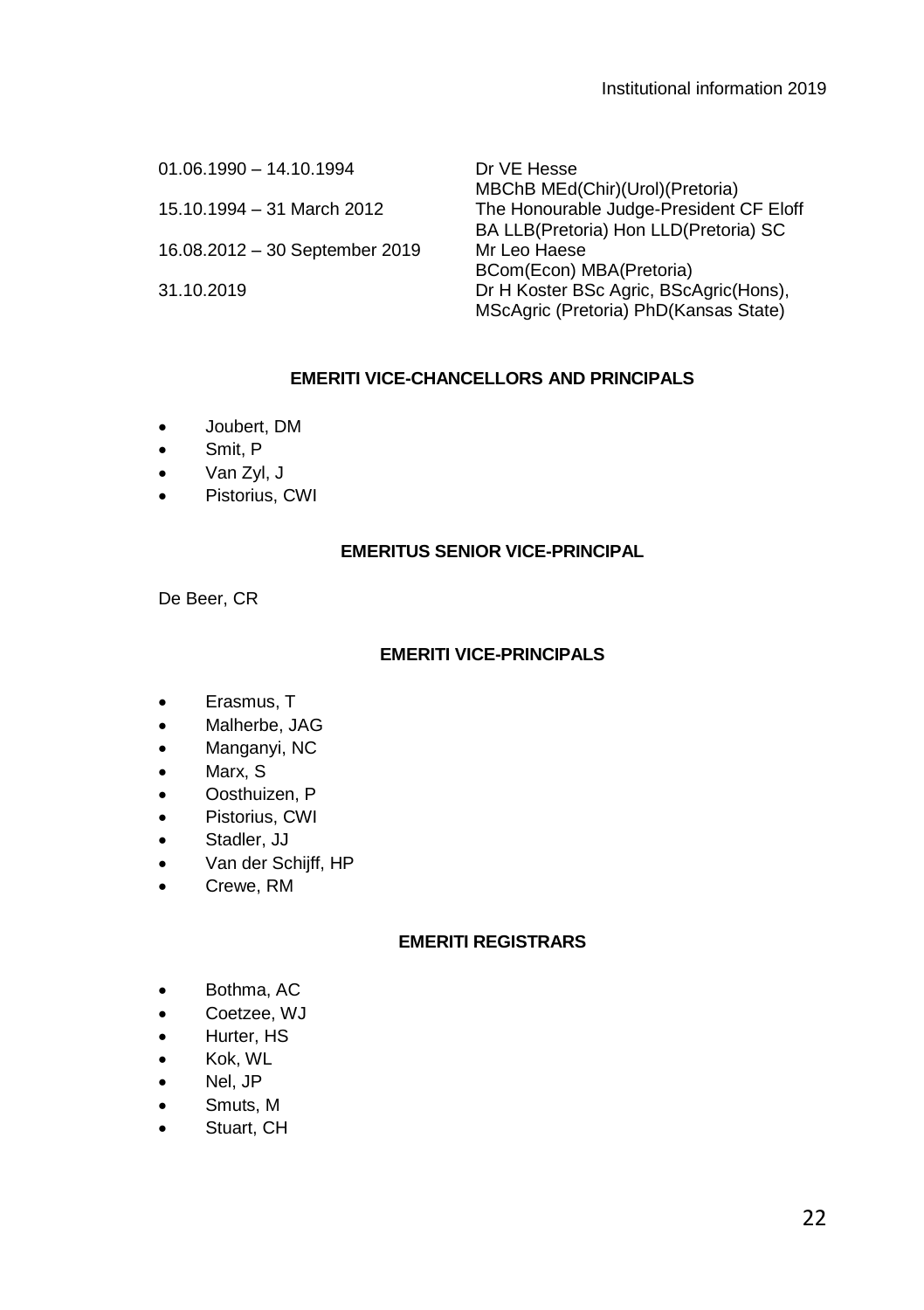| | |
|---|---|
| 01.06.1990 – 14.10.1994 | Dr VE Hesse<br>MBChB MEd(Chir)(Urol)(Pretoria) |
| 15.10.1994 – 31 March 2012 | The Honourable Judge-President CF Eloff<br>BA LLB(Pretoria) Hon LLD(Pretoria) SC |
| 16.08.2012 – 30 September 2019 | Mr Leo Haese<br>BCom(Econ) MBA(Pretoria) |
| 31.10.2019 | Dr H Koster BSc Agric, BScAgric(Hons),<br>MScAgric (Pretoria) PhD(Kansas State) |

**EMERITI VICE-CHANCELLORS AND PRINCIPALS**

- Joubert, DM
- Smit, P
- Van Zyl, J
- Pistorius, CWI

**EMERITUS SENIOR VICE-PRINCIPAL**

De Beer, CR

**EMERITI VICE-PRINCIPALS**

- Erasmus, T
- Malherbe, JAG
- Manganyi, NC
- Marx, S
- Oosthuizen, P
- Pistorius, CWI
- Stadler, JJ
- Van der Schijff, HP
- Crewe, RM

**EMERITI REGISTRARS**

- Bothma, AC
- Coetzee, WJ
- Hurter, HS
- Kok, WL
- Nel, JP
- Smuts, M
- Stuart, CH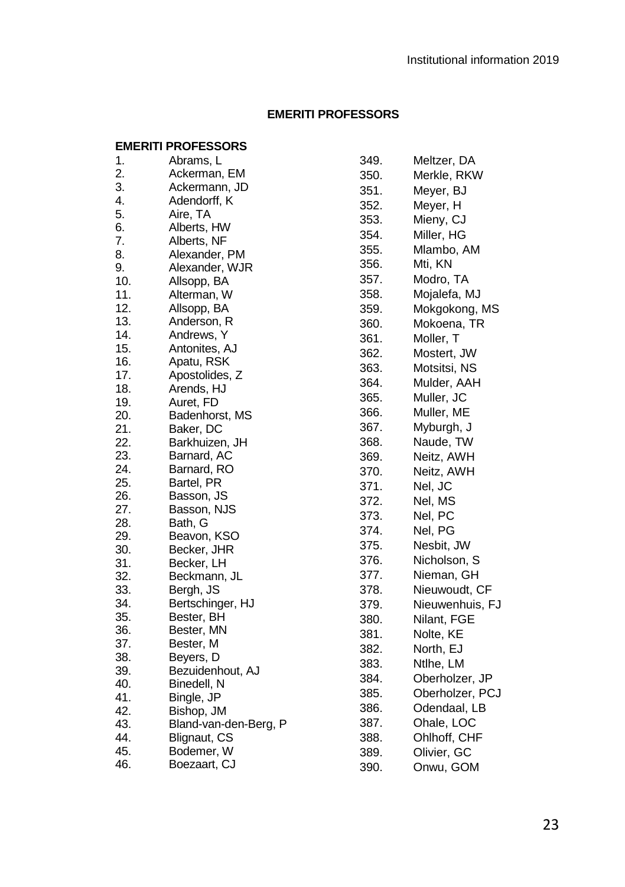## EMERITI PROFESSORS

### EMERITI PROFESSORS

1. Abrams, L
2. Ackerman, EM
3. Ackermann, JD
4. Adendorff, K
5. Aire, TA
6. Alberts, HW
7. Alberts, NF
8. Alexander, PM
9. Alexander, WJR
10. Allsopp, BA
11. Alterman, W
12. Allsopp, BA
13. Anderson, R
14. Andrews, Y
15. Antonites, AJ
16. Apatu, RSK
17. Apostolides, Z
18. Arends, HJ
19. Auret, FD
20. Badenhorst, MS
21. Baker, DC
22. Barkhuizen, JH
23. Barnard, AC
24. Barnard, RO
25. Bartel, PR
26. Basson, JS
27. Basson, NJS
28. Bath, G
29. Beavon, KSO
30. Becker, JHR
31. Becker, LH
32. Beckmann, JL
33. Bergh, JS
34. Bertschinger, HJ
35. Bester, BH
36. Bester, MN
37. Bester, M
38. Beyers, D
39. Bezuidenhout, AJ
40. Binedell, N
41. Bingle, JP
42. Bishop, JM
43. Bland-van-den-Berg, P
44. Blignaut, CS
45. Bodemer, W
46. Boezaart, CJ

349. Meltzer, DA
350. Merkle, RKW
351. Meyer, BJ
352. Meyer, H
353. Mieny, CJ
354. Miller, HG
355. Mlambo, AM
356. Mti, KN
357. Modro, TA
358. Mojalefa, MJ
359. Mokgokong, MS
360. Mokoena, TR
361. Moller, T
362. Mostert, JW
363. Motsitsi, NS
364. Mulder, AAH
365. Muller, JC
366. Muller, ME
367. Myburgh, J
368. Naude, TW
369. Neitz, AWH
370. Neitz, AWH
371. Nel, JC
372. Nel, MS
373. Nel, PC
374. Nel, PG
375. Nesbit, JW
376. Nicholson, S
377. Nieman, GH
378. Nieuwoudt, CF
379. Nieuwenhuis, FJ
380. Nilant, FGE
381. Nolte, KE
382. North, EJ
383. Ntlhe, LM
384. Oberholzer, JP
385. Oberholzer, PCJ
386. Odendaal, LB
387. Ohale, LOC
388. Ohlhoff, CHF
389. Olivier, GC
390. Onwu, GOM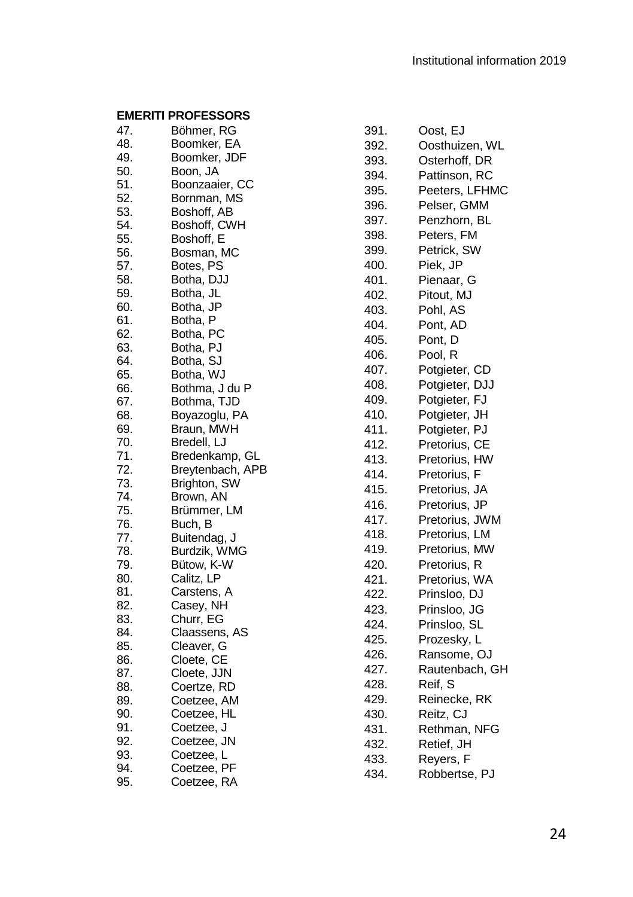## EMERITI PROFESSORS

47. Böhmer, RG
48. Boomker, EA
49. Boomker, JDF
50. Boon, JA
51. Boonzaaier, CC
52. Bornman, MS
53. Boshoff, AB
54. Boshoff, CWH
55. Boshoff, E
56. Bosman, MC
57. Botes, PS
58. Botha, DJJ
59. Botha, JL
60. Botha, JP
61. Botha, P
62. Botha, PC
63. Botha, PJ
64. Botha, SJ
65. Botha, WJ
66. Bothma, J du P
67. Bothma, TJD
68. Boyazoglu, PA
69. Braun, MWH
70. Bredell, LJ
71. Bredenkamp, GL
72. Breytenbach, APB
73. Brighton, SW
74. Brown, AN
75. Brümmer, LM
76. Buch, B
77. Buitendag, J
78. Burdzik, WMG
79. Bütow, K-W
80. Calitz, LP
81. Carstens, A
82. Casey, NH
83. Churr, EG
84. Claassens, AS
85. Cleaver, G
86. Cloete, CE
87. Cloete, JJN
88. Coertze, RD
89. Coetzee, AM
90. Coetzee, HL
91. Coetzee, J
92. Coetzee, JN
93. Coetzee, L
94. Coetzee, PF
95. Coetzee, RA

391. Oost, EJ
392. Oosthuizen, WL
393. Osterhoff, DR
394. Pattinson, RC
395. Peeters, LFHMC
396. Pelser, GMM
397. Penzhorn, BL
398. Peters, FM
399. Petrick, SW
400. Piek, JP
401. Pienaar, G
402. Pitout, MJ
403. Pohl, AS
404. Pont, AD
405. Pont, D
406. Pool, R
407. Potgieter, CD
408. Potgieter, DJJ
409. Potgieter, FJ
410. Potgieter, JH
411. Potgieter, PJ
412. Pretorius, CE
413. Pretorius, HW
414. Pretorius, F
415. Pretorius, JA
416. Pretorius, JP
417. Pretorius, JWM
418. Pretorius, LM
419. Pretorius, MW
420. Pretorius, R
421. Pretorius, WA
422. Prinsloo, DJ
423. Prinsloo, JG
424. Prinsloo, SL
425. Prozesky, L
426. Ransome, OJ
427. Rautenbach, GH
428. Reif, S
429. Reinecke, RK
430. Reitz, CJ
431. Rethman, NFG
432. Retief, JH
433. Reyers, F
434. Robbertse, PJ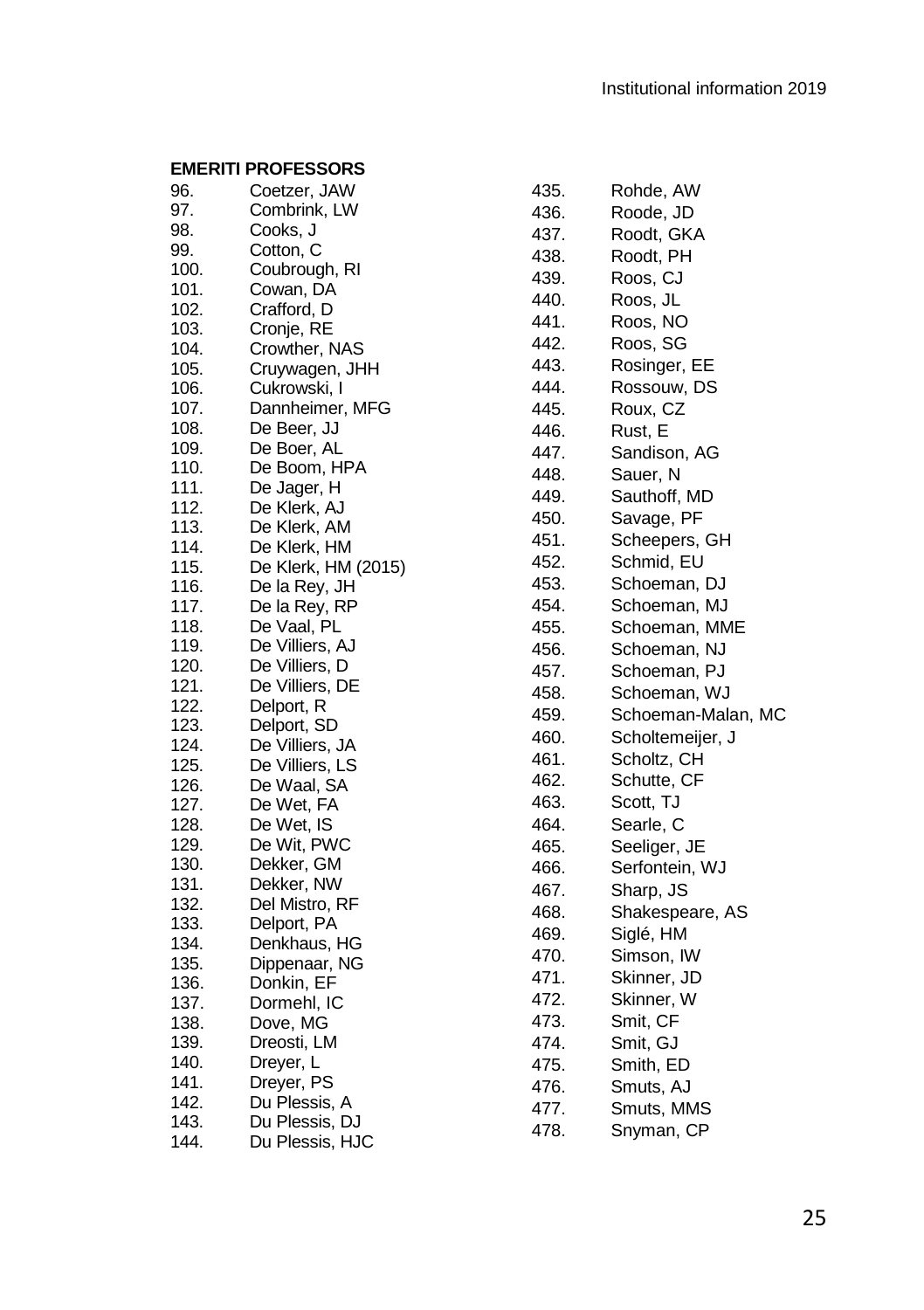**EMERITI PROFESSORS**

96. Coetzer, JAW
97. Combrink, LW
98. Cooks, J
99. Cotton, C
100. Coubrough, RI
101. Cowan, DA
102. Crafford, D
103. Cronje, RE
104. Crowther, NAS
105. Cruywagen, JHH
106. Cukrowski, I
107. Dannheimer, MFG
108. De Beer, JJ
109. De Boer, AL
110. De Boom, HPA
111. De Jager, H
112. De Klerk, AJ
113. De Klerk, AM
114. De Klerk, HM
115. De Klerk, HM (2015)
116. De la Rey, JH
117. De la Rey, RP
118. De Vaal, PL
119. De Villiers, AJ
120. De Villiers, D
121. De Villiers, DE
122. Delport, R
123. Delport, SD
124. De Villiers, JA
125. De Villiers, LS
126. De Waal, SA
127. De Wet, FA
128. De Wet, IS
129. De Wit, PWC
130. Dekker, GM
131. Dekker, NW
132. Del Mistro, RF
133. Delport, PA
134. Denkhaus, HG
135. Dippenaar, NG
136. Donkin, EF
137. Dormehl, IC
138. Dove, MG
139. Dreosti, LM
140. Dreyer, L
141. Dreyer, PS
142. Du Plessis, A
143. Du Plessis, DJ
144. Du Plessis, HJC
435. Rohde, AW
436. Roode, JD
437. Roodt, GKA
438. Roodt, PH
439. Roos, CJ
440. Roos, JL
441. Roos, NO
442. Roos, SG
443. Rosinger, EE
444. Rossouw, DS
445. Roux, CZ
446. Rust, E
447. Sandison, AG
448. Sauer, N
449. Sauthoff, MD
450. Savage, PF
451. Scheepers, GH
452. Schmid, EU
453. Schoeman, DJ
454. Schoeman, MJ
455. Schoeman, MME
456. Schoeman, NJ
457. Schoeman, PJ
458. Schoeman, WJ
459. Schoeman-Malan, MC
460. Scholtemeijer, J
461. Scholtz, CH
462. Schutte, CF
463. Scott, TJ
464. Searle, C
465. Seeliger, JE
466. Serfontein, WJ
467. Sharp, JS
468. Shakespeare, AS
469. Siglé, HM
470. Simson, IW
471. Skinner, JD
472. Skinner, W
473. Smit, CF
474. Smit, GJ
475. Smith, ED
476. Smuts, AJ
477. Smuts, MMS
478. Snyman, CP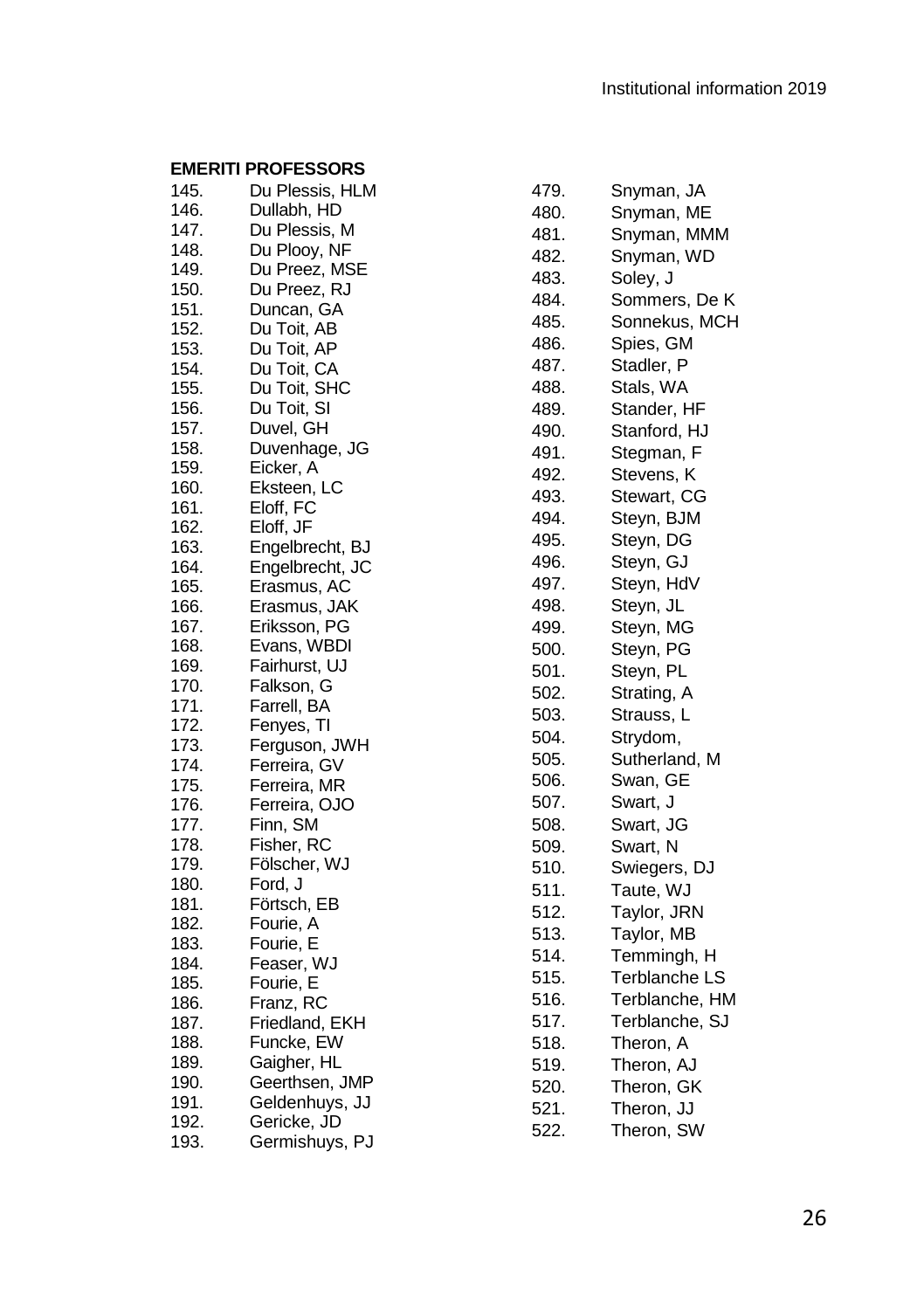## EMERITI PROFESSORS

145. Du Plessis, HLM
146. Dullabh, HD
147. Du Plessis, M
148. Du Plooy, NF
149. Du Preez, MSE
150. Du Preez, RJ
151. Duncan, GA
152. Du Toit, AB
153. Du Toit, AP
154. Du Toit, CA
155. Du Toit, SHC
156. Du Toit, SI
157. Duvel, GH
158. Duvenhage, JG
159. Eicker, A
160. Eksteen, LC
161. Eloff, FC
162. Eloff, JF
163. Engelbrecht, BJ
164. Engelbrecht, JC
165. Erasmus, AC
166. Erasmus, JAK
167. Eriksson, PG
168. Evans, WBDI
169. Fairhurst, UJ
170. Falkson, G
171. Farrell, BA
172. Fenyes, TI
173. Ferguson, JWH
174. Ferreira, GV
175. Ferreira, MR
176. Ferreira, OJO
177. Finn, SM
178. Fisher, RC
179. Fölscher, WJ
180. Ford, J
181. Förtsch, EB
182. Fourie, A
183. Fourie, E
184. Feaser, WJ
185. Fourie, E
186. Franz, RC
187. Friedland, EKH
188. Funcke, EW
189. Gaigher, HL
190. Geerthsen, JMP
191. Geldenhuys, JJ
192. Gericke, JD
193. Germishuys, PJ

479. Snyman, JA
480. Snyman, ME
481. Snyman, MMM
482. Snyman, WD
483. Soley, J
484. Sommers, De K
485. Sonnekus, MCH
486. Spies, GM
487. Stadler, P
488. Stals, WA
489. Stander, HF
490. Stanford, HJ
491. Stegman, F
492. Stevens, K
493. Stewart, CG
494. Steyn, BJM
495. Steyn, DG
496. Steyn, GJ
497. Steyn, HdV
498. Steyn, JL
499. Steyn, MG
500. Steyn, PG
501. Steyn, PL
502. Strating, A
503. Strauss, L
504. Strydom,
505. Sutherland, M
506. Swan, GE
507. Swart, J
508. Swart, JG
509. Swart, N
510. Swiegers, DJ
511. Taute, WJ
512. Taylor, JRN
513. Taylor, MB
514. Temmingh, H
515. Terblanche LS
516. Terblanche, HM
517. Terblanche, SJ
518. Theron, A
519. Theron, AJ
520. Theron, GK
521. Theron, JJ
522. Theron, SW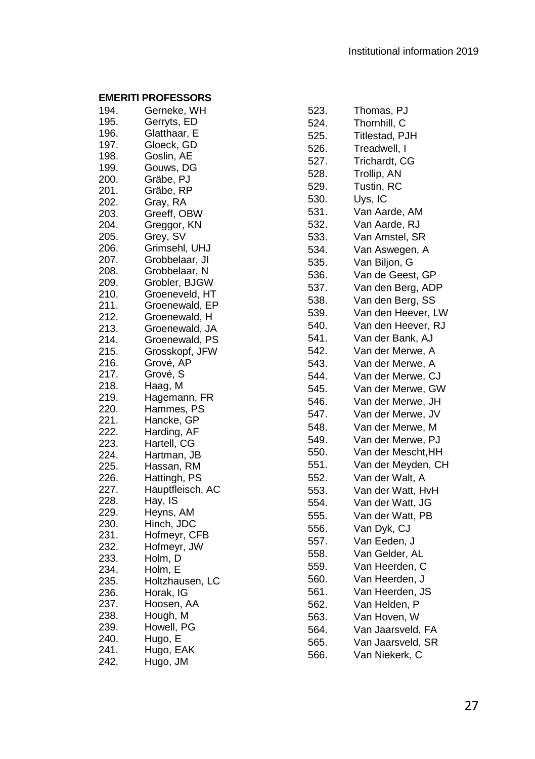**EMERITI PROFESSORS**

194. Gerneke, WH
195. Gerryts, ED
196. Glatthaar, E
197. Gloeck, GD
198. Goslin, AE
199. Gouws, DG
200. Gräbe, PJ
201. Gräbe, RP
202. Gray, RA
203. Greeff, OBW
204. Greggor, KN
205. Grey, SV
206. Grimsehl, UHJ
207. Grobbelaar, JI
208. Grobbelaar, N
209. Grobler, BJGW
210. Groeneveld, HT
211. Groenewald, EP
212. Groenewald, H
213. Groenewald, JA
214. Groenewald, PS
215. Grosskopf, JFW
216. Grové, AP
217. Grové, S
218. Haag, M
219. Hagemann, FR
220. Hammes, PS
221. Hancke, GP
222. Harding, AF
223. Hartell, CG
224. Hartman, JB
225. Hassan, RM
226. Hattingh, PS
227. Hauptfleisch, AC
228. Hay, IS
229. Heyns, AM
230. Hinch, JDC
231. Hofmeyr, CFB
232. Hofmeyr, JW
233. Holm, D
234. Holm, E
235. Holtzhausen, LC
236. Horak, IG
237. Hoosen, AA
238. Hough, M
239. Howell, PG
240. Hugo, E
241. Hugo, EAK
242. Hugo, JM
523. Thomas, PJ
524. Thornhill, C
525. Titlestad, PJH
526. Treadwell, I
527. Trichardt, CG
528. Trollip, AN
529. Tustin, RC
530. Uys, IC
531. Van Aarde, AM
532. Van Aarde, RJ
533. Van Amstel, SR
534. Van Aswegen, A
535. Van Biljon, G
536. Van de Geest, GP
537. Van den Berg, ADP
538. Van den Berg, SS
539. Van den Heever, LW
540. Van den Heever, RJ
541. Van der Bank, AJ
542. Van der Merwe, A
543. Van der Merwe, A
544. Van der Merwe, CJ
545. Van der Merwe, GW
546. Van der Merwe, JH
547. Van der Merwe, JV
548. Van der Merwe, M
549. Van der Merwe, PJ
550. Van der Mescht,HH
551. Van der Meyden, CH
552. Van der Walt, A
553. Van der Watt, HvH
554. Van der Watt, JG
555. Van der Watt, PB
556. Van Dyk, CJ
557. Van Eeden, J
558. Van Gelder, AL
559. Van Heerden, C
560. Van Heerden, J
561. Van Heerden, JS
562. Van Helden, P
563. Van Hoven, W
564. Van Jaarsveld, FA
565. Van Jaarsveld, SR
566. Van Niekerk, C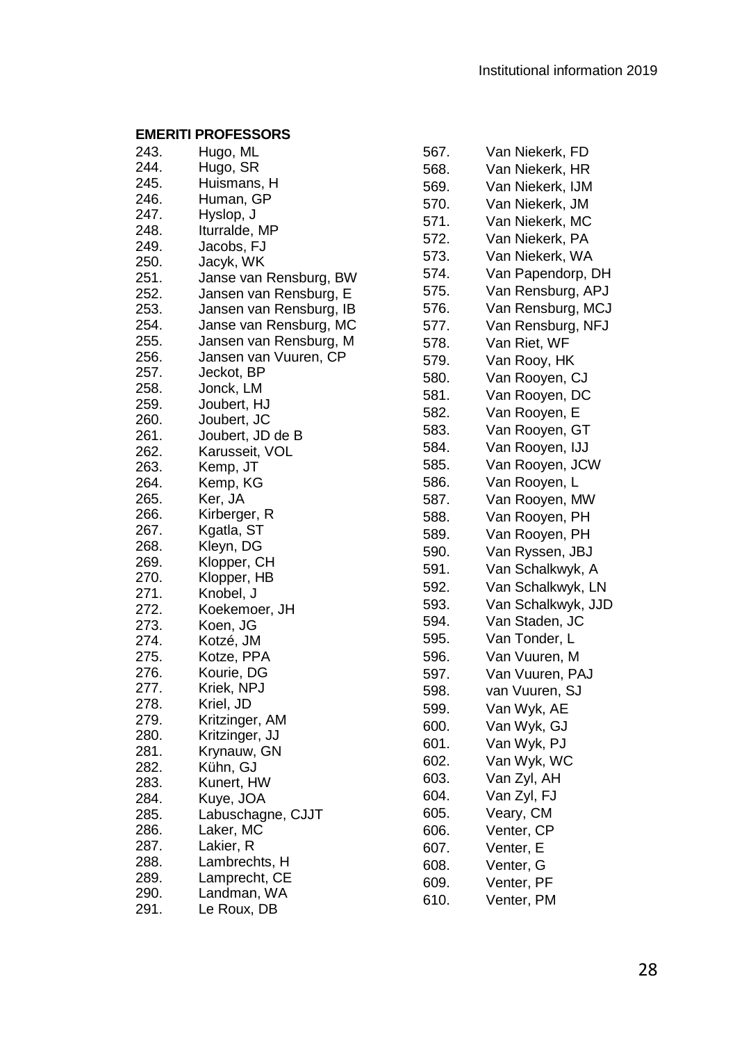**EMERITI PROFESSORS**

243. Hugo, ML
244. Hugo, SR
245. Huismans, H
246. Human, GP
247. Hyslop, J
248. Iturralde, MP
249. Jacobs, FJ
250. Jacyk, WK
251. Janse van Rensburg, BW
252. Jansen van Rensburg, E
253. Jansen van Rensburg, IB
254. Janse van Rensburg, MC
255. Jansen van Rensburg, M
256. Jansen van Vuuren, CP
257. Jeckot, BP
258. Jonck, LM
259. Joubert, HJ
260. Joubert, JC
261. Joubert, JD de B
262. Karusseit, VOL
263. Kemp, JT
264. Kemp, KG
265. Ker, JA
266. Kirberger, R
267. Kgatla, ST
268. Kleyn, DG
269. Klopper, CH
270. Klopper, HB
271. Knobel, J
272. Koekemoer, JH
273. Koen, JG
274. Kotzé, JM
275. Kotze, PPA
276. Kourie, DG
277. Kriek, NPJ
278. Kriel, JD
279. Kritzinger, AM
280. Kritzinger, JJ
281. Krynauw, GN
282. Kühn, GJ
283. Kunert, HW
284. Kuye, JOA
285. Labuschagne, CJJT
286. Laker, MC
287. Lakier, R
288. Lambrechts, H
289. Lamprecht, CE
290. Landman, WA
291. Le Roux, DB
567. Van Niekerk, FD
568. Van Niekerk, HR
569. Van Niekerk, IJM
570. Van Niekerk, JM
571. Van Niekerk, MC
572. Van Niekerk, PA
573. Van Niekerk, WA
574. Van Papendorp, DH
575. Van Rensburg, APJ
576. Van Rensburg, MCJ
577. Van Rensburg, NFJ
578. Van Riet, WF
579. Van Rooy, HK
580. Van Rooyen, CJ
581. Van Rooyen, DC
582. Van Rooyen, E
583. Van Rooyen, GT
584. Van Rooyen, IJJ
585. Van Rooyen, JCW
586. Van Rooyen, L
587. Van Rooyen, MW
588. Van Rooyen, PH
589. Van Rooyen, PH
590. Van Ryssen, JBJ
591. Van Schalkwyk, A
592. Van Schalkwyk, LN
593. Van Schalkwyk, JJD
594. Van Staden, JC
595. Van Tonder, L
596. Van Vuuren, M
597. Van Vuuren, PAJ
598. van Vuuren, SJ
599. Van Wyk, AE
600. Van Wyk, GJ
601. Van Wyk, PJ
602. Van Wyk, WC
603. Van Zyl, AH
604. Van Zyl, FJ
605. Veary, CM
606. Venter, CP
607. Venter, E
608. Venter, G
609. Venter, PF
610. Venter, PM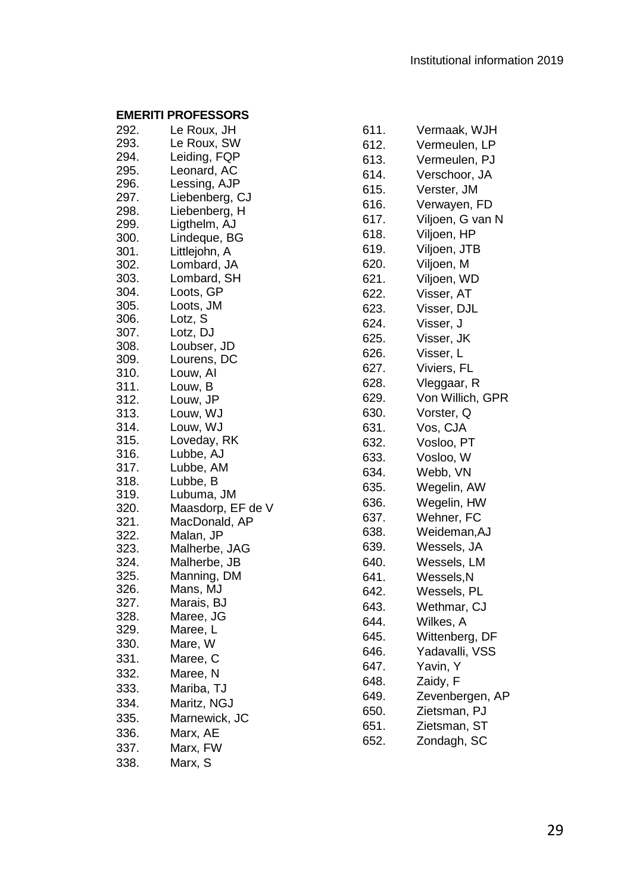**EMERITI PROFESSORS**

292. Le Roux, JH
293. Le Roux, SW
294. Leiding, FQP
295. Leonard, AC
296. Lessing, AJP
297. Liebenberg, CJ
298. Liebenberg, H
299. Ligthelm, AJ
300. Lindeque, BG
301. Littlejohn, A
302. Lombard, JA
303. Lombard, SH
304. Loots, GP
305. Loots, JM
306. Lotz, S
307. Lotz, DJ
308. Loubser, JD
309. Lourens, DC
310. Louw, AI
311. Louw, B
312. Louw, JP
313. Louw, WJ
314. Louw, WJ
315. Loveday, RK
316. Lubbe, AJ
317. Lubbe, AM
318. Lubbe, B
319. Lubuma, JM
320. Maasdorp, EF de V
321. MacDonald, AP
322. Malan, JP
323. Malherbe, JAG
324. Malherbe, JB
325. Manning, DM
326. Mans, MJ
327. Marais, BJ
328. Maree, JG
329. Maree, L
330. Mare, W
331. Maree, C
332. Maree, N
333. Mariba, TJ
334. Maritz, NGJ
335. Marnewick, JC
336. Marx, AE
337. Marx, FW
338. Marx, S

611. Vermaak, WJH
612. Vermeulen, LP
613. Vermeulen, PJ
614. Verschoor, JA
615. Verster, JM
616. Verwayen, FD
617. Viljoen, G van N
618. Viljoen, HP
619. Viljoen, JTB
620. Viljoen, M
621. Viljoen, WD
622. Visser, AT
623. Visser, DJL
624. Visser, J
625. Visser, JK
626. Visser, L
627. Viviers, FL
628. Vleggaar, R
629. Von Willich, GPR
630. Vorster, Q
631. Vos, CJA
632. Vosloo, PT
633. Vosloo, W
634. Webb, VN
635. Wegelin, AW
636. Wegelin, HW
637. Wehner, FC
638. Weideman,AJ
639. Wessels, JA
640. Wessels, LM
641. Wessels,N
642. Wessels, PL
643. Wethmar, CJ
644. Wilkes, A
645. Wittenberg, DF
646. Yadavalli, VSS
647. Yavin, Y
648. Zaidy, F
649. Zevenbergen, AP
650. Zietsman, PJ
651. Zietsman, ST
652. Zondagh, SC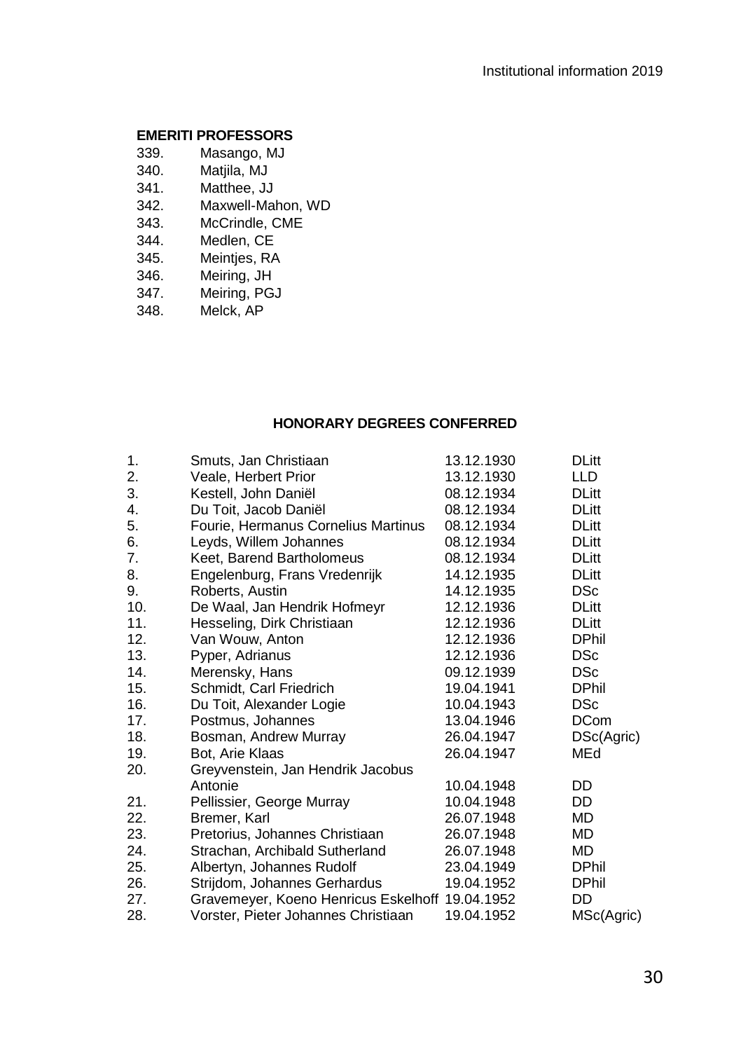## EMERITI PROFESSORS

339. Masango, MJ
340. Matjila, MJ
341. Matthee, JJ
342. Maxwell-Mahon, WD
343. McCrindle, CME
344. Medlen, CE
345. Meintjes, RA
346. Meiring, JH
347. Meiring, PGJ
348. Melck, AP

## HONORARY DEGREES CONFERRED

| | | | |
|---|---|---|---|
| 1. | Smuts, Jan Christiaan | 13.12.1930 | DLitt |
| 2. | Veale, Herbert Prior | 13.12.1930 | LLD |
| 3. | Kestell, John Daniël | 08.12.1934 | DLitt |
| 4. | Du Toit, Jacob Daniël | 08.12.1934 | DLitt |
| 5. | Fourie, Hermanus Cornelius Martinus | 08.12.1934 | DLitt |
| 6. | Leyds, Willem Johannes | 08.12.1934 | DLitt |
| 7. | Keet, Barend Bartholomeus | 08.12.1934 | DLitt |
| 8. | Engelenburg, Frans Vredenrijk | 14.12.1935 | DLitt |
| 9. | Roberts, Austin | 14.12.1935 | DSc |
| 10. | De Waal, Jan Hendrik Hofmeyr | 12.12.1936 | DLitt |
| 11. | Hesseling, Dirk Christiaan | 12.12.1936 | DLitt |
| 12. | Van Wouw, Anton | 12.12.1936 | DPhil |
| 13. | Pyper, Adrianus | 12.12.1936 | DSc |
| 14. | Merensky, Hans | 09.12.1939 | DSc |
| 15. | Schmidt, Carl Friedrich | 19.04.1941 | DPhil |
| 16. | Du Toit, Alexander Logie | 10.04.1943 | DSc |
| 17. | Postmus, Johannes | 13.04.1946 | DCom |
| 18. | Bosman, Andrew Murray | 26.04.1947 | DSc(Agric) |
| 19. | Bot, Arie Klaas | 26.04.1947 | MEd |
| 20. | Greyvenstein, Jan Hendrik Jacobus Antonie | 10.04.1948 | DD |
| 21. | Pellissier, George Murray | 10.04.1948 | DD |
| 22. | Bremer, Karl | 26.07.1948 | MD |
| 23. | Pretorius, Johannes Christiaan | 26.07.1948 | MD |
| 24. | Strachan, Archibald Sutherland | 26.07.1948 | MD |
| 25. | Albertyn, Johannes Rudolf | 23.04.1949 | DPhil |
| 26. | Strijdom, Johannes Gerhardus | 19.04.1952 | DPhil |
| 27. | Gravemeyer, Koeno Henricus Eskelhoff | 19.04.1952 | DD |
| 28. | Vorster, Pieter Johannes Christiaan | 19.04.1952 | MSc(Agric) |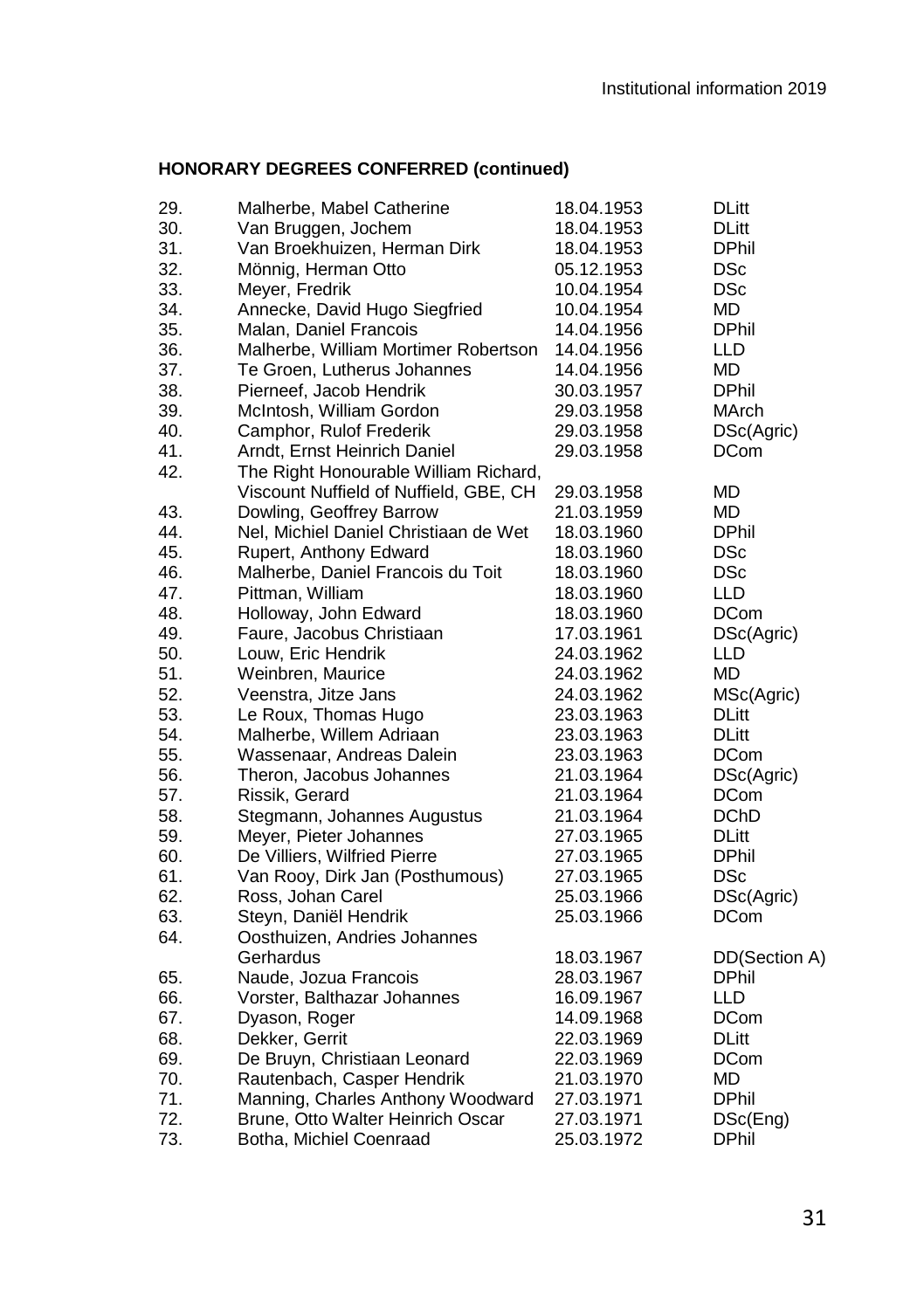## HONORARY DEGREES CONFERRED (continued)

| | | | |
|---|---|---|---|
| 29. | Malherbe, Mabel Catherine | 18.04.1953 | DLitt |
| 30. | Van Bruggen, Jochem | 18.04.1953 | DLitt |
| 31. | Van Broekhuizen, Herman Dirk | 18.04.1953 | DPhil |
| 32. | Mönnig, Herman Otto | 05.12.1953 | DSc |
| 33. | Meyer, Fredrik | 10.04.1954 | DSc |
| 34. | Annecke, David Hugo Siegfried | 10.04.1954 | MD |
| 35. | Malan, Daniel Francois | 14.04.1956 | DPhil |
| 36. | Malherbe, William Mortimer Robertson | 14.04.1956 | LLD |
| 37. | Te Groen, Lutherus Johannes | 14.04.1956 | MD |
| 38. | Pierneef, Jacob Hendrik | 30.03.1957 | DPhil |
| 39. | McIntosh, William Gordon | 29.03.1958 | MArch |
| 40. | Camphor, Rulof Frederik | 29.03.1958 | DSc(Agric) |
| 41. | Arndt, Ernst Heinrich Daniel | 29.03.1958 | DCom |
| 42. | The Right Honourable William Richard, Viscount Nuffield of Nuffield, GBE, CH | 29.03.1958 | MD |
| 43. | Dowling, Geoffrey Barrow | 21.03.1959 | MD |
| 44. | Nel, Michiel Daniel Christiaan de Wet | 18.03.1960 | DPhil |
| 45. | Rupert, Anthony Edward | 18.03.1960 | DSc |
| 46. | Malherbe, Daniel Francois du Toit | 18.03.1960 | DSc |
| 47. | Pittman, William | 18.03.1960 | LLD |
| 48. | Holloway, John Edward | 18.03.1960 | DCom |
| 49. | Faure, Jacobus Christiaan | 17.03.1961 | DSc(Agric) |
| 50. | Louw, Eric Hendrik | 24.03.1962 | LLD |
| 51. | Weinbren, Maurice | 24.03.1962 | MD |
| 52. | Veenstra, Jitze Jans | 24.03.1962 | MSc(Agric) |
| 53. | Le Roux, Thomas Hugo | 23.03.1963 | DLitt |
| 54. | Malherbe, Willem Adriaan | 23.03.1963 | DLitt |
| 55. | Wassenaar, Andreas Dalein | 23.03.1963 | DCom |
| 56. | Theron, Jacobus Johannes | 21.03.1964 | DSc(Agric) |
| 57. | Rissik, Gerard | 21.03.1964 | DCom |
| 58. | Stegmann, Johannes Augustus | 21.03.1964 | DChD |
| 59. | Meyer, Pieter Johannes | 27.03.1965 | DLitt |
| 60. | De Villiers, Wilfried Pierre | 27.03.1965 | DPhil |
| 61. | Van Rooy, Dirk Jan (Posthumous) | 27.03.1965 | DSc |
| 62. | Ross, Johan Carel | 25.03.1966 | DSc(Agric) |
| 63. | Steyn, Daniël Hendrik | 25.03.1966 | DCom |
| 64. | Oosthuizen, Andries Johannes Gerhardus | 18.03.1967 | DD(Section A) |
| 65. | Naude, Jozua Francois | 28.03.1967 | DPhil |
| 66. | Vorster, Balthazar Johannes | 16.09.1967 | LLD |
| 67. | Dyason, Roger | 14.09.1968 | DCom |
| 68. | Dekker, Gerrit | 22.03.1969 | DLitt |
| 69. | De Bruyn, Christiaan Leonard | 22.03.1969 | DCom |
| 70. | Rautenbach, Casper Hendrik | 21.03.1970 | MD |
| 71. | Manning, Charles Anthony Woodward | 27.03.1971 | DPhil |
| 72. | Brune, Otto Walter Heinrich Oscar | 27.03.1971 | DSc(Eng) |
| 73. | Botha, Michiel Coenraad | 25.03.1972 | DPhil |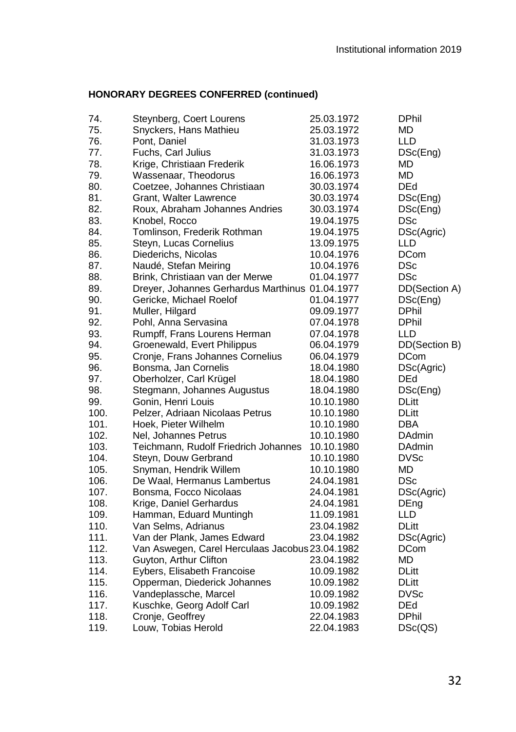## HONORARY DEGREES CONFERRED (continued)

| | | | |
|---|---|---|---|
| 74. | Steynberg, Coert Lourens | 25.03.1972 | DPhil |
| 75. | Snyckers, Hans Mathieu | 25.03.1972 | MD |
| 76. | Pont, Daniel | 31.03.1973 | LLD |
| 77. | Fuchs, Carl Julius | 31.03.1973 | DSc(Eng) |
| 78. | Krige, Christiaan Frederik | 16.06.1973 | MD |
| 79. | Wassenaar, Theodorus | 16.06.1973 | MD |
| 80. | Coetzee, Johannes Christiaan | 30.03.1974 | DEd |
| 81. | Grant, Walter Lawrence | 30.03.1974 | DSc(Eng) |
| 82. | Roux, Abraham Johannes Andries | 30.03.1974 | DSc(Eng) |
| 83. | Knobel, Rocco | 19.04.1975 | DSc |
| 84. | Tomlinson, Frederik Rothman | 19.04.1975 | DSc(Agric) |
| 85. | Steyn, Lucas Cornelius | 13.09.1975 | LLD |
| 86. | Diederichs, Nicolas | 10.04.1976 | DCom |
| 87. | Naudé, Stefan Meiring | 10.04.1976 | DSc |
| 88. | Brink, Christiaan van der Merwe | 01.04.1977 | DSc |
| 89. | Dreyer, Johannes Gerhardus Marthinus | 01.04.1977 | DD(Section A) |
| 90. | Gericke, Michael Roelof | 01.04.1977 | DSc(Eng) |
| 91. | Muller, Hilgard | 09.09.1977 | DPhil |
| 92. | Pohl, Anna Servasina | 07.04.1978 | DPhil |
| 93. | Rumpff, Frans Lourens Herman | 07.04.1978 | LLD |
| 94. | Groenewald, Evert Philippus | 06.04.1979 | DD(Section B) |
| 95. | Cronje, Frans Johannes Cornelius | 06.04.1979 | DCom |
| 96. | Bonsma, Jan Cornelis | 18.04.1980 | DSc(Agric) |
| 97. | Oberholzer, Carl Krügel | 18.04.1980 | DEd |
| 98. | Stegmann, Johannes Augustus | 18.04.1980 | DSc(Eng) |
| 99. | Gonin, Henri Louis | 10.10.1980 | DLitt |
| 100. | Pelzer, Adriaan Nicolaas Petrus | 10.10.1980 | DLitt |
| 101. | Hoek, Pieter Wilhelm | 10.10.1980 | DBA |
| 102. | Nel, Johannes Petrus | 10.10.1980 | DAdmin |
| 103. | Teichmann, Rudolf Friedrich Johannes | 10.10.1980 | DAdmin |
| 104. | Steyn, Douw Gerbrand | 10.10.1980 | DVSc |
| 105. | Snyman, Hendrik Willem | 10.10.1980 | MD |
| 106. | De Waal, Hermanus Lambertus | 24.04.1981 | DSc |
| 107. | Bonsma, Focco Nicolaas | 24.04.1981 | DSc(Agric) |
| 108. | Krige, Daniel Gerhardus | 24.04.1981 | DEng |
| 109. | Hamman, Eduard Muntingh | 11.09.1981 | LLD |
| 110. | Van Selms, Adrianus | 23.04.1982 | DLitt |
| 111. | Van der Plank, James Edward | 23.04.1982 | DSc(Agric) |
| 112. | Van Aswegen, Carel Herculaas Jacobus | 23.04.1982 | DCom |
| 113. | Guyton, Arthur Clifton | 23.04.1982 | MD |
| 114. | Eybers, Elisabeth Francoise | 10.09.1982 | DLitt |
| 115. | Opperman, Diederick Johannes | 10.09.1982 | DLitt |
| 116. | Vandeplassche, Marcel | 10.09.1982 | DVSc |
| 117. | Kuschke, Georg Adolf Carl | 10.09.1982 | DEd |
| 118. | Cronje, Geoffrey | 22.04.1983 | DPhil |
| 119. | Louw, Tobias Herold | 22.04.1983 | DSc(QS) |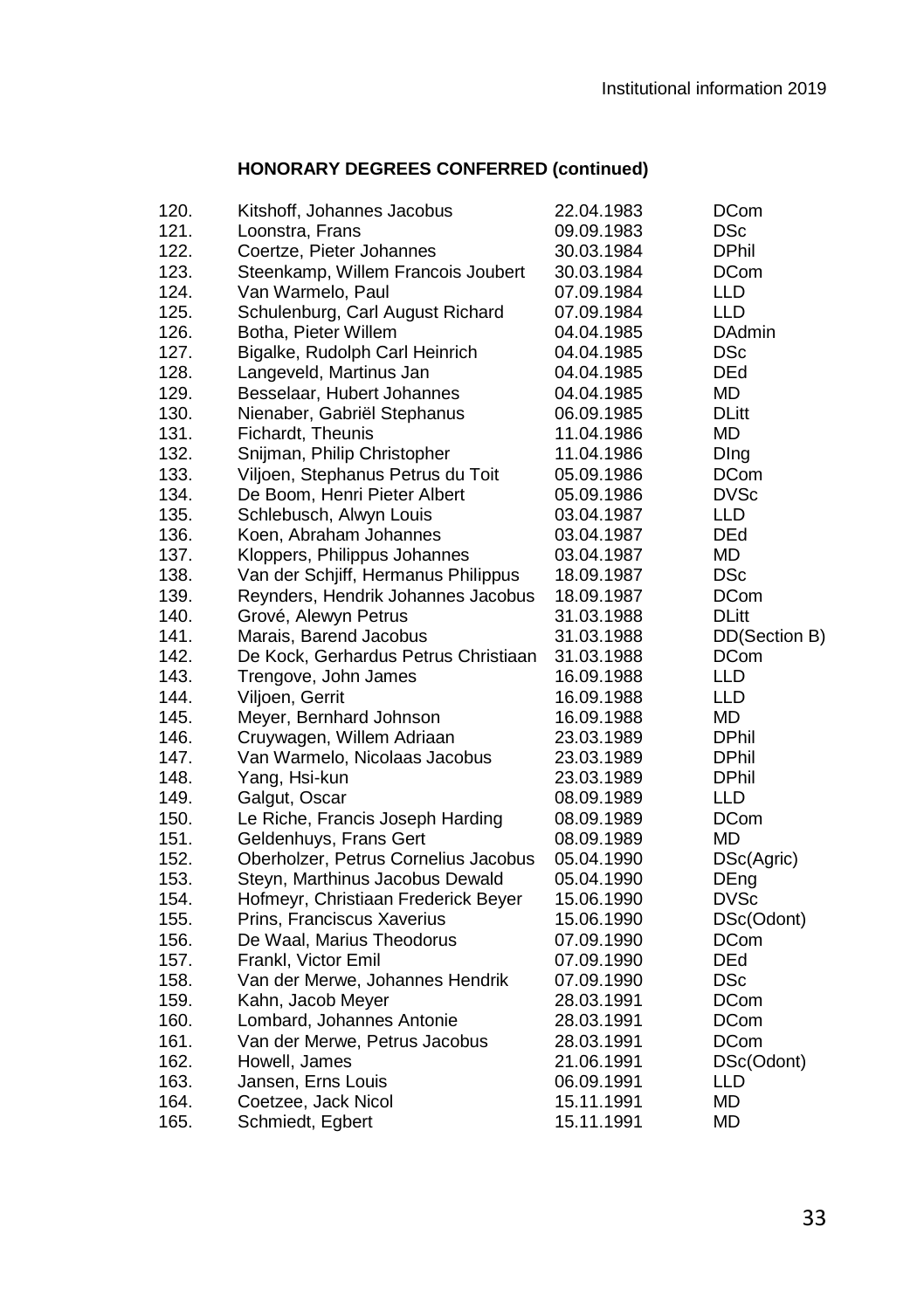**HONORARY DEGREES CONFERRED (continued)**

| | | | |
|---|---|---|---|
| 120. | Kitshoff, Johannes Jacobus | 22.04.1983 | DCom |
| 121. | Loonstra, Frans | 09.09.1983 | DSc |
| 122. | Coertze, Pieter Johannes | 30.03.1984 | DPhil |
| 123. | Steenkamp, Willem Francois Joubert | 30.03.1984 | DCom |
| 124. | Van Warmelo, Paul | 07.09.1984 | LLD |
| 125. | Schulenburg, Carl August Richard | 07.09.1984 | LLD |
| 126. | Botha, Pieter Willem | 04.04.1985 | DAdmin |
| 127. | Bigalke, Rudolph Carl Heinrich | 04.04.1985 | DSc |
| 128. | Langeveld, Martinus Jan | 04.04.1985 | DEd |
| 129. | Besselaar, Hubert Johannes | 04.04.1985 | MD |
| 130. | Nienaber, Gabriël Stephanus | 06.09.1985 | DLitt |
| 131. | Fichardt, Theunis | 11.04.1986 | MD |
| 132. | Snijman, Philip Christopher | 11.04.1986 | DIng |
| 133. | Viljoen, Stephanus Petrus du Toit | 05.09.1986 | DCom |
| 134. | De Boom, Henri Pieter Albert | 05.09.1986 | DVSc |
| 135. | Schlebusch, Alwyn Louis | 03.04.1987 | LLD |
| 136. | Koen, Abraham Johannes | 03.04.1987 | DEd |
| 137. | Kloppers, Philippus Johannes | 03.04.1987 | MD |
| 138. | Van der Schjiff, Hermanus Philippus | 18.09.1987 | DSc |
| 139. | Reynders, Hendrik Johannes Jacobus | 18.09.1987 | DCom |
| 140. | Grové, Alewyn Petrus | 31.03.1988 | DLitt |
| 141. | Marais, Barend Jacobus | 31.03.1988 | DD(Section B) |
| 142. | De Kock, Gerhardus Petrus Christiaan | 31.03.1988 | DCom |
| 143. | Trengove, John James | 16.09.1988 | LLD |
| 144. | Viljoen, Gerrit | 16.09.1988 | LLD |
| 145. | Meyer, Bernhard Johnson | 16.09.1988 | MD |
| 146. | Cruywagen, Willem Adriaan | 23.03.1989 | DPhil |
| 147. | Van Warmelo, Nicolaas Jacobus | 23.03.1989 | DPhil |
| 148. | Yang, Hsi-kun | 23.03.1989 | DPhil |
| 149. | Galgut, Oscar | 08.09.1989 | LLD |
| 150. | Le Riche, Francis Joseph Harding | 08.09.1989 | DCom |
| 151. | Geldenhuys, Frans Gert | 08.09.1989 | MD |
| 152. | Oberholzer, Petrus Cornelius Jacobus | 05.04.1990 | DSc(Agric) |
| 153. | Steyn, Marthinus Jacobus Dewald | 05.04.1990 | DEng |
| 154. | Hofmeyr, Christiaan Frederick Beyer | 15.06.1990 | DVSc |
| 155. | Prins, Franciscus Xaverius | 15.06.1990 | DSc(Odont) |
| 156. | De Waal, Marius Theodorus | 07.09.1990 | DCom |
| 157. | Frankl, Victor Emil | 07.09.1990 | DEd |
| 158. | Van der Merwe, Johannes Hendrik | 07.09.1990 | DSc |
| 159. | Kahn, Jacob Meyer | 28.03.1991 | DCom |
| 160. | Lombard, Johannes Antonie | 28.03.1991 | DCom |
| 161. | Van der Merwe, Petrus Jacobus | 28.03.1991 | DCom |
| 162. | Howell, James | 21.06.1991 | DSc(Odont) |
| 163. | Jansen, Erns Louis | 06.09.1991 | LLD |
| 164. | Coetzee, Jack Nicol | 15.11.1991 | MD |
| 165. | Schmiedt, Egbert | 15.11.1991 | MD |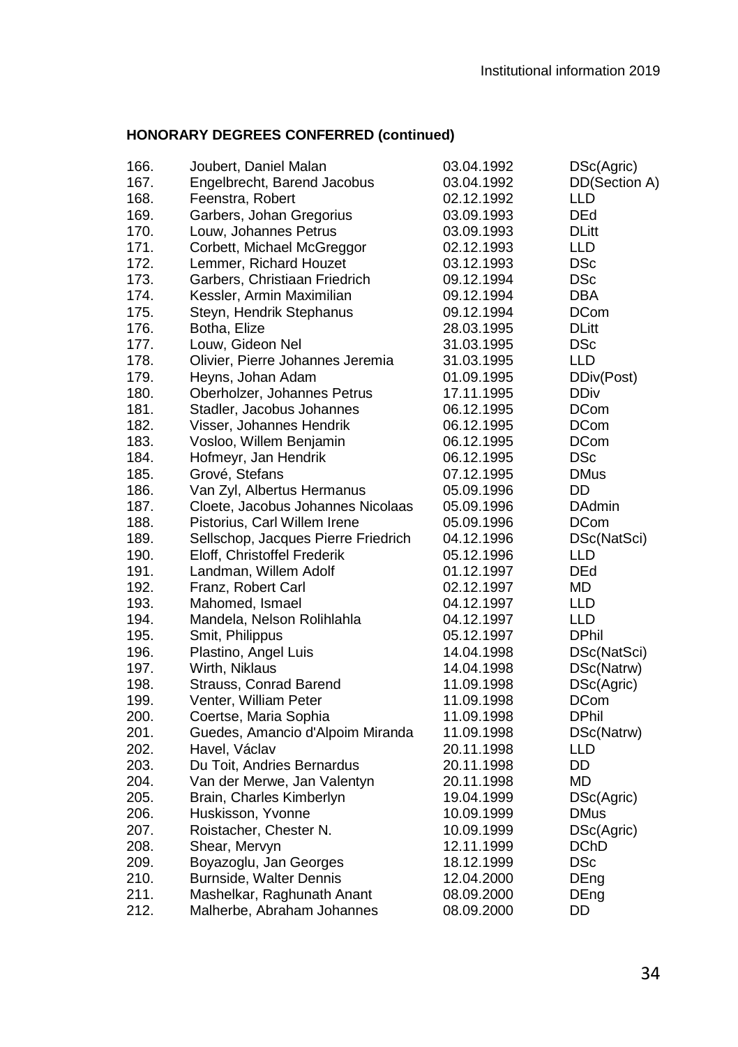**HONORARY DEGREES CONFERRED (continued)**

| | | | |
|---|---|---|---|
| 166. | Joubert, Daniel Malan | 03.04.1992 | DSc(Agric) |
| 167. | Engelbrecht, Barend Jacobus | 03.04.1992 | DD(Section A) |
| 168. | Feenstra, Robert | 02.12.1992 | LLD |
| 169. | Garbers, Johan Gregorius | 03.09.1993 | DEd |
| 170. | Louw, Johannes Petrus | 03.09.1993 | DLitt |
| 171. | Corbett, Michael McGreggor | 02.12.1993 | LLD |
| 172. | Lemmer, Richard Houzet | 03.12.1993 | DSc |
| 173. | Garbers, Christiaan Friedrich | 09.12.1994 | DSc |
| 174. | Kessler, Armin Maximilian | 09.12.1994 | DBA |
| 175. | Steyn, Hendrik Stephanus | 09.12.1994 | DCom |
| 176. | Botha, Elize | 28.03.1995 | DLitt |
| 177. | Louw, Gideon Nel | 31.03.1995 | DSc |
| 178. | Olivier, Pierre Johannes Jeremia | 31.03.1995 | LLD |
| 179. | Heyns, Johan Adam | 01.09.1995 | DDiv(Post) |
| 180. | Oberholzer, Johannes Petrus | 17.11.1995 | DDiv |
| 181. | Stadler, Jacobus Johannes | 06.12.1995 | DCom |
| 182. | Visser, Johannes Hendrik | 06.12.1995 | DCom |
| 183. | Vosloo, Willem Benjamin | 06.12.1995 | DCom |
| 184. | Hofmeyr, Jan Hendrik | 06.12.1995 | DSc |
| 185. | Grové, Stefans | 07.12.1995 | DMus |
| 186. | Van Zyl, Albertus Hermanus | 05.09.1996 | DD |
| 187. | Cloete, Jacobus Johannes Nicolaas | 05.09.1996 | DAdmin |
| 188. | Pistorius, Carl Willem Irene | 05.09.1996 | DCom |
| 189. | Sellschop, Jacques Pierre Friedrich | 04.12.1996 | DSc(NatSci) |
| 190. | Eloff, Christoffel Frederik | 05.12.1996 | LLD |
| 191. | Landman, Willem Adolf | 01.12.1997 | DEd |
| 192. | Franz, Robert Carl | 02.12.1997 | MD |
| 193. | Mahomed, Ismael | 04.12.1997 | LLD |
| 194. | Mandela, Nelson Rolihlahla | 04.12.1997 | LLD |
| 195. | Smit, Philippus | 05.12.1997 | DPhil |
| 196. | Plastino, Angel Luis | 14.04.1998 | DSc(NatSci) |
| 197. | Wirth, Niklaus | 14.04.1998 | DSc(Natrw) |
| 198. | Strauss, Conrad Barend | 11.09.1998 | DSc(Agric) |
| 199. | Venter, William Peter | 11.09.1998 | DCom |
| 200. | Coertse, Maria Sophia | 11.09.1998 | DPhil |
| 201. | Guedes, Amancio d'Alpoim Miranda | 11.09.1998 | DSc(Natrw) |
| 202. | Havel, Václav | 20.11.1998 | LLD |
| 203. | Du Toit, Andries Bernardus | 20.11.1998 | DD |
| 204. | Van der Merwe, Jan Valentyn | 20.11.1998 | MD |
| 205. | Brain, Charles Kimberlyn | 19.04.1999 | DSc(Agric) |
| 206. | Huskisson, Yvonne | 10.09.1999 | DMus |
| 207. | Roistacher, Chester N. | 10.09.1999 | DSc(Agric) |
| 208. | Shear, Mervyn | 12.11.1999 | DChD |
| 209. | Boyazoglu, Jan Georges | 18.12.1999 | DSc |
| 210. | Burnside, Walter Dennis | 12.04.2000 | DEng |
| 211. | Mashelkar, Raghunath Anant | 08.09.2000 | DEng |
| 212. | Malherbe, Abraham Johannes | 08.09.2000 | DD |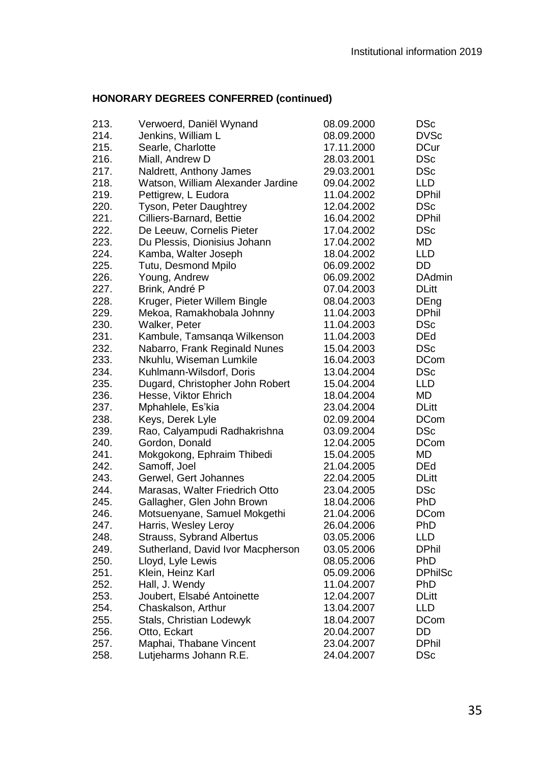### HONORARY DEGREES CONFERRED (continued)

| | | | |
|---|---|---|---|
| 213. | Verwoerd, Daniël Wynand | 08.09.2000 | DSc |
| 214. | Jenkins, William L | 08.09.2000 | DVSc |
| 215. | Searle, Charlotte | 17.11.2000 | DCur |
| 216. | Miall, Andrew D | 28.03.2001 | DSc |
| 217. | Naldrett, Anthony James | 29.03.2001 | DSc |
| 218. | Watson, William Alexander Jardine | 09.04.2002 | LLD |
| 219. | Pettigrew, L Eudora | 11.04.2002 | DPhil |
| 220. | Tyson, Peter Daughtrey | 12.04.2002 | DSc |
| 221. | Cilliers-Barnard, Bettie | 16.04.2002 | DPhil |
| 222. | De Leeuw, Cornelis Pieter | 17.04.2002 | DSc |
| 223. | Du Plessis, Dionisius Johann | 17.04.2002 | MD |
| 224. | Kamba, Walter Joseph | 18.04.2002 | LLD |
| 225. | Tutu, Desmond Mpilo | 06.09.2002 | DD |
| 226. | Young, Andrew | 06.09.2002 | DAdmin |
| 227. | Brink, André P | 07.04.2003 | DLitt |
| 228. | Kruger, Pieter Willem Bingle | 08.04.2003 | DEng |
| 229. | Mekoa, Ramakhobala Johnny | 11.04.2003 | DPhil |
| 230. | Walker, Peter | 11.04.2003 | DSc |
| 231. | Kambule, Tamsanqa Wilkenson | 11.04.2003 | DEd |
| 232. | Nabarro, Frank Reginald Nunes | 15.04.2003 | DSc |
| 233. | Nkuhlu, Wiseman Lumkile | 16.04.2003 | DCom |
| 234. | Kuhlmann-Wilsdorf, Doris | 13.04.2004 | DSc |
| 235. | Dugard, Christopher John Robert | 15.04.2004 | LLD |
| 236. | Hesse, Viktor Ehrich | 18.04.2004 | MD |
| 237. | Mphahlele, Es'kia | 23.04.2004 | DLitt |
| 238. | Keys, Derek Lyle | 02.09.2004 | DCom |
| 239. | Rao, Calyampudi Radhakrishna | 03.09.2004 | DSc |
| 240. | Gordon, Donald | 12.04.2005 | DCom |
| 241. | Mokgokong, Ephraim Thibedi | 15.04.2005 | MD |
| 242. | Samoff, Joel | 21.04.2005 | DEd |
| 243. | Gerwel, Gert Johannes | 22.04.2005 | DLitt |
| 244. | Marasas, Walter Friedrich Otto | 23.04.2005 | DSc |
| 245. | Gallagher, Glen John Brown | 18.04.2006 | PhD |
| 246. | Motsuenyane, Samuel Mokgethi | 21.04.2006 | DCom |
| 247. | Harris, Wesley Leroy | 26.04.2006 | PhD |
| 248. | Strauss, Sybrand Albertus | 03.05.2006 | LLD |
| 249. | Sutherland, David Ivor Macpherson | 03.05.2006 | DPhil |
| 250. | Lloyd, Lyle Lewis | 08.05.2006 | PhD |
| 251. | Klein, Heinz Karl | 05.09.2006 | DPhilSc |
| 252. | Hall, J. Wendy | 11.04.2007 | PhD |
| 253. | Joubert, Elsabé Antoinette | 12.04.2007 | DLitt |
| 254. | Chaskalson, Arthur | 13.04.2007 | LLD |
| 255. | Stals, Christian Lodewyk | 18.04.2007 | DCom |
| 256. | Otto, Eckart | 20.04.2007 | DD |
| 257. | Maphai, Thabane Vincent | 23.04.2007 | DPhil |
| 258. | Lutjeharms Johann R.E. | 24.04.2007 | DSc |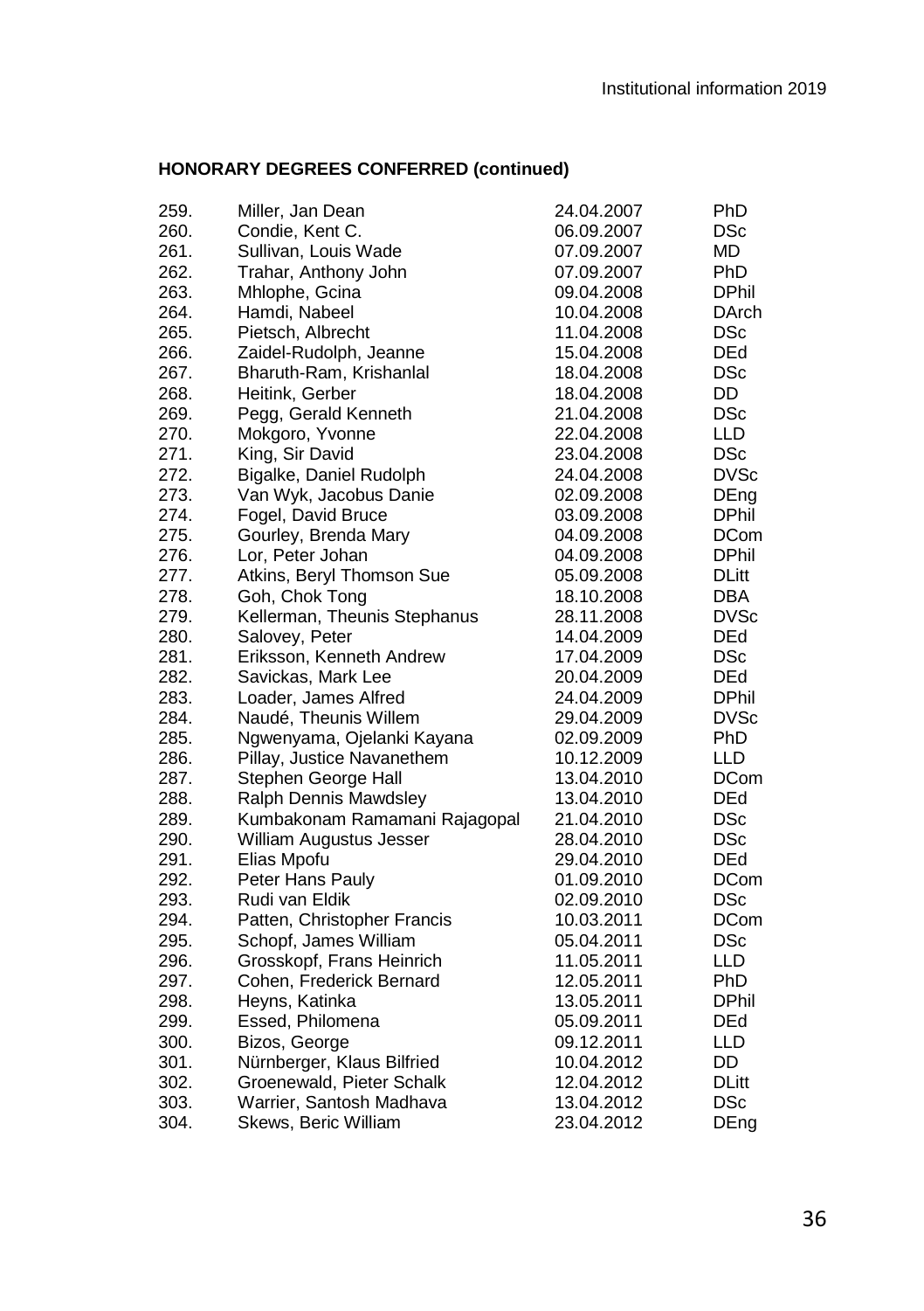## HONORARY DEGREES CONFERRED (continued)

| | | | |
|---|---|---|---|
| 259. | Miller, Jan Dean | 24.04.2007 | PhD |
| 260. | Condie, Kent C. | 06.09.2007 | DSc |
| 261. | Sullivan, Louis Wade | 07.09.2007 | MD |
| 262. | Trahar, Anthony John | 07.09.2007 | PhD |
| 263. | Mhlophe, Gcina | 09.04.2008 | DPhil |
| 264. | Hamdi, Nabeel | 10.04.2008 | DArch |
| 265. | Pietsch, Albrecht | 11.04.2008 | DSc |
| 266. | Zaidel-Rudolph, Jeanne | 15.04.2008 | DEd |
| 267. | Bharuth-Ram, Krishanlal | 18.04.2008 | DSc |
| 268. | Heitink, Gerber | 18.04.2008 | DD |
| 269. | Pegg, Gerald Kenneth | 21.04.2008 | DSc |
| 270. | Mokgoro, Yvonne | 22.04.2008 | LLD |
| 271. | King, Sir David | 23.04.2008 | DSc |
| 272. | Bigalke, Daniel Rudolph | 24.04.2008 | DVSc |
| 273. | Van Wyk, Jacobus Danie | 02.09.2008 | DEng |
| 274. | Fogel, David Bruce | 03.09.2008 | DPhil |
| 275. | Gourley, Brenda Mary | 04.09.2008 | DCom |
| 276. | Lor, Peter Johan | 04.09.2008 | DPhil |
| 277. | Atkins, Beryl Thomson Sue | 05.09.2008 | DLitt |
| 278. | Goh, Chok Tong | 18.10.2008 | DBA |
| 279. | Kellerman, Theunis Stephanus | 28.11.2008 | DVSc |
| 280. | Salovey, Peter | 14.04.2009 | DEd |
| 281. | Eriksson, Kenneth Andrew | 17.04.2009 | DSc |
| 282. | Savickas, Mark Lee | 20.04.2009 | DEd |
| 283. | Loader, James Alfred | 24.04.2009 | DPhil |
| 284. | Naudé, Theunis Willem | 29.04.2009 | DVSc |
| 285. | Ngwenyama, Ojelanki Kayana | 02.09.2009 | PhD |
| 286. | Pillay, Justice Navanethem | 10.12.2009 | LLD |
| 287. | Stephen George Hall | 13.04.2010 | DCom |
| 288. | Ralph Dennis Mawdsley | 13.04.2010 | DEd |
| 289. | Kumbakonam Ramamani Rajagopal | 21.04.2010 | DSc |
| 290. | William Augustus Jesser | 28.04.2010 | DSc |
| 291. | Elias Mpofu | 29.04.2010 | DEd |
| 292. | Peter Hans Pauly | 01.09.2010 | DCom |
| 293. | Rudi van Eldik | 02.09.2010 | DSc |
| 294. | Patten, Christopher Francis | 10.03.2011 | DCom |
| 295. | Schopf, James William | 05.04.2011 | DSc |
| 296. | Grosskopf, Frans Heinrich | 11.05.2011 | LLD |
| 297. | Cohen, Frederick Bernard | 12.05.2011 | PhD |
| 298. | Heyns, Katinka | 13.05.2011 | DPhil |
| 299. | Essed, Philomena | 05.09.2011 | DEd |
| 300. | Bizos, George | 09.12.2011 | LLD |
| 301. | Nürnberger, Klaus Bilfried | 10.04.2012 | DD |
| 302. | Groenewald, Pieter Schalk | 12.04.2012 | DLitt |
| 303. | Warrier, Santosh Madhava | 13.04.2012 | DSc |
| 304. | Skews, Beric William | 23.04.2012 | DEng |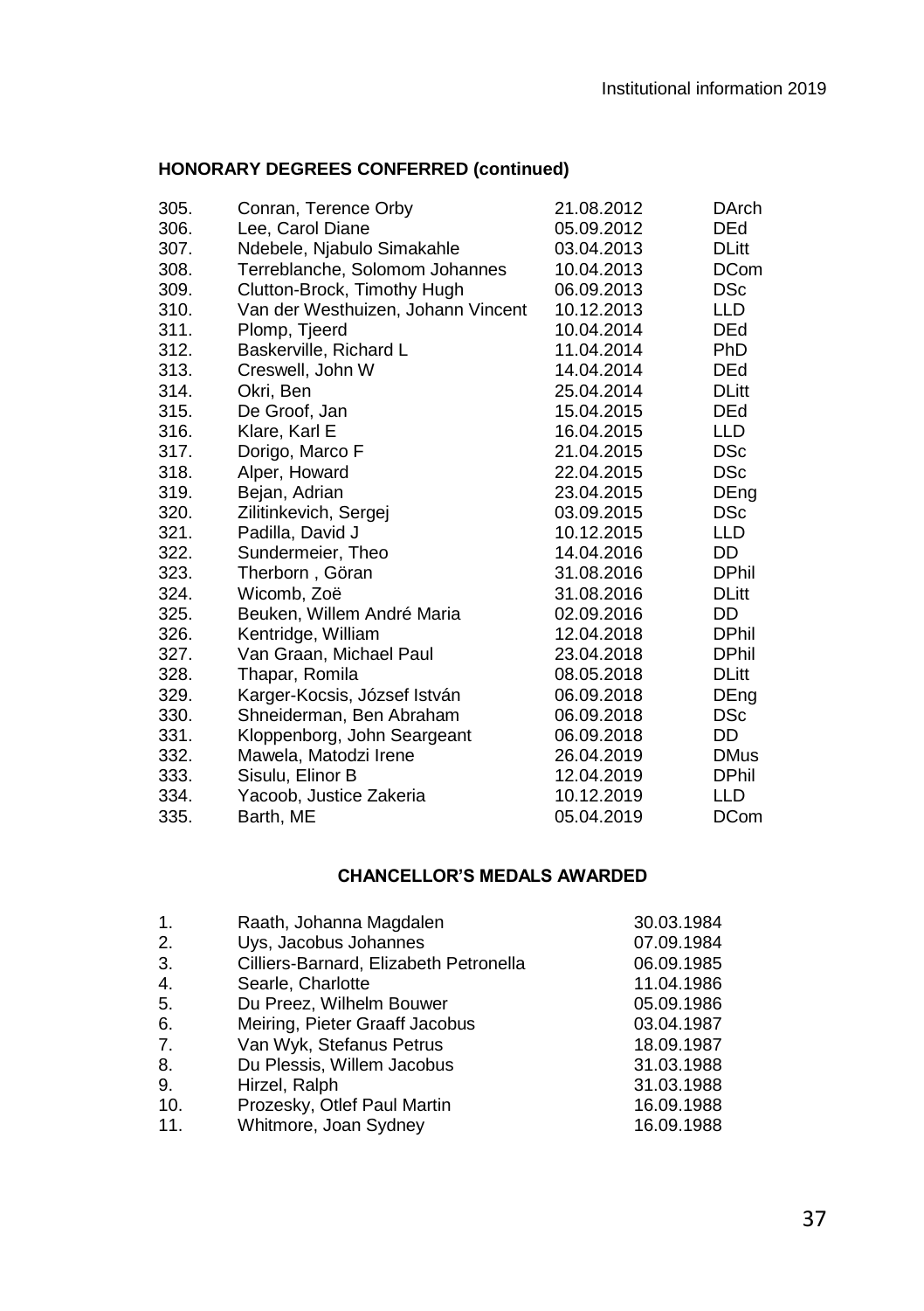## HONORARY DEGREES CONFERRED (continued)

| | | | |
|---|---|---|---|
| 305. | Conran, Terence Orby | 21.08.2012 | DArch |
| 306. | Lee, Carol Diane | 05.09.2012 | DEd |
| 307. | Ndebele, Njabulo Simakahle | 03.04.2013 | DLitt |
| 308. | Terreblanche, Solomom Johannes | 10.04.2013 | DCom |
| 309. | Clutton-Brock, Timothy Hugh | 06.09.2013 | DSc |
| 310. | Van der Westhuizen, Johann Vincent | 10.12.2013 | LLD |
| 311. | Plomp, Tjeerd | 10.04.2014 | DEd |
| 312. | Baskerville, Richard L | 11.04.2014 | PhD |
| 313. | Creswell, John W | 14.04.2014 | DEd |
| 314. | Okri, Ben | 25.04.2014 | DLitt |
| 315. | De Groof, Jan | 15.04.2015 | DEd |
| 316. | Klare, Karl E | 16.04.2015 | LLD |
| 317. | Dorigo, Marco F | 21.04.2015 | DSc |
| 318. | Alper, Howard | 22.04.2015 | DSc |
| 319. | Bejan, Adrian | 23.04.2015 | DEng |
| 320. | Zilitinkevich, Sergej | 03.09.2015 | DSc |
| 321. | Padilla, David J | 10.12.2015 | LLD |
| 322. | Sundermeier, Theo | 14.04.2016 | DD |
| 323. | Therborn , Göran | 31.08.2016 | DPhil |
| 324. | Wicomb, Zoë | 31.08.2016 | DLitt |
| 325. | Beuken, Willem André Maria | 02.09.2016 | DD |
| 326. | Kentridge, William | 12.04.2018 | DPhil |
| 327. | Van Graan, Michael Paul | 23.04.2018 | DPhil |
| 328. | Thapar, Romila | 08.05.2018 | DLitt |
| 329. | Karger-Kocsis, József István | 06.09.2018 | DEng |
| 330. | Shneiderman, Ben Abraham | 06.09.2018 | DSc |
| 331. | Kloppenborg, John Seargeant | 06.09.2018 | DD |
| 332. | Mawela, Matodzi Irene | 26.04.2019 | DMus |
| 333. | Sisulu, Elinor B | 12.04.2019 | DPhil |
| 334. | Yacoob, Justice Zakeria | 10.12.2019 | LLD |
| 335. | Barth, ME | 05.04.2019 | DCom |

## CHANCELLOR'S MEDALS AWARDED

| | | |
|---|---|---|
| 1. | Raath, Johanna Magdalen | 30.03.1984 |
| 2. | Uys, Jacobus Johannes | 07.09.1984 |
| 3. | Cilliers-Barnard, Elizabeth Petronella | 06.09.1985 |
| 4. | Searle, Charlotte | 11.04.1986 |
| 5. | Du Preez, Wilhelm Bouwer | 05.09.1986 |
| 6. | Meiring, Pieter Graaff Jacobus | 03.04.1987 |
| 7. | Van Wyk, Stefanus Petrus | 18.09.1987 |
| 8. | Du Plessis, Willem Jacobus | 31.03.1988 |
| 9. | Hirzel, Ralph | 31.03.1988 |
| 10. | Prozesky, Otlef Paul Martin | 16.09.1988 |
| 11. | Whitmore, Joan Sydney | 16.09.1988 |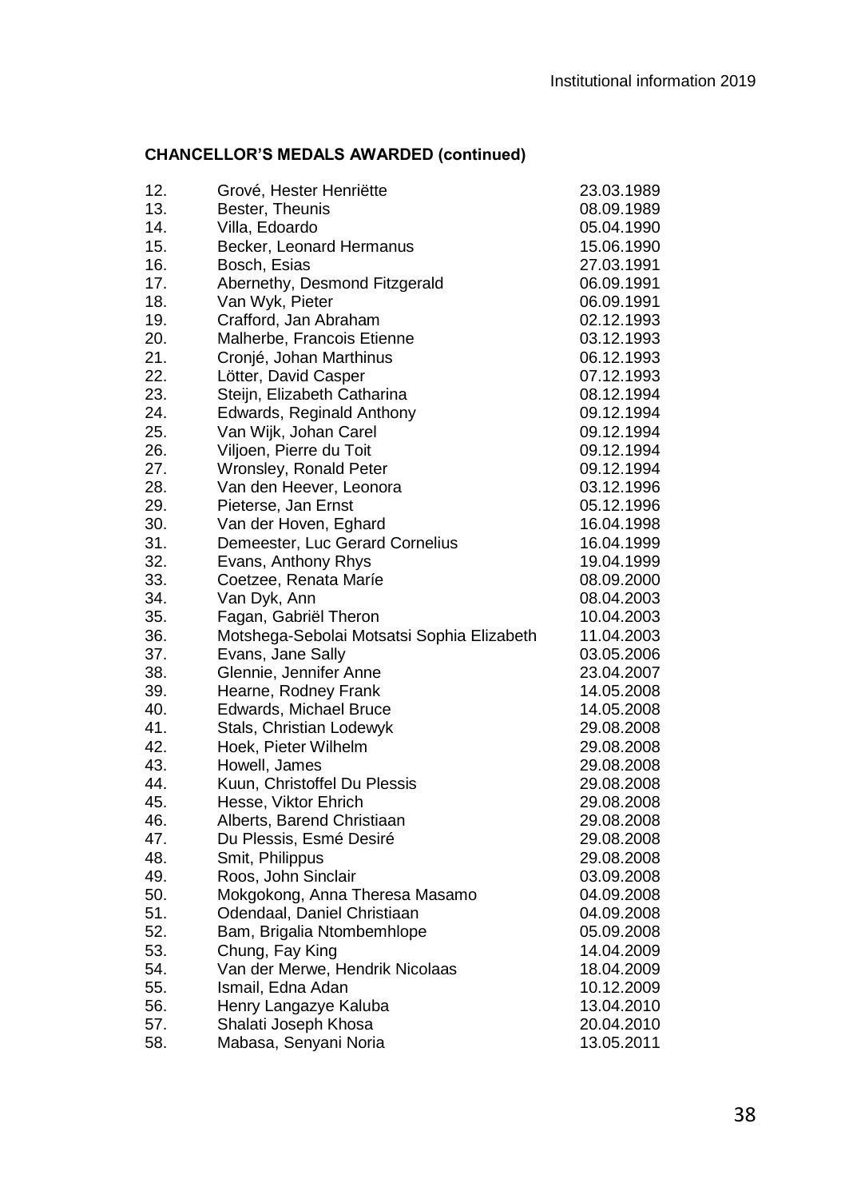#### CHANCELLOR'S MEDALS AWARDED (continued)

| | | |
|---|---|---|
| 12. | Grové, Hester Henriëtte | 23.03.1989 |
| 13. | Bester, Theunis | 08.09.1989 |
| 14. | Villa, Edoardo | 05.04.1990 |
| 15. | Becker, Leonard Hermanus | 15.06.1990 |
| 16. | Bosch, Esias | 27.03.1991 |
| 17. | Abernethy, Desmond Fitzgerald | 06.09.1991 |
| 18. | Van Wyk, Pieter | 06.09.1991 |
| 19. | Crafford, Jan Abraham | 02.12.1993 |
| 20. | Malherbe, Francois Etienne | 03.12.1993 |
| 21. | Cronjé, Johan Marthinus | 06.12.1993 |
| 22. | Lötter, David Casper | 07.12.1993 |
| 23. | Steijn, Elizabeth Catharina | 08.12.1994 |
| 24. | Edwards, Reginald Anthony | 09.12.1994 |
| 25. | Van Wijk, Johan Carel | 09.12.1994 |
| 26. | Viljoen, Pierre du Toit | 09.12.1994 |
| 27. | Wronsley, Ronald Peter | 09.12.1994 |
| 28. | Van den Heever, Leonora | 03.12.1996 |
| 29. | Pieterse, Jan Ernst | 05.12.1996 |
| 30. | Van der Hoven, Eghard | 16.04.1998 |
| 31. | Demeester, Luc Gerard Cornelius | 16.04.1999 |
| 32. | Evans, Anthony Rhys | 19.04.1999 |
| 33. | Coetzee, Renata Maríe | 08.09.2000 |
| 34. | Van Dyk, Ann | 08.04.2003 |
| 35. | Fagan, Gabriël Theron | 10.04.2003 |
| 36. | Motshega-Sebolai Motsatsi Sophia Elizabeth | 11.04.2003 |
| 37. | Evans, Jane Sally | 03.05.2006 |
| 38. | Glennie, Jennifer Anne | 23.04.2007 |
| 39. | Hearne, Rodney Frank | 14.05.2008 |
| 40. | Edwards, Michael Bruce | 14.05.2008 |
| 41. | Stals, Christian Lodewyk | 29.08.2008 |
| 42. | Hoek, Pieter Wilhelm | 29.08.2008 |
| 43. | Howell, James | 29.08.2008 |
| 44. | Kuun, Christoffel Du Plessis | 29.08.2008 |
| 45. | Hesse, Viktor Ehrich | 29.08.2008 |
| 46. | Alberts, Barend Christiaan | 29.08.2008 |
| 47. | Du Plessis, Esmé Desiré | 29.08.2008 |
| 48. | Smit, Philippus | 29.08.2008 |
| 49. | Roos, John Sinclair | 03.09.2008 |
| 50. | Mokgokong, Anna Theresa Masamo | 04.09.2008 |
| 51. | Odendaal, Daniel Christiaan | 04.09.2008 |
| 52. | Bam, Brigalia Ntombemhlope | 05.09.2008 |
| 53. | Chung, Fay King | 14.04.2009 |
| 54. | Van der Merwe, Hendrik Nicolaas | 18.04.2009 |
| 55. | Ismail, Edna Adan | 10.12.2009 |
| 56. | Henry Langazye Kaluba | 13.04.2010 |
| 57. | Shalati Joseph Khosa | 20.04.2010 |
| 58. | Mabasa, Senyani Noria | 13.05.2011 |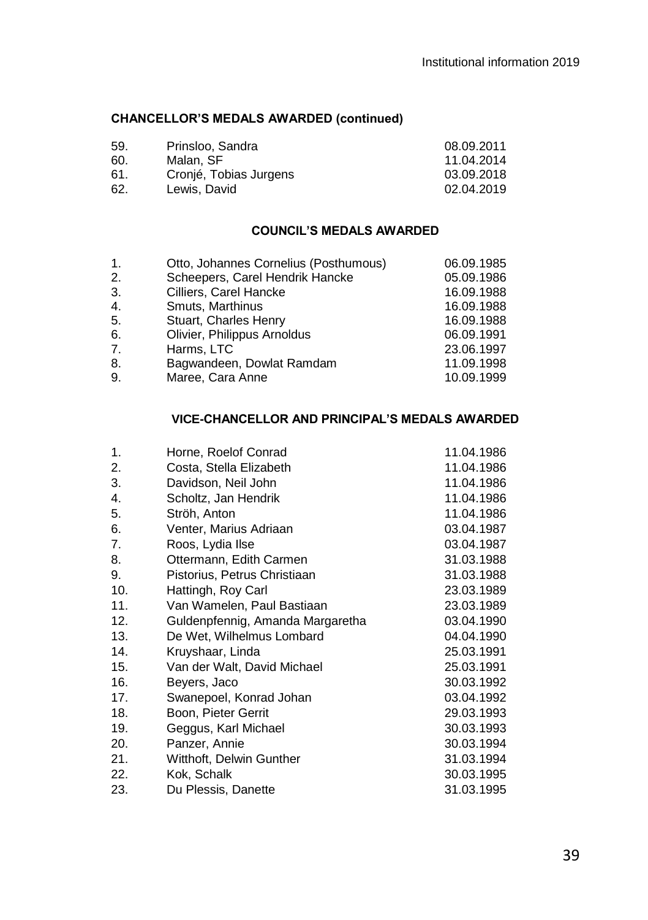## CHANCELLOR'S MEDALS AWARDED (continued)

| | | |
|---|---|---|
| 59. | Prinsloo, Sandra | 08.09.2011 |
| 60. | Malan, SF | 11.04.2014 |
| 61. | Cronjé, Tobias Jurgens | 03.09.2018 |
| 62. | Lewis, David | 02.04.2019 |

## COUNCIL'S MEDALS AWARDED

| | | |
|---|---|---|
| 1. | Otto, Johannes Cornelius (Posthumous) | 06.09.1985 |
| 2. | Scheepers, Carel Hendrik Hancke | 05.09.1986 |
| 3. | Cilliers, Carel Hancke | 16.09.1988 |
| 4. | Smuts, Marthinus | 16.09.1988 |
| 5. | Stuart, Charles Henry | 16.09.1988 |
| 6. | Olivier, Philippus Arnoldus | 06.09.1991 |
| 7. | Harms, LTC | 23.06.1997 |
| 8. | Bagwandeen, Dowlat Ramdam | 11.09.1998 |
| 9. | Maree, Cara Anne | 10.09.1999 |

## VICE-CHANCELLOR AND PRINCIPAL'S MEDALS AWARDED

| | | |
|---|---|---|
| 1. | Horne, Roelof Conrad | 11.04.1986 |
| 2. | Costa, Stella Elizabeth | 11.04.1986 |
| 3. | Davidson, Neil John | 11.04.1986 |
| 4. | Scholtz, Jan Hendrik | 11.04.1986 |
| 5. | Ströh, Anton | 11.04.1986 |
| 6. | Venter, Marius Adriaan | 03.04.1987 |
| 7. | Roos, Lydia Ilse | 03.04.1987 |
| 8. | Ottermann, Edith Carmen | 31.03.1988 |
| 9. | Pistorius, Petrus Christiaan | 31.03.1988 |
| 10. | Hattingh, Roy Carl | 23.03.1989 |
| 11. | Van Wamelen, Paul Bastiaan | 23.03.1989 |
| 12. | Guldenpfennig, Amanda Margaretha | 03.04.1990 |
| 13. | De Wet, Wilhelmus Lombard | 04.04.1990 |
| 14. | Kruyshaar, Linda | 25.03.1991 |
| 15. | Van der Walt, David Michael | 25.03.1991 |
| 16. | Beyers, Jaco | 30.03.1992 |
| 17. | Swanepoel, Konrad Johan | 03.04.1992 |
| 18. | Boon, Pieter Gerrit | 29.03.1993 |
| 19. | Geggus, Karl Michael | 30.03.1993 |
| 20. | Panzer, Annie | 30.03.1994 |
| 21. | Witthoft, Delwin Gunther | 31.03.1994 |
| 22. | Kok, Schalk | 30.03.1995 |
| 23. | Du Plessis, Danette | 31.03.1995 |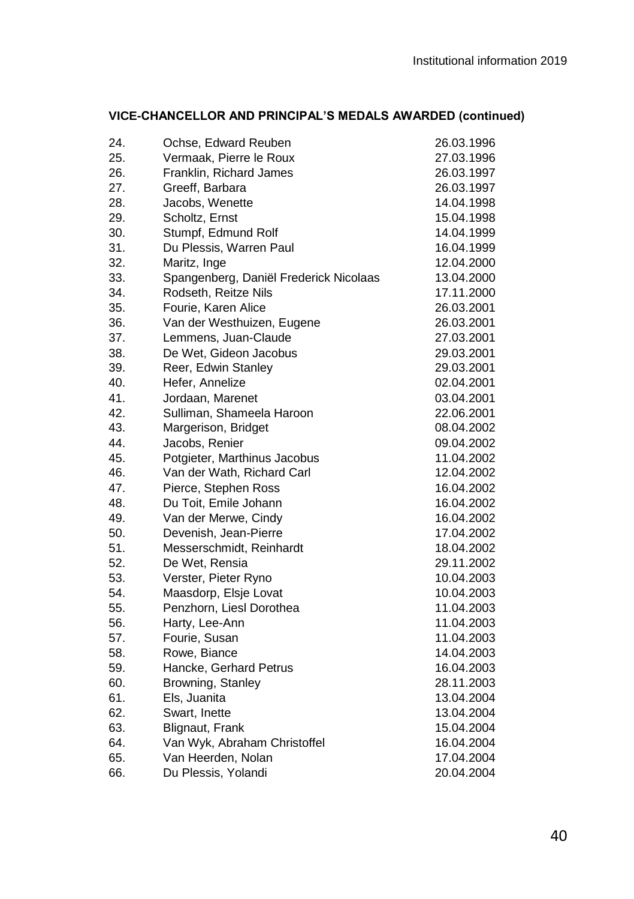## VICE-CHANCELLOR AND PRINCIPAL'S MEDALS AWARDED (continued)

| | | |
|---|---|---|
| 24. | Ochse, Edward Reuben | 26.03.1996 |
| 25. | Vermaak, Pierre le Roux | 27.03.1996 |
| 26. | Franklin, Richard James | 26.03.1997 |
| 27. | Greeff, Barbara | 26.03.1997 |
| 28. | Jacobs, Wenette | 14.04.1998 |
| 29. | Scholtz, Ernst | 15.04.1998 |
| 30. | Stumpf, Edmund Rolf | 14.04.1999 |
| 31. | Du Plessis, Warren Paul | 16.04.1999 |
| 32. | Maritz, Inge | 12.04.2000 |
| 33. | Spangenberg, Daniël Frederick Nicolaas | 13.04.2000 |
| 34. | Rodseth, Reitze Nils | 17.11.2000 |
| 35. | Fourie, Karen Alice | 26.03.2001 |
| 36. | Van der Westhuizen, Eugene | 26.03.2001 |
| 37. | Lemmens, Juan-Claude | 27.03.2001 |
| 38. | De Wet, Gideon Jacobus | 29.03.2001 |
| 39. | Reer, Edwin Stanley | 29.03.2001 |
| 40. | Hefer, Annelize | 02.04.2001 |
| 41. | Jordaan, Marenet | 03.04.2001 |
| 42. | Sulliman, Shameela Haroon | 22.06.2001 |
| 43. | Margerison, Bridget | 08.04.2002 |
| 44. | Jacobs, Renier | 09.04.2002 |
| 45. | Potgieter, Marthinus Jacobus | 11.04.2002 |
| 46. | Van der Wath, Richard Carl | 12.04.2002 |
| 47. | Pierce, Stephen Ross | 16.04.2002 |
| 48. | Du Toit, Emile Johann | 16.04.2002 |
| 49. | Van der Merwe, Cindy | 16.04.2002 |
| 50. | Devenish, Jean-Pierre | 17.04.2002 |
| 51. | Messerschmidt, Reinhardt | 18.04.2002 |
| 52. | De Wet, Rensia | 29.11.2002 |
| 53. | Verster, Pieter Ryno | 10.04.2003 |
| 54. | Maasdorp, Elsje Lovat | 10.04.2003 |
| 55. | Penzhorn, Liesl Dorothea | 11.04.2003 |
| 56. | Harty, Lee-Ann | 11.04.2003 |
| 57. | Fourie, Susan | 11.04.2003 |
| 58. | Rowe, Biance | 14.04.2003 |
| 59. | Hancke, Gerhard Petrus | 16.04.2003 |
| 60. | Browning, Stanley | 28.11.2003 |
| 61. | Els, Juanita | 13.04.2004 |
| 62. | Swart, Inette | 13.04.2004 |
| 63. | Blignaut, Frank | 15.04.2004 |
| 64. | Van Wyk, Abraham Christoffel | 16.04.2004 |
| 65. | Van Heerden, Nolan | 17.04.2004 |
| 66. | Du Plessis, Yolandi | 20.04.2004 |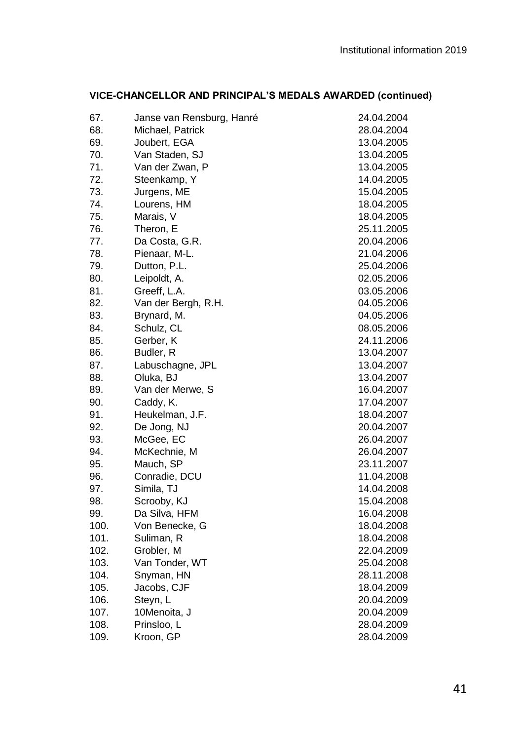### VICE-CHANCELLOR AND PRINCIPAL'S MEDALS AWARDED (continued)

| | | |
|---|---|---|
| 67. | Janse van Rensburg, Hanré | 24.04.2004 |
| 68. | Michael, Patrick | 28.04.2004 |
| 69. | Joubert, EGA | 13.04.2005 |
| 70. | Van Staden, SJ | 13.04.2005 |
| 71. | Van der Zwan, P | 13.04.2005 |
| 72. | Steenkamp, Y | 14.04.2005 |
| 73. | Jurgens, ME | 15.04.2005 |
| 74. | Lourens, HM | 18.04.2005 |
| 75. | Marais, V | 18.04.2005 |
| 76. | Theron, E | 25.11.2005 |
| 77. | Da Costa, G.R. | 20.04.2006 |
| 78. | Pienaar, M-L. | 21.04.2006 |
| 79. | Dutton, P.L. | 25.04.2006 |
| 80. | Leipoldt, A. | 02.05.2006 |
| 81. | Greeff, L.A. | 03.05.2006 |
| 82. | Van der Bergh, R.H. | 04.05.2006 |
| 83. | Brynard, M. | 04.05.2006 |
| 84. | Schulz, CL | 08.05.2006 |
| 85. | Gerber, K | 24.11.2006 |
| 86. | Budler, R | 13.04.2007 |
| 87. | Labuschagne, JPL | 13.04.2007 |
| 88. | Oluka, BJ | 13.04.2007 |
| 89. | Van der Merwe, S | 16.04.2007 |
| 90. | Caddy, K. | 17.04.2007 |
| 91. | Heukelman, J.F. | 18.04.2007 |
| 92. | De Jong, NJ | 20.04.2007 |
| 93. | McGee, EC | 26.04.2007 |
| 94. | McKechnie, M | 26.04.2007 |
| 95. | Mauch, SP | 23.11.2007 |
| 96. | Conradie, DCU | 11.04.2008 |
| 97. | Simila, TJ | 14.04.2008 |
| 98. | Scrooby, KJ | 15.04.2008 |
| 99. | Da Silva, HFM | 16.04.2008 |
| 100. | Von Benecke, G | 18.04.2008 |
| 101. | Suliman, R | 18.04.2008 |
| 102. | Grobler, M | 22.04.2009 |
| 103. | Van Tonder, WT | 25.04.2008 |
| 104. | Snyman, HN | 28.11.2008 |
| 105. | Jacobs, CJF | 18.04.2009 |
| 106. | Steyn, L | 20.04.2009 |
| 107. | 10Menoita, J | 20.04.2009 |
| 108. | Prinsloo, L | 28.04.2009 |
| 109. | Kroon, GP | 28.04.2009 |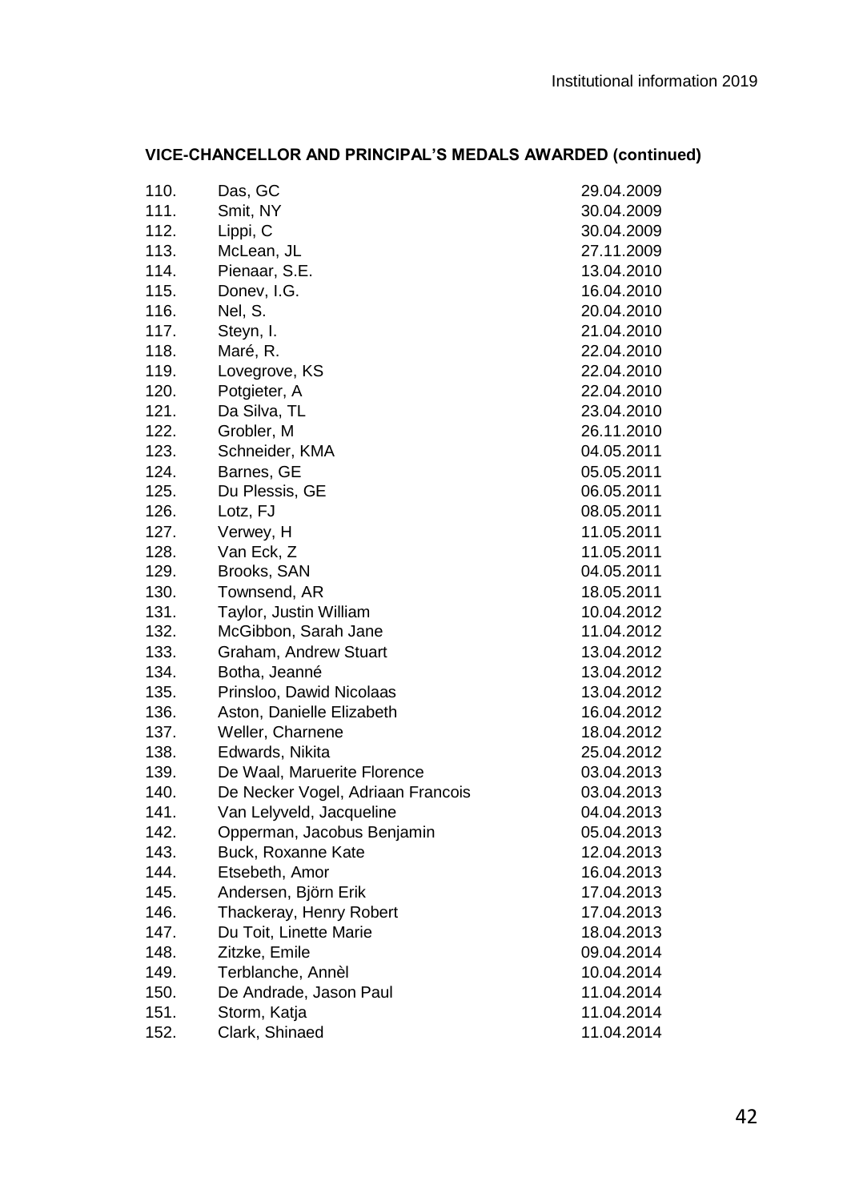**VICE-CHANCELLOR AND PRINCIPAL'S MEDALS AWARDED (continued)**

| | | |
|---|---|---|
| 110. | Das, GC | 29.04.2009 |
| 111. | Smit, NY | 30.04.2009 |
| 112. | Lippi, C | 30.04.2009 |
| 113. | McLean, JL | 27.11.2009 |
| 114. | Pienaar, S.E. | 13.04.2010 |
| 115. | Donev, I.G. | 16.04.2010 |
| 116. | Nel, S. | 20.04.2010 |
| 117. | Steyn, I. | 21.04.2010 |
| 118. | Maré, R. | 22.04.2010 |
| 119. | Lovegrove, KS | 22.04.2010 |
| 120. | Potgieter, A | 22.04.2010 |
| 121. | Da Silva, TL | 23.04.2010 |
| 122. | Grobler, M | 26.11.2010 |
| 123. | Schneider, KMA | 04.05.2011 |
| 124. | Barnes, GE | 05.05.2011 |
| 125. | Du Plessis, GE | 06.05.2011 |
| 126. | Lotz, FJ | 08.05.2011 |
| 127. | Verwey, H | 11.05.2011 |
| 128. | Van Eck, Z | 11.05.2011 |
| 129. | Brooks, SAN | 04.05.2011 |
| 130. | Townsend, AR | 18.05.2011 |
| 131. | Taylor, Justin William | 10.04.2012 |
| 132. | McGibbon, Sarah Jane | 11.04.2012 |
| 133. | Graham, Andrew Stuart | 13.04.2012 |
| 134. | Botha, Jeanné | 13.04.2012 |
| 135. | Prinsloo, Dawid Nicolaas | 13.04.2012 |
| 136. | Aston, Danielle Elizabeth | 16.04.2012 |
| 137. | Weller, Charnene | 18.04.2012 |
| 138. | Edwards, Nikita | 25.04.2012 |
| 139. | De Waal, Maruerite Florence | 03.04.2013 |
| 140. | De Necker Vogel, Adriaan Francois | 03.04.2013 |
| 141. | Van Lelyveld, Jacqueline | 04.04.2013 |
| 142. | Opperman, Jacobus Benjamin | 05.04.2013 |
| 143. | Buck, Roxanne Kate | 12.04.2013 |
| 144. | Etsebeth, Amor | 16.04.2013 |
| 145. | Andersen, Björn Erik | 17.04.2013 |
| 146. | Thackeray, Henry Robert | 17.04.2013 |
| 147. | Du Toit, Linette Marie | 18.04.2013 |
| 148. | Zitzke, Emile | 09.04.2014 |
| 149. | Terblanche, Annèl | 10.04.2014 |
| 150. | De Andrade, Jason Paul | 11.04.2014 |
| 151. | Storm, Katja | 11.04.2014 |
| 152. | Clark, Shinaed | 11.04.2014 |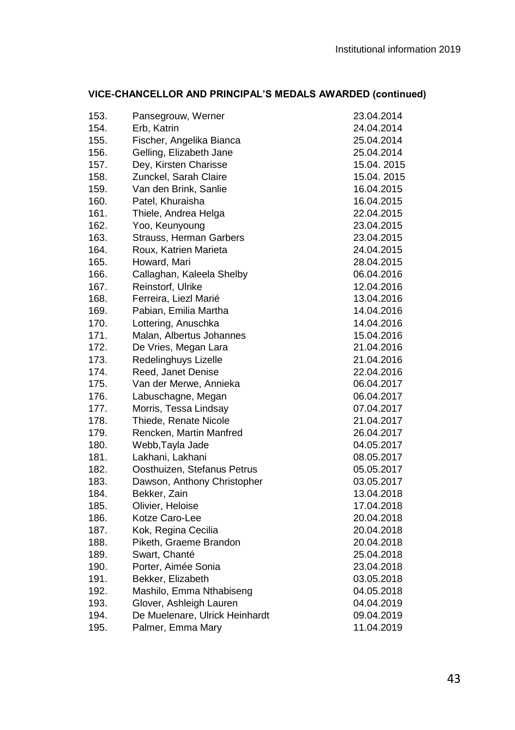### VICE-CHANCELLOR AND PRINCIPAL'S MEDALS AWARDED (continued)

| | | |
|---|---|---|
| 153. | Pansegrouw, Werner | 23.04.2014 |
| 154. | Erb, Katrin | 24.04.2014 |
| 155. | Fischer, Angelika Bianca | 25.04.2014 |
| 156. | Gelling, Elizabeth Jane | 25.04.2014 |
| 157. | Dey, Kirsten Charisse | 15.04. 2015 |
| 158. | Zunckel, Sarah Claire | 15.04. 2015 |
| 159. | Van den Brink, Sanlie | 16.04.2015 |
| 160. | Patel, Khuraisha | 16.04.2015 |
| 161. | Thiele, Andrea Helga | 22.04.2015 |
| 162. | Yoo, Keunyoung | 23.04.2015 |
| 163. | Strauss, Herman Garbers | 23.04.2015 |
| 164. | Roux, Katrien Marieta | 24.04.2015 |
| 165. | Howard, Mari | 28.04.2015 |
| 166. | Callaghan, Kaleela Shelby | 06.04.2016 |
| 167. | Reinstorf, Ulrike | 12.04.2016 |
| 168. | Ferreira, Liezl Marié | 13.04.2016 |
| 169. | Pabian, Emilia Martha | 14.04.2016 |
| 170. | Lottering, Anuschka | 14.04.2016 |
| 171. | Malan, Albertus Johannes | 15.04.2016 |
| 172. | De Vries, Megan Lara | 21.04.2016 |
| 173. | Redelinghuys Lizelle | 21.04.2016 |
| 174. | Reed, Janet Denise | 22.04.2016 |
| 175. | Van der Merwe, Annieka | 06.04.2017 |
| 176. | Labuschagne, Megan | 06.04.2017 |
| 177. | Morris, Tessa Lindsay | 07.04.2017 |
| 178. | Thiede, Renate Nicole | 21.04.2017 |
| 179. | Rencken, Martin Manfred | 26.04.2017 |
| 180. | Webb,Tayla Jade | 04.05.2017 |
| 181. | Lakhani, Lakhani | 08.05.2017 |
| 182. | Oosthuizen, Stefanus Petrus | 05.05.2017 |
| 183. | Dawson, Anthony Christopher | 03.05.2017 |
| 184. | Bekker, Zain | 13.04.2018 |
| 185. | Olivier, Heloise | 17.04.2018 |
| 186. | Kotze Caro-Lee | 20.04.2018 |
| 187. | Kok, Regina Cecilia | 20.04.2018 |
| 188. | Piketh, Graeme Brandon | 20.04.2018 |
| 189. | Swart, Chanté | 25.04.2018 |
| 190. | Porter, Aimée Sonia | 23.04.2018 |
| 191. | Bekker, Elizabeth | 03.05.2018 |
| 192. | Mashilo, Emma Nthabiseng | 04.05.2018 |
| 193. | Glover, Ashleigh Lauren | 04.04.2019 |
| 194. | De Muelenare, Ulrick Heinhardt | 09.04.2019 |
| 195. | Palmer, Emma Mary | 11.04.2019 |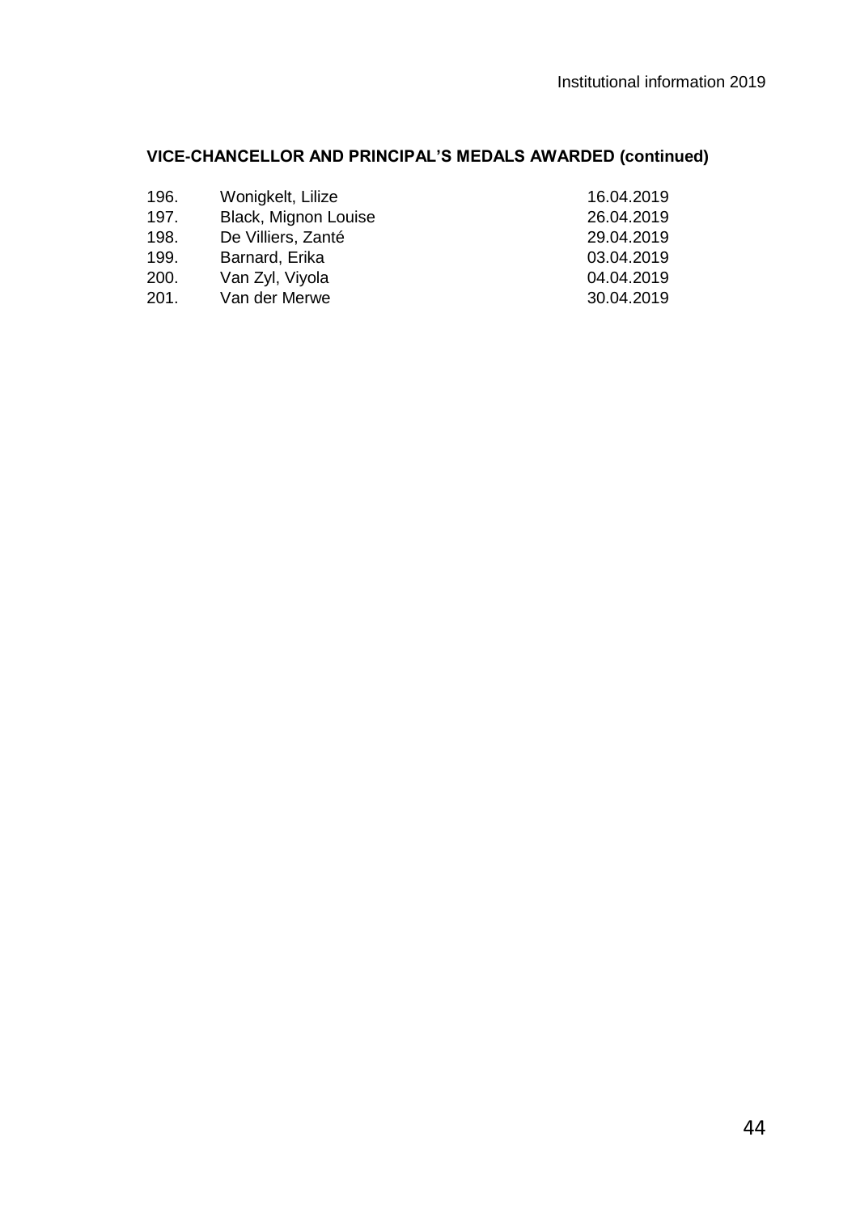### VICE-CHANCELLOR AND PRINCIPAL'S MEDALS AWARDED (continued)

| | | |
|---|---|---|
| 196. | Wonigkelt, Lilize | 16.04.2019 |
| 197. | Black, Mignon Louise | 26.04.2019 |
| 198. | De Villiers, Zanté | 29.04.2019 |
| 199. | Barnard, Erika | 03.04.2019 |
| 200. | Van Zyl, Viyola | 04.04.2019 |
| 201. | Van der Merwe | 30.04.2019 |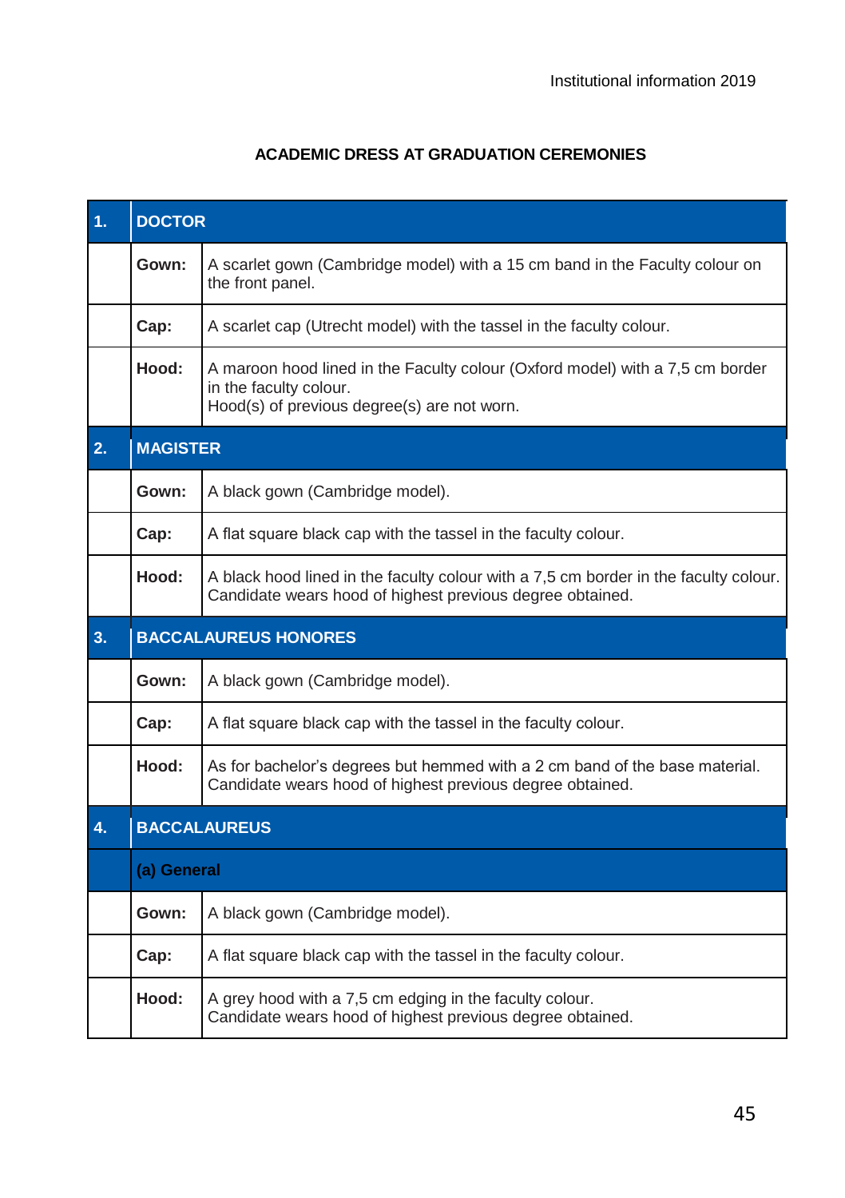## ACADEMIC DRESS AT GRADUATION CEREMONIES

| | | |
|---|---|---|
| **1.** | **DOCTOR** | |
| | **Gown:** | A scarlet gown (Cambridge model) with a 15 cm band in the Faculty colour on the front panel. |
| | **Cap:** | A scarlet cap (Utrecht model) with the tassel in the faculty colour. |
| | **Hood:** | A maroon hood lined in the Faculty colour (Oxford model) with a 7,5 cm border in the faculty colour.<br>Hood(s) of previous degree(s) are not worn. |
| **2.** | **MAGISTER** | |
| | **Gown:** | A black gown (Cambridge model). |
| | **Cap:** | A flat square black cap with the tassel in the faculty colour. |
| | **Hood:** | A black hood lined in the faculty colour with a 7,5 cm border in the faculty colour.<br>Candidate wears hood of highest previous degree obtained. |
| **3.** | **BACCALAUREUS HONORES** | |
| | **Gown:** | A black gown (Cambridge model). |
| | **Cap:** | A flat square black cap with the tassel in the faculty colour. |
| | **Hood:** | As for bachelor's degrees but hemmed with a 2 cm band of the base material.<br>Candidate wears hood of highest previous degree obtained. |
| **4.** | **BACCALAUREUS** | |
| | **(a) General** | |
| | **Gown:** | A black gown (Cambridge model). |
| | **Cap:** | A flat square black cap with the tassel in the faculty colour. |
| | **Hood:** | A grey hood with a 7,5 cm edging in the faculty colour.<br>Candidate wears hood of highest previous degree obtained. |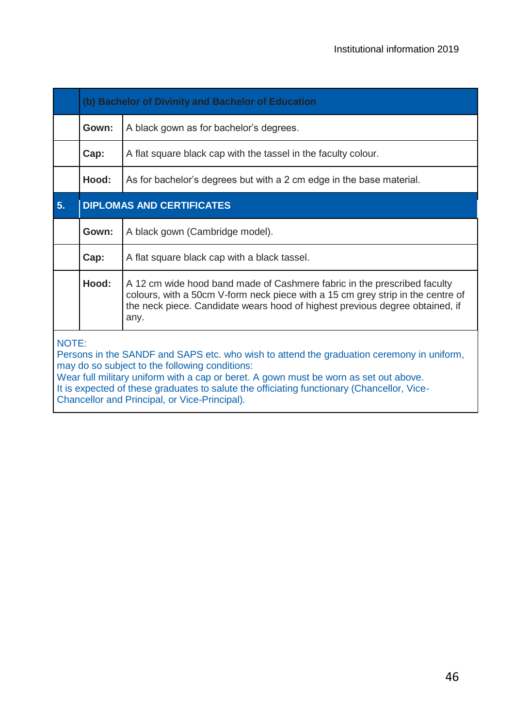| | (b) Bachelor of Divinity and Bachelor of Education | |
|---|---|---|
| | **Gown:** | A black gown as for bachelor's degrees. |
| | **Cap:** | A flat square black cap with the tassel in the faculty colour. |
| | **Hood:** | As for bachelor's degrees but with a 2 cm edge in the base material. |
| **5.** | **DIPLOMAS AND CERTIFICATES** | |
| | **Gown:** | A black gown (Cambridge model). |
| | **Cap:** | A flat square black cap with a black tassel. |
| | **Hood:** | A 12 cm wide hood band made of Cashmere fabric in the prescribed faculty colours, with a 50cm V-form neck piece with a 15 cm grey strip in the centre of the neck piece. Candidate wears hood of highest previous degree obtained, if any. |

NOTE:
Persons in the SANDF and SAPS etc. who wish to attend the graduation ceremony in uniform, may do so subject to the following conditions:
Wear full military uniform with a cap or beret. A gown must be worn as set out above.
It is expected of these graduates to salute the officiating functionary (Chancellor, Vice-Chancellor and Principal, or Vice-Principal).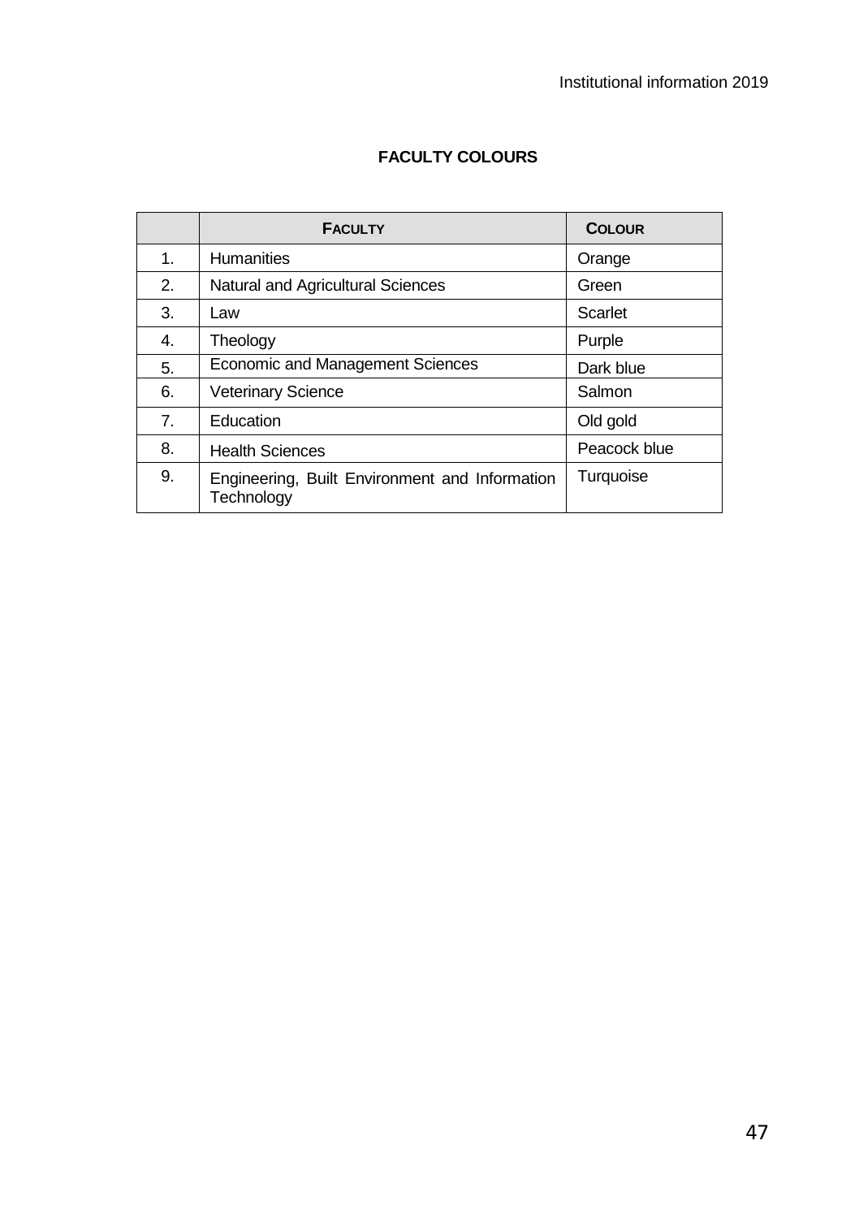## FACULTY COLOURS

| | FACULTY | COLOUR |
|---|---|---|
| 1. | Humanities | Orange |
| 2. | Natural and Agricultural Sciences | Green |
| 3. | Law | Scarlet |
| 4. | Theology | Purple |
| 5. | Economic and Management Sciences | Dark blue |
| 6. | Veterinary Science | Salmon |
| 7. | Education | Old gold |
| 8. | Health Sciences | Peacock blue |
| 9. | Engineering, Built Environment and Information Technology | Turquoise |